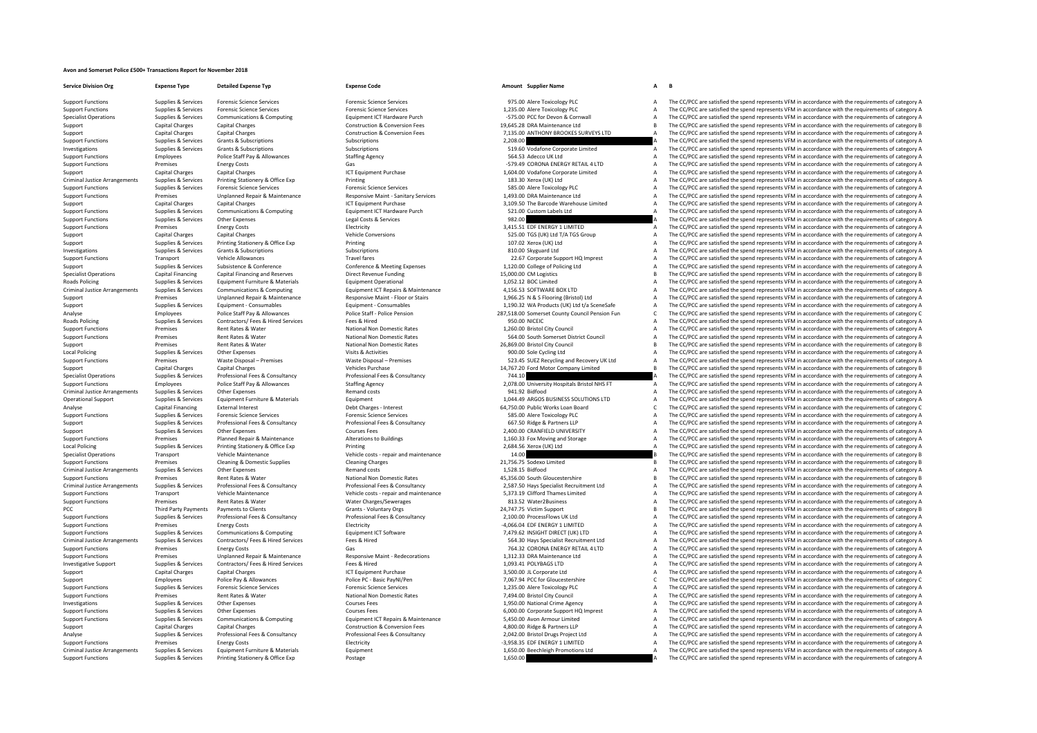# Avon and Somerset Police £500+ Transactions Report for November 2018

| Service Division Org | Expense Type | Detailed Expense Typ | Expense Code | Amount | Supplier Name | A | B |
|---|---|---|---|---|---|---|---|
| Support Functions | Supplies & Services | Forensic Science Services | Forensic Science Services | 975.00 | Alere Toxicology PLC | A | The CC/PCC are satisfied the spend represents VFM in accordance with the requirements of category A |
| Support Functions | Supplies & Services | Forensic Science Services | Forensic Science Services | 1,235.00 | Alere Toxicology PLC | A | The CC/PCC are satisfied the spend represents VFM in accordance with the requirements of category A |
| Specialist Operations | Supplies & Services | Communications & Computing | Equipment ICT Hardware Purch | -575.00 | PCC for Devon & Cornwall | A | The CC/PCC are satisfied the spend represents VFM in accordance with the requirements of category A |
| Support | Capital Charges | Capital Charges | Construction & Conversion Fees | 19,645.28 | DRA Maintenance Ltd | B | The CC/PCC are satisfied the spend represents VFM in accordance with the requirements of category B |
| Support | Capital Charges | Capital Charges | Construction & Conversion Fees | 7,135.00 | ANTHONY BROOKES SURVEYS LTD | A | The CC/PCC are satisfied the spend represents VFM in accordance with the requirements of category A |
| Support Functions | Supplies & Services | Grants & Subscriptions | Subscriptions | 2,208.00 | | A | The CC/PCC are satisfied the spend represents VFM in accordance with the requirements of category A |
| Investigations | Supplies & Services | Grants & Subscriptions | Subscriptions | 519.60 | Vodafone Corporate Limited | A | The CC/PCC are satisfied the spend represents VFM in accordance with the requirements of category A |
| Support Functions | Employees | Police Staff Pay & Allowances | Staffing Agency | 564.53 | Adecco UK Ltd | A | The CC/PCC are satisfied the spend represents VFM in accordance with the requirements of category A |
| Support Functions | Premises | Energy Costs | Gas | -579.49 | CORONA ENERGY RETAIL 4 LTD | A | The CC/PCC are satisfied the spend represents VFM in accordance with the requirements of category A |
| Support | Capital Charges | Capital Charges | ICT Equipment Purchase | 1,604.00 | Vodafone Corporate Limited | A | The CC/PCC are satisfied the spend represents VFM in accordance with the requirements of category A |
| Criminal Justice Arrangements | Supplies & Services | Printing Stationery & Office Exp | Printing | 183.30 | Xerox (UK) Ltd | A | The CC/PCC are satisfied the spend represents VFM in accordance with the requirements of category A |
| Support Functions | Supplies & Services | Forensic Science Services | Forensic Science Services | 585.00 | Alere Toxicology PLC | A | The CC/PCC are satisfied the spend represents VFM in accordance with the requirements of category A |
| Support Functions | Premises | Unplanned Repair & Maintenance | Responsive Maint - Sanitary Services | 1,493.00 | DRA Maintenance Ltd | A | The CC/PCC are satisfied the spend represents VFM in accordance with the requirements of category A |
| Support | Capital Charges | Capital Charges | ICT Equipment Purchase | 3,109.50 | The Barcode Warehouse Limited | A | The CC/PCC are satisfied the spend represents VFM in accordance with the requirements of category A |
| Support Functions | Supplies & Services | Communications & Computing | Equipment ICT Hardware Purch | 521.00 | Custom Labels Ltd | A | The CC/PCC are satisfied the spend represents VFM in accordance with the requirements of category A |
| Support Functions | Supplies & Services | Other Expenses | Legal Costs & Services | 982.00 | | A | The CC/PCC are satisfied the spend represents VFM in accordance with the requirements of category A |
| Support Functions | Premises | Energy Costs | Electricity | 3,415.51 | EDF ENERGY 1 LIMITED | A | The CC/PCC are satisfied the spend represents VFM in accordance with the requirements of category A |
| Support | Capital Charges | Capital Charges | Vehicle Conversions | 525.00 | TGS (UK) Ltd T/A TGS Group | A | The CC/PCC are satisfied the spend represents VFM in accordance with the requirements of category A |
| Support | Supplies & Services | Printing Stationery & Office Exp | Printing | 107.02 | Xerox (UK) Ltd | A | The CC/PCC are satisfied the spend represents VFM in accordance with the requirements of category A |
| Investigations | Supplies & Services | Grants & Subscriptions | Subscriptions | 810.00 | Skyguard Ltd | A | The CC/PCC are satisfied the spend represents VFM in accordance with the requirements of category A |
| Support Functions | Transport | Vehicle Allowances | Travel fares | 22.67 | Corporate Support HQ Imprest | A | The CC/PCC are satisfied the spend represents VFM in accordance with the requirements of category A |
| Support | Supplies & Services | Subsistence & Conference | Conference & Meeting Expenses | 1,120.00 | College of Policing Ltd | A | The CC/PCC are satisfied the spend represents VFM in accordance with the requirements of category A |
| Specialist Operations | Capital Financing | Capital Financing and Reserves | Direct Revenue Funding | 15,000.00 | CM Logistics | B | The CC/PCC are satisfied the spend represents VFM in accordance with the requirements of category B |
| Roads Policing | Supplies & Services | Equipment Furniture & Materials | Equipment Operational | 1,052.12 | BOC Limited | A | The CC/PCC are satisfied the spend represents VFM in accordance with the requirements of category A |
| Criminal Justice Arrangements | Supplies & Services | Communications & Computing | Equipment ICT Repairs & Maintenance | 4,156.53 | SOFTWARE BOX LTD | A | The CC/PCC are satisfied the spend represents VFM in accordance with the requirements of category A |
| Support | Premises | Unplanned Repair & Maintenance | Responsive Maint - Floor or Stairs | 1,966.25 | N & S Flooring (Bristol) Ltd | A | The CC/PCC are satisfied the spend represents VFM in accordance with the requirements of category A |
| Support | Supplies & Services | Equipment - Consumables | Equipment - Consumables | 1,190.32 | WA Products (UK) Ltd t/a SceneSafe | A | The CC/PCC are satisfied the spend represents VFM in accordance with the requirements of category A |
| Analyse | Employees | Police Staff Pay & Allowances | Police Staff - Police Pension | 287,518.00 | Somerset County Council Pension Fun | C | The CC/PCC are satisfied the spend represents VFM in accordance with the requirements of category C |
| Roads Policing | Supplies & Services | Contractors/ Fees & Hired Services | Fees & Hired | 950.00 | NICEIC | A | The CC/PCC are satisfied the spend represents VFM in accordance with the requirements of category A |
| Support Functions | Premises | Rent Rates & Water | National Non Domestic Rates | 1,260.00 | Bristol City Council | A | The CC/PCC are satisfied the spend represents VFM in accordance with the requirements of category A |
| Support Functions | Premises | Rent Rates & Water | National Non Domestic Rates | 564.00 | South Somerset District Council | A | The CC/PCC are satisfied the spend represents VFM in accordance with the requirements of category A |
| Support | Premises | Rent Rates & Water | National Non Domestic Rates | 26,869.00 | Bristol City Council | B | The CC/PCC are satisfied the spend represents VFM in accordance with the requirements of category B |
| Local Policing | Supplies & Services | Other Expenses | Visits & Activities | 900.00 | Sole Cycling Ltd | A | The CC/PCC are satisfied the spend represents VFM in accordance with the requirements of category A |
| Support Functions | Premises | Waste Disposal – Premises | Waste Disposal – Premises | 523.45 | SUEZ Recycling and Recovery UK Ltd | A | The CC/PCC are satisfied the spend represents VFM in accordance with the requirements of category A |
| Support | Capital Charges | Capital Charges | Vehicles Purchase | 14,767.20 | Ford Motor Company Limited | B | The CC/PCC are satisfied the spend represents VFM in accordance with the requirements of category B |
| Specialist Operations | Supplies & Services | Professional Fees & Consultancy | Professional Fees & Consultancy | 744.10 | | A | The CC/PCC are satisfied the spend represents VFM in accordance with the requirements of category A |
| Support Functions | Employees | Police Staff Pay & Allowances | Staffing Agency | 2,078.00 | University Hospitals Bristol NHS FT | A | The CC/PCC are satisfied the spend represents VFM in accordance with the requirements of category A |
| Criminal Justice Arrangements | Supplies & Services | Other Expenses | Remand costs | 941.92 | Bidfood | A | The CC/PCC are satisfied the spend represents VFM in accordance with the requirements of category A |
| Operational Support | Supplies & Services | Equipment Furniture & Materials | Equipment | 1,044.49 | ARGOS BUSINESS SOLUTIONS LTD | A | The CC/PCC are satisfied the spend represents VFM in accordance with the requirements of category A |
| Analyse | Capital Financing | External Interest | Debt Charges - Interest | 64,750.00 | Public Works Loan Board | C | The CC/PCC are satisfied the spend represents VFM in accordance with the requirements of category C |
| Support Functions | Supplies & Services | Forensic Science Services | Forensic Science Services | 585.00 | Alere Toxicology PLC | A | The CC/PCC are satisfied the spend represents VFM in accordance with the requirements of category A |
| Support | Supplies & Services | Professional Fees & Consultancy | Professional Fees & Consultancy | 667.50 | Ridge & Partners LLP | A | The CC/PCC are satisfied the spend represents VFM in accordance with the requirements of category A |
| Support | Supplies & Services | Other Expenses | Courses Fees | 2,400.00 | CRANFIELD UNIVERSITY | A | The CC/PCC are satisfied the spend represents VFM in accordance with the requirements of category A |
| Support Functions | Premises | Planned Repair & Maintenance | Alterations to Buildings | 1,160.33 | Fox Moving and Storage | A | The CC/PCC are satisfied the spend represents VFM in accordance with the requirements of category A |
| Local Policing | Supplies & Services | Printing Stationery & Office Exp | Printing | 2,684.56 | Xerox (UK) Ltd | A | The CC/PCC are satisfied the spend represents VFM in accordance with the requirements of category A |
| Specialist Operations | Transport | Vehicle Maintenance | Vehicle costs - repair and maintenance | 14.00 | | B | The CC/PCC are satisfied the spend represents VFM in accordance with the requirements of category B |
| Support Functions | Premises | Cleaning & Domestic Supplies | Cleaning Charges | 21,756.75 | Sodexo Limited | B | The CC/PCC are satisfied the spend represents VFM in accordance with the requirements of category B |
| Criminal Justice Arrangements | Supplies & Services | Other Expenses | Remand costs | 1,528.15 | Bidfood | A | The CC/PCC are satisfied the spend represents VFM in accordance with the requirements of category A |
| Support Functions | Premises | Rent Rates & Water | National Non Domestic Rates | 45,356.00 | South Gloucestershire | B | The CC/PCC are satisfied the spend represents VFM in accordance with the requirements of category B |
| Criminal Justice Arrangements | Supplies & Services | Professional Fees & Consultancy | Professional Fees & Consultancy | 2,587.50 | Hays Specialist Recruitment Ltd | A | The CC/PCC are satisfied the spend represents VFM in accordance with the requirements of category A |
| Support Functions | Transport | Vehicle Maintenance | Vehicle costs - repair and maintenance | 5,373.19 | Clifford Thames Limited | A | The CC/PCC are satisfied the spend represents VFM in accordance with the requirements of category A |
| Support Functions | Premises | Rent Rates & Water | Water Charges/Sewerages | 813.52 | Water2Business | A | The CC/PCC are satisfied the spend represents VFM in accordance with the requirements of category A |
| PCC | Third Party Payments | Payments to Clients | Grants - Voluntary Orgs | 24,747.75 | Victim Support | B | The CC/PCC are satisfied the spend represents VFM in accordance with the requirements of category B |
| Support Functions | Supplies & Services | Professional Fees & Consultancy | Professional Fees & Consultancy | 2,100.00 | ProcessFlows UK Ltd | A | The CC/PCC are satisfied the spend represents VFM in accordance with the requirements of category A |
| Support Functions | Premises | Energy Costs | Electricity | -4,066.04 | EDF ENERGY 1 LIMITED | A | The CC/PCC are satisfied the spend represents VFM in accordance with the requirements of category A |
| Support Functions | Supplies & Services | Communications & Computing | Equipment ICT Software | 7,479.62 | INSIGHT DIRECT (UK) LTD | A | The CC/PCC are satisfied the spend represents VFM in accordance with the requirements of category A |
| Criminal Justice Arrangements | Supplies & Services | Contractors/ Fees & Hired Services | Fees & Hired | 564.30 | Hays Specialist Recruitment Ltd | A | The CC/PCC are satisfied the spend represents VFM in accordance with the requirements of category A |
| Support Functions | Premises | Energy Costs | Gas | 764.32 | CORONA ENERGY RETAIL 4 LTD | A | The CC/PCC are satisfied the spend represents VFM in accordance with the requirements of category A |
| Support Functions | Premises | Unplanned Repair & Maintenance | Responsive Maint - Redecorations | 1,312.33 | DRA Maintenance Ltd | A | The CC/PCC are satisfied the spend represents VFM in accordance with the requirements of category A |
| Investigative Support | Supplies & Services | Contractors/ Fees & Hired Services | Fees & Hired | 1,093.41 | POLYBAGS LTD | A | The CC/PCC are satisfied the spend represents VFM in accordance with the requirements of category A |
| Support | Capital Charges | Capital Charges | ICT Equipment Purchase | 3,500.00 | JL Corporate Ltd | A | The CC/PCC are satisfied the spend represents VFM in accordance with the requirements of category A |
| Support | Employees | Police Pay & Allowances | Police PC - Basic PayNI/Pen | 7,067.94 | PCC for Gloucestershire | C | The CC/PCC are satisfied the spend represents VFM in accordance with the requirements of category C |
| Support Functions | Supplies & Services | Forensic Science Services | Forensic Science Services | 1,235.00 | Alere Toxicology PLC | A | The CC/PCC are satisfied the spend represents VFM in accordance with the requirements of category A |
| Support Functions | Premises | Rent Rates & Water | National Non Domestic Rates | 7,494.00 | Bristol City Council | A | The CC/PCC are satisfied the spend represents VFM in accordance with the requirements of category A |
| Investigations | Supplies & Services | Other Expenses | Courses Fees | 1,950.00 | National Crime Agency | A | The CC/PCC are satisfied the spend represents VFM in accordance with the requirements of category A |
| Support Functions | Supplies & Services | Other Expenses | Courses Fees | 6,000.00 | Corporate Support HQ Imprest | A | The CC/PCC are satisfied the spend represents VFM in accordance with the requirements of category A |
| Support Functions | Supplies & Services | Communications & Computing | Equipment ICT Repairs & Maintenance | 5,450.00 | Avon Armour Limited | A | The CC/PCC are satisfied the spend represents VFM in accordance with the requirements of category A |
| Support | Capital Charges | Capital Charges | Construction & Conversion Fees | 4,800.00 | Ridge & Partners LLP | A | The CC/PCC are satisfied the spend represents VFM in accordance with the requirements of category A |
| Analyse | Supplies & Services | Professional Fees & Consultancy | Professional Fees & Consultancy | 2,042.00 | Bristol Drugs Project Ltd | A | The CC/PCC are satisfied the spend represents VFM in accordance with the requirements of category A |
| Support Functions | Premises | Energy Costs | Electricity | -3,958.35 | EDF ENERGY 1 LIMITED | A | The CC/PCC are satisfied the spend represents VFM in accordance with the requirements of category A |
| Criminal Justice Arrangements | Supplies & Services | Equipment Furniture & Materials | Equipment | 1,650.00 | Beechleigh Promotions Ltd | A | The CC/PCC are satisfied the spend represents VFM in accordance with the requirements of category A |
| Support Functions | Supplies & Services | Printing Stationery & Office Exp | Postage | 1,650.00 | | A | The CC/PCC are satisfied the spend represents VFM in accordance with the requirements of category A |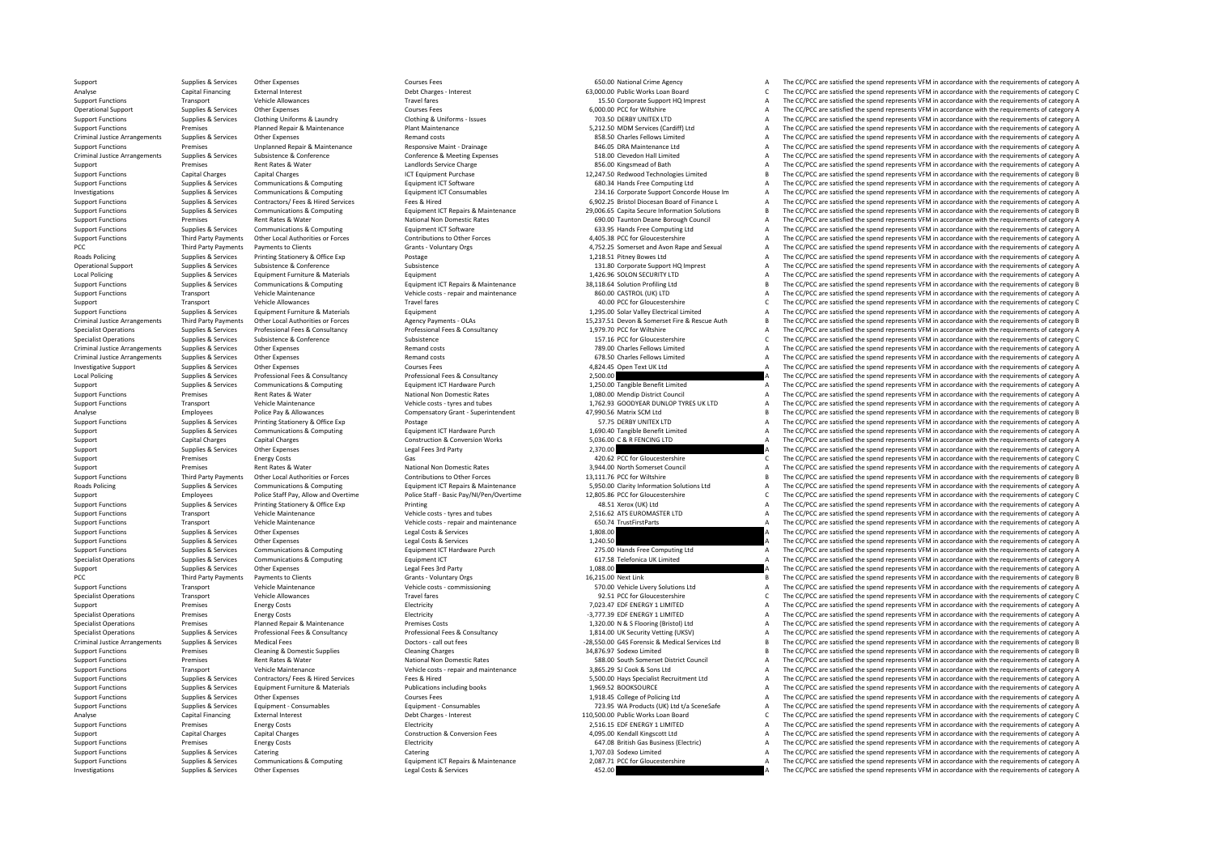| | | | | | | | |
|---|---|---|---|---|---|---|---|
| Support | Supplies & Services | Other Expenses | Courses Fees | 650.00 | National Crime Agency | A | The CC/PCC are satisfied the spend represents VFM in accordance with the requirements of category A |
| Analyse | Capital Financing | External Interest | Debt Charges - Interest | 63,000.00 | Public Works Loan Board | C | The CC/PCC are satisfied the spend represents VFM in accordance with the requirements of category C |
| Support Functions | Transport | Vehicle Allowances | Travel fares | 15.50 | Corporate Support HQ Imprest | A | The CC/PCC are satisfied the spend represents VFM in accordance with the requirements of category A |
| Operational Support | Supplies & Services | Other Expenses | Courses Fees | 6,000.00 | PCC for Wiltshire | A | The CC/PCC are satisfied the spend represents VFM in accordance with the requirements of category A |
| Support Functions | Supplies & Services | Clothing Uniforms & Laundry | Clothing & Uniforms - Issues | 703.50 | DERBY UNITEX LTD | A | The CC/PCC are satisfied the spend represents VFM in accordance with the requirements of category A |
| Support Functions | Premises | Planned Repair & Maintenance | Plant Maintenance | 5,212.50 | MDM Services (Cardiff) Ltd | A | The CC/PCC are satisfied the spend represents VFM in accordance with the requirements of category A |
| Criminal Justice Arrangements | Supplies & Services | Other Expenses | Remand costs | 858.50 | Charles Fellows Limited | A | The CC/PCC are satisfied the spend represents VFM in accordance with the requirements of category A |
| Support Functions | Premises | Unplanned Repair & Maintenance | Responsive Maint - Drainage | 846.05 | DRA Maintenance Ltd | A | The CC/PCC are satisfied the spend represents VFM in accordance with the requirements of category A |
| Criminal Justice Arrangements | Supplies & Services | Subsistence & Conference | Conference & Meeting Expenses | 518.00 | Clevedon Hall Limited | A | The CC/PCC are satisfied the spend represents VFM in accordance with the requirements of category A |
| Support | Premises | Rent Rates & Water | Landlords Service Charge | 856.00 | Kingsmead of Bath | A | The CC/PCC are satisfied the spend represents VFM in accordance with the requirements of category A |
| Support Functions | Capital Charges | Capital Charges | ICT Equipment Purchase | 12,247.50 | Redwood Technologies Limited | B | The CC/PCC are satisfied the spend represents VFM in accordance with the requirements of category B |
| Support Functions | Supplies & Services | Communications & Computing | Equipment ICT Software | 680.34 | Hands Free Computing Ltd | A | The CC/PCC are satisfied the spend represents VFM in accordance with the requirements of category A |
| Investigations | Supplies & Services | Communications & Computing | Equipment ICT Consumables | 234.16 | Corporate Support Concorde House Im | A | The CC/PCC are satisfied the spend represents VFM in accordance with the requirements of category A |
| Support Functions | Supplies & Services | Contractors/ Fees & Hired Services | Fees & Hired | 6,902.25 | Bristol Diocesan Board of Finance L | A | The CC/PCC are satisfied the spend represents VFM in accordance with the requirements of category A |
| Support Functions | Supplies & Services | Communications & Computing | Equipment ICT Repairs & Maintenance | 29,006.65 | Capita Secure Information Solutions | B | The CC/PCC are satisfied the spend represents VFM in accordance with the requirements of category B |
| Support Functions | Premises | Rent Rates & Water | National Non Domestic Rates | 690.00 | Taunton Deane Borough Council | A | The CC/PCC are satisfied the spend represents VFM in accordance with the requirements of category A |
| Support Functions | Supplies & Services | Communications & Computing | Equipment ICT Software | 633.95 | Hands Free Computing Ltd | A | The CC/PCC are satisfied the spend represents VFM in accordance with the requirements of category A |
| Support Functions | Third Party Payments | Other Local Authorities or Forces | Contributions to Other Forces | 4,405.38 | PCC for Gloucestershire | A | The CC/PCC are satisfied the spend represents VFM in accordance with the requirements of category A |
| PCC | Third Party Payments | Payments to Clients | Grants - Voluntary Orgs | 4,752.25 | Somerset and Avon Rape and Sexual | A | The CC/PCC are satisfied the spend represents VFM in accordance with the requirements of category A |
| Roads Policing | Supplies & Services | Printing Stationery & Office Exp | Postage | 1,218.51 | Pitney Bowes Ltd | A | The CC/PCC are satisfied the spend represents VFM in accordance with the requirements of category A |
| Operational Support | Supplies & Services | Subsistence & Conference | Subsistence | 131.80 | Corporate Support HQ Imprest | A | The CC/PCC are satisfied the spend represents VFM in accordance with the requirements of category A |
| Local Policing | Supplies & Services | Equipment Furniture & Materials | Equipment | 1,426.96 | SOLON SECURITY LTD | A | The CC/PCC are satisfied the spend represents VFM in accordance with the requirements of category A |
| Support Functions | Supplies & Services | Communications & Computing | Equipment ICT Repairs & Maintenance | 38,118.64 | Solution Profiling Ltd | B | The CC/PCC are satisfied the spend represents VFM in accordance with the requirements of category B |
| Support Functions | Transport | Vehicle Maintenance | Vehicle costs - repair and maintenance | 860.00 | CASTROL (UK) LTD | A | The CC/PCC are satisfied the spend represents VFM in accordance with the requirements of category A |
| Support | Transport | Vehicle Allowances | Travel fares | 40.00 | PCC for Gloucestershire | C | The CC/PCC are satisfied the spend represents VFM in accordance with the requirements of category C |
| Support Functions | Supplies & Services | Equipment Furniture & Materials | Equipment | 1,295.00 | Solar Valley Electrical Limited | A | The CC/PCC are satisfied the spend represents VFM in accordance with the requirements of category A |
| Criminal Justice Arrangements | Third Party Payments | Other Local Authorities or Forces | Agency Payments - OLAs | 15,237.51 | Devon & Somerset Fire & Rescue Auth | B | The CC/PCC are satisfied the spend represents VFM in accordance with the requirements of category B |
| Specialist Operations | Supplies & Services | Professional Fees & Consultancy | Professional Fees & Consultancy | 1,979.70 | PCC for Wiltshire | A | The CC/PCC are satisfied the spend represents VFM in accordance with the requirements of category A |
| Specialist Operations | Supplies & Services | Subsistence & Conference | Subsistence | 157.16 | PCC for Gloucestershire | C | The CC/PCC are satisfied the spend represents VFM in accordance with the requirements of category C |
| Criminal Justice Arrangements | Supplies & Services | Other Expenses | Remand costs | 789.00 | Charles Fellows Limited | A | The CC/PCC are satisfied the spend represents VFM in accordance with the requirements of category A |
| Criminal Justice Arrangements | Supplies & Services | Other Expenses | Remand costs | 678.50 | Charles Fellows Limited | A | The CC/PCC are satisfied the spend represents VFM in accordance with the requirements of category A |
| Investigative Support | Supplies & Services | Other Expenses | Courses Fees | 4,824.45 | Open Text UK Ltd | A | The CC/PCC are satisfied the spend represents VFM in accordance with the requirements of category A |
| Local Policing | Supplies & Services | Professional Fees & Consultancy | Professional Fees & Consultancy | 2,500.00 | | A | The CC/PCC are satisfied the spend represents VFM in accordance with the requirements of category A |
| Support | Supplies & Services | Communications & Computing | Equipment ICT Hardware Purch | 1,250.00 | Tangible Benefit Limited | A | The CC/PCC are satisfied the spend represents VFM in accordance with the requirements of category A |
| Support Functions | Premises | Rent Rates & Water | National Non Domestic Rates | 1,080.00 | Mendip District Council | A | The CC/PCC are satisfied the spend represents VFM in accordance with the requirements of category A |
| Support Functions | Transport | Vehicle Maintenance | Vehicle costs - tyres and tubes | 1,762.93 | GOODYEAR DUNLOP TYRES UK LTD | A | The CC/PCC are satisfied the spend represents VFM in accordance with the requirements of category A |
| Analyse | Employees | Police Pay & Allowances | Compensatory Grant - Superintendent | 47,990.56 | Matrix SCM Ltd | B | The CC/PCC are satisfied the spend represents VFM in accordance with the requirements of category B |
| Support Functions | Supplies & Services | Printing Stationery & Office Exp | Postage | 57.75 | DERBY UNITEX LTD | A | The CC/PCC are satisfied the spend represents VFM in accordance with the requirements of category A |
| Support | Supplies & Services | Communications & Computing | Equipment ICT Hardware Purch | 1,690.40 | Tangible Benefit Limited | A | The CC/PCC are satisfied the spend represents VFM in accordance with the requirements of category A |
| Support | Capital Charges | Capital Charges | Construction & Conversion Works | 5,036.00 | C & R FENCING LTD | A | The CC/PCC are satisfied the spend represents VFM in accordance with the requirements of category A |
| Support | Supplies & Services | Other Expenses | Legal Fees 3rd Party | 2,370.00 | | A | The CC/PCC are satisfied the spend represents VFM in accordance with the requirements of category A |
| Support | Premises | Energy Costs | Gas | 420.62 | PCC for Gloucestershire | C | The CC/PCC are satisfied the spend represents VFM in accordance with the requirements of category C |
| Support | Premises | Rent Rates & Water | National Non Domestic Rates | 3,944.00 | North Somerset Council | A | The CC/PCC are satisfied the spend represents VFM in accordance with the requirements of category A |
| Support Functions | Third Party Payments | Other Local Authorities or Forces | Contributions to Other Forces | 13,111.76 | PCC for Wiltshire | B | The CC/PCC are satisfied the spend represents VFM in accordance with the requirements of category B |
| Roads Policing | Supplies & Services | Communications & Computing | Equipment ICT Repairs & Maintenance | 5,950.00 | Clarity Information Solutions Ltd | A | The CC/PCC are satisfied the spend represents VFM in accordance with the requirements of category A |
| Support | Employees | Police Staff Pay, Allow and Overtime | Police Staff - Basic Pay/NI/Pen/Overtime | 12,805.86 | PCC for Gloucestershire | C | The CC/PCC are satisfied the spend represents VFM in accordance with the requirements of category C |
| Support Functions | Supplies & Services | Printing Stationery & Office Exp | Printing | 48.51 | Xerox (UK) Ltd | A | The CC/PCC are satisfied the spend represents VFM in accordance with the requirements of category A |
| Support Functions | Transport | Vehicle Maintenance | Vehicle costs - tyres and tubes | 2,516.62 | ATS EUROMASTER LTD | A | The CC/PCC are satisfied the spend represents VFM in accordance with the requirements of category A |
| Support Functions | Transport | Vehicle Maintenance | Vehicle costs - repair and maintenance | 650.74 | TrustFirstParts | A | The CC/PCC are satisfied the spend represents VFM in accordance with the requirements of category A |
| Support Functions | Supplies & Services | Other Expenses | Legal Costs & Services | 1,808.00 | | A | The CC/PCC are satisfied the spend represents VFM in accordance with the requirements of category A |
| Support Functions | Supplies & Services | Other Expenses | Legal Costs & Services | 1,240.50 | | A | The CC/PCC are satisfied the spend represents VFM in accordance with the requirements of category A |
| Support Functions | Supplies & Services | Communications & Computing | Equipment ICT Hardware Purch | 275.00 | Hands Free Computing Ltd | A | The CC/PCC are satisfied the spend represents VFM in accordance with the requirements of category A |
| Specialist Operations | Supplies & Services | Communications & Computing | Equipment ICT | 617.58 | Telefonica UK Limited | A | The CC/PCC are satisfied the spend represents VFM in accordance with the requirements of category A |
| Support | Supplies & Services | Other Expenses | Legal Fees 3rd Party | 1,088.00 | | A | The CC/PCC are satisfied the spend represents VFM in accordance with the requirements of category A |
| PCC | Third Party Payments | Payments to Clients | Grants - Voluntary Orgs | 16,215.00 | Next Link | B | The CC/PCC are satisfied the spend represents VFM in accordance with the requirements of category B |
| Support Functions | Transport | Vehicle Maintenance | Vehicle costs - commissioning | 570.00 | Vehicle Livery Solutions Ltd | A | The CC/PCC are satisfied the spend represents VFM in accordance with the requirements of category A |
| Specialist Operations | Transport | Vehicle Allowances | Travel fares | 92.51 | PCC for Gloucestershire | C | The CC/PCC are satisfied the spend represents VFM in accordance with the requirements of category C |
| Support | Premises | Energy Costs | Electricity | 7,023.47 | EDF ENERGY 1 LIMITED | A | The CC/PCC are satisfied the spend represents VFM in accordance with the requirements of category A |
| Specialist Operations | Premises | Energy Costs | Electricity | -3,777.39 | EDF ENERGY 1 LIMITED | A | The CC/PCC are satisfied the spend represents VFM in accordance with the requirements of category A |
| Specialist Operations | Premises | Planned Repair & Maintenance | Premises Costs | 1,320.00 | N & S Flooring (Bristol) Ltd | A | The CC/PCC are satisfied the spend represents VFM in accordance with the requirements of category A |
| Specialist Operations | Supplies & Services | Professional Fees & Consultancy | Professional Fees & Consultancy | 1,814.00 | UK Security Vetting (UKSV) | A | The CC/PCC are satisfied the spend represents VFM in accordance with the requirements of category A |
| Criminal Justice Arrangements | Supplies & Services | Medical Fees | Doctors - call out fees | -28,550.00 | G4S Forensic & Medical Services Ltd | B | The CC/PCC are satisfied the spend represents VFM in accordance with the requirements of category B |
| Support Functions | Premises | Cleaning & Domestic Supplies | Cleaning Charges | 34,876.97 | Sodexo Limited | B | The CC/PCC are satisfied the spend represents VFM in accordance with the requirements of category B |
| Support Functions | Premises | Rent Rates & Water | National Non Domestic Rates | 588.00 | South Somerset District Council | A | The CC/PCC are satisfied the spend represents VFM in accordance with the requirements of category A |
| Support Functions | Transport | Vehicle Maintenance | Vehicle costs - repair and maintenance | 3,865.29 | SJ Cook & Sons Ltd | A | The CC/PCC are satisfied the spend represents VFM in accordance with the requirements of category A |
| Support Functions | Supplies & Services | Contractors/ Fees & Hired Services | Fees & Hired | 5,500.00 | Hays Specialist Recruitment Ltd | A | The CC/PCC are satisfied the spend represents VFM in accordance with the requirements of category A |
| Support Functions | Supplies & Services | Equipment Furniture & Materials | Publications including books | 1,969.52 | BOOKSOURCE | A | The CC/PCC are satisfied the spend represents VFM in accordance with the requirements of category A |
| Support Functions | Supplies & Services | Other Expenses | Courses Fees | 1,918.45 | College of Policing Ltd | A | The CC/PCC are satisfied the spend represents VFM in accordance with the requirements of category A |
| Support Functions | Supplies & Services | Equipment - Consumables | Equipment - Consumables | 723.95 | WA Products (UK) Ltd t/a SceneSafe | A | The CC/PCC are satisfied the spend represents VFM in accordance with the requirements of category A |
| Analyse | Capital Financing | External Interest | Debt Charges - Interest | 110,500.00 | Public Works Loan Board | C | The CC/PCC are satisfied the spend represents VFM in accordance with the requirements of category C |
| Support Functions | Premises | Energy Costs | Electricity | 2,516.15 | EDF ENERGY 1 LIMITED | A | The CC/PCC are satisfied the spend represents VFM in accordance with the requirements of category A |
| Support | Capital Charges | Capital Charges | Construction & Conversion Fees | 4,095.00 | Kendall Kingscott Ltd | A | The CC/PCC are satisfied the spend represents VFM in accordance with the requirements of category A |
| Support Functions | Premises | Energy Costs | Electricity | 647.08 | British Gas Business (Electric) | A | The CC/PCC are satisfied the spend represents VFM in accordance with the requirements of category A |
| Support Functions | Supplies & Services | Catering | Catering | 1,707.03 | Sodexo Limited | A | The CC/PCC are satisfied the spend represents VFM in accordance with the requirements of category A |
| Support Functions | Supplies & Services | Communications & Computing | Equipment ICT Repairs & Maintenance | 2,087.71 | PCC for Gloucestershire | A | The CC/PCC are satisfied the spend represents VFM in accordance with the requirements of category A |
| Investigations | Supplies & Services | Other Expenses | Legal Costs & Services | 452.00 | | A | The CC/PCC are satisfied the spend represents VFM in accordance with the requirements of category A |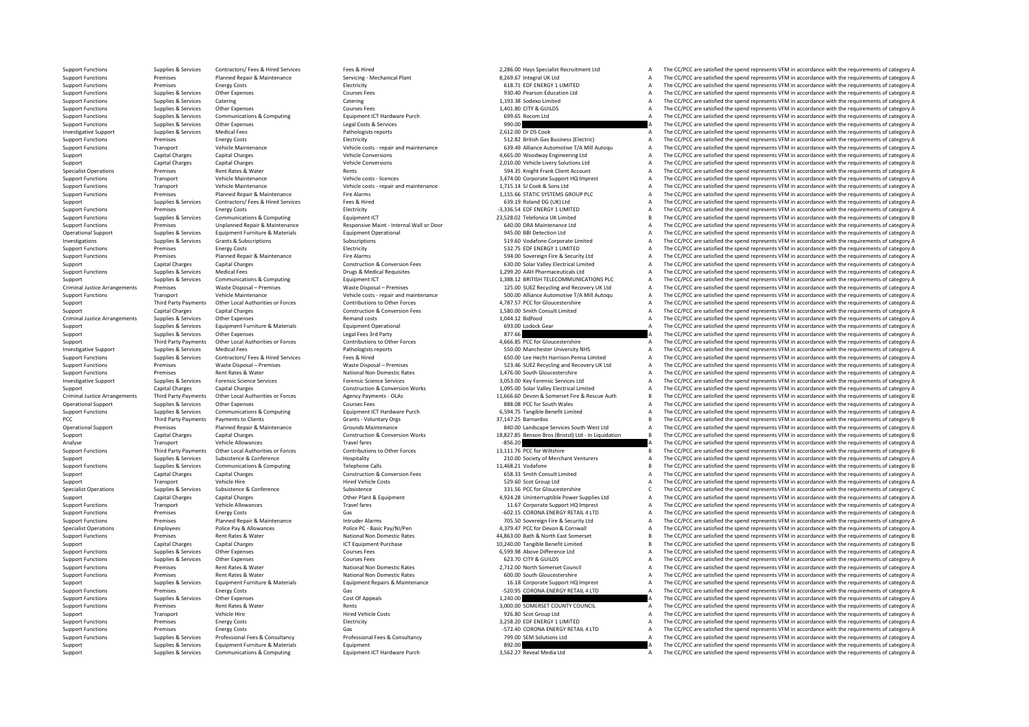| | | | | | | |
|---|---|---|---|---|---|---|
| Support Functions | Supplies & Services | Contractors/ Fees & Hired Services | Fees & Hired | 2,286.00 | Hays Specialist Recruitment Ltd | A | The CC/PCC are satisfied the spend represents VFM in accordance with the requirements of category A |
| Support Functions | Premises | Planned Repair & Maintenance | Servicing - Mechanical Plant | 8,269.67 | Integral UK Ltd | A | The CC/PCC are satisfied the spend represents VFM in accordance with the requirements of category A |
| Support Functions | Premises | Energy Costs | Electricity | 618.71 | EDF ENERGY 1 LIMITED | A | The CC/PCC are satisfied the spend represents VFM in accordance with the requirements of category A |
| Support Functions | Supplies & Services | Other Expenses | Courses Fees | 930.40 | Pearson Education Ltd | A | The CC/PCC are satisfied the spend represents VFM in accordance with the requirements of category A |
| Support Functions | Supplies & Services | Catering | Catering | 1,193.38 | Sodexo Limited | A | The CC/PCC are satisfied the spend represents VFM in accordance with the requirements of category A |
| Support Functions | Supplies & Services | Other Expenses | Courses Fees | 1,401.80 | CITY & GUILDS | A | The CC/PCC are satisfied the spend represents VFM in accordance with the requirements of category A |
| Support Functions | Supplies & Services | Communications & Computing | Equipment ICT Hardware Purch | 699.65 | Rocom Ltd | A | The CC/PCC are satisfied the spend represents VFM in accordance with the requirements of category A |
| Support Functions | Supplies & Services | Other Expenses | Legal Costs & Services | 990.00 | | A | The CC/PCC are satisfied the spend represents VFM in accordance with the requirements of category A |
| Investigative Support | Supplies & Services | Medical Fees | Pathologists reports | 2,612.00 | Dr DS Cook | A | The CC/PCC are satisfied the spend represents VFM in accordance with the requirements of category A |
| Support Functions | Premises | Energy Costs | Electricity | 512.82 | British Gas Business (Electric) | A | The CC/PCC are satisfied the spend represents VFM in accordance with the requirements of category A |
| Support Functions | Transport | Vehicle Maintenance | Vehicle costs - repair and maintenance | 639.49 | Alliance Automotive T/A Mill Autoqu | A | The CC/PCC are satisfied the spend represents VFM in accordance with the requirements of category A |
| Support | Capital Charges | Capital Charges | Vehicle Conversions | 4,665.00 | Woodway Engineering Ltd | A | The CC/PCC are satisfied the spend represents VFM in accordance with the requirements of category A |
| Support | Capital Charges | Capital Charges | Vehicle Conversions | 2,010.00 | Vehicle Livery Solutions Ltd | A | The CC/PCC are satisfied the spend represents VFM in accordance with the requirements of category A |
| Specialist Operations | Premises | Rent Rates & Water | Rents | 594.35 | Knight Frank Client Account | A | The CC/PCC are satisfied the spend represents VFM in accordance with the requirements of category A |
| Support Functions | Transport | Vehicle Maintenance | Vehicle costs - licences | 3,474.00 | Corporate Support HQ Imprest | A | The CC/PCC are satisfied the spend represents VFM in accordance with the requirements of category A |
| Support Functions | Transport | Vehicle Maintenance | Vehicle costs - repair and maintenance | 1,715.14 | SJ Cook & Sons Ltd | A | The CC/PCC are satisfied the spend represents VFM in accordance with the requirements of category A |
| Support Functions | Premises | Planned Repair & Maintenance | Fire Alarms | 1,155.66 | STATIC SYSTEMS GROUP PLC | A | The CC/PCC are satisfied the spend represents VFM in accordance with the requirements of category A |
| Support | Supplies & Services | Contractors/ Fees & Hired Services | Fees & Hired | 639.19 | Roland DG (UK) Ltd | A | The CC/PCC are satisfied the spend represents VFM in accordance with the requirements of category A |
| Support Functions | Premises | Energy Costs | Electricity | -3,336.54 | EDF ENERGY 1 LIMITED | A | The CC/PCC are satisfied the spend represents VFM in accordance with the requirements of category A |
| Support Functions | Supplies & Services | Communications & Computing | Equipment ICT | 23,528.02 | Telefonica UK Limited | B | The CC/PCC are satisfied the spend represents VFM in accordance with the requirements of category B |
| Support Functions | Premises | Unplanned Repair & Maintenance | Responsive Maint - Internal Wall or Door | 640.00 | DRA Maintenance Ltd | A | The CC/PCC are satisfied the spend represents VFM in accordance with the requirements of category A |
| Operational Support | Supplies & Services | Equipment Furniture & Materials | Equipment Operational | 945.00 | BBI Detection Ltd | A | The CC/PCC are satisfied the spend represents VFM in accordance with the requirements of category A |
| Investigations | Supplies & Services | Grants & Subscriptions | Subscriptions | 519.60 | Vodafone Corporate Limited | A | The CC/PCC are satisfied the spend represents VFM in accordance with the requirements of category A |
| Support Functions | Premises | Energy Costs | Electricity | 532.75 | EDF ENERGY 1 LIMITED | A | The CC/PCC are satisfied the spend represents VFM in accordance with the requirements of category A |
| Support Functions | Premises | Planned Repair & Maintenance | Fire Alarms | 594.00 | Sovereign Fire & Security Ltd | A | The CC/PCC are satisfied the spend represents VFM in accordance with the requirements of category A |
| Support | Capital Charges | Capital Charges | Construction & Conversion Fees | 630.00 | Solar Valley Electrical Limited | A | The CC/PCC are satisfied the spend represents VFM in accordance with the requirements of category A |
| Support Functions | Supplies & Services | Medical Fees | Drugs & Medical Requisites | 1,299.20 | AAH Pharmaceuticals Ltd | A | The CC/PCC are satisfied the spend represents VFM in accordance with the requirements of category A |
| Support | Supplies & Services | Communications & Computing | Equipment ICT | 1,388.12 | BRITISH TELECOMMUNICATIONS PLC | A | The CC/PCC are satisfied the spend represents VFM in accordance with the requirements of category A |
| Criminal Justice Arrangements | Premises | Waste Disposal – Premises | Waste Disposal – Premises | 125.00 | SUEZ Recycling and Recovery UK Ltd | A | The CC/PCC are satisfied the spend represents VFM in accordance with the requirements of category A |
| Support Functions | Transport | Vehicle Maintenance | Vehicle costs - repair and maintenance | 500.00 | Alliance Automotive T/A Mill Autoqu | A | The CC/PCC are satisfied the spend represents VFM in accordance with the requirements of category A |
| Support | Third Party Payments | Other Local Authorities or Forces | Contributions to Other Forces | 4,787.57 | PCC for Gloucestershire | A | The CC/PCC are satisfied the spend represents VFM in accordance with the requirements of category A |
| Support | Capital Charges | Capital Charges | Construction & Conversion Fees | 1,580.00 | Smith Consult Limited | A | The CC/PCC are satisfied the spend represents VFM in accordance with the requirements of category A |
| Criminal Justice Arrangements | Supplies & Services | Other Expenses | Remand costs | 1,044.12 | Bidfood | A | The CC/PCC are satisfied the spend represents VFM in accordance with the requirements of category A |
| Support | Supplies & Services | Equipment Furniture & Materials | Equipment Operational | 693.00 | Lodeck Gear | A | The CC/PCC are satisfied the spend represents VFM in accordance with the requirements of category A |
| Support | Supplies & Services | Other Expenses | Legal Fees 3rd Party | 877.66 | | A | The CC/PCC are satisfied the spend represents VFM in accordance with the requirements of category A |
| Support | Third Party Payments | Other Local Authorities or Forces | Contributions to Other Forces | 4,666.85 | PCC for Gloucestershire | A | The CC/PCC are satisfied the spend represents VFM in accordance with the requirements of category A |
| Investigative Support | Supplies & Services | Medical Fees | Pathologists reports | 550.00 | Manchester University NHS | A | The CC/PCC are satisfied the spend represents VFM in accordance with the requirements of category A |
| Support Functions | Supplies & Services | Contractors/ Fees & Hired Services | Fees & Hired | 650.00 | Lee Hecht Harrison Penna Limited | A | The CC/PCC are satisfied the spend represents VFM in accordance with the requirements of category A |
| Support Functions | Premises | Waste Disposal – Premises | Waste Disposal – Premises | 523.46 | SUEZ Recycling and Recovery UK Ltd | A | The CC/PCC are satisfied the spend represents VFM in accordance with the requirements of category A |
| Support Functions | Premises | Rent Rates & Water | National Non Domestic Rates | 1,476.00 | South Gloucestershire | A | The CC/PCC are satisfied the spend represents VFM in accordance with the requirements of category A |
| Investigative Support | Supplies & Services | Forensic Science Services | Forensic Science Services | 3,053.00 | Key Forensic Services Ltd | A | The CC/PCC are satisfied the spend represents VFM in accordance with the requirements of category A |
| Support | Capital Charges | Capital Charges | Construction & Conversion Works | 1,095.00 | Solar Valley Electrical Limited | A | The CC/PCC are satisfied the spend represents VFM in accordance with the requirements of category A |
| Criminal Justice Arrangements | Third Party Payments | Other Local Authorities or Forces | Agency Payments - OLAs | 11,666.60 | Devon & Somerset Fire & Rescue Auth | B | The CC/PCC are satisfied the spend represents VFM in accordance with the requirements of category B |
| Operational Support | Supplies & Services | Other Expenses | Courses Fees | 888.08 | PCC for South Wales | A | The CC/PCC are satisfied the spend represents VFM in accordance with the requirements of category A |
| Support Functions | Supplies & Services | Communications & Computing | Equipment ICT Hardware Purch | 6,594.75 | Tangible Benefit Limited | A | The CC/PCC are satisfied the spend represents VFM in accordance with the requirements of category A |
| PCC | Third Party Payments | Payments to Clients | Grants - Voluntary Orgs | 37,147.25 | Barnardos | B | The CC/PCC are satisfied the spend represents VFM in accordance with the requirements of category B |
| Operational Support | Premises | Planned Repair & Maintenance | Grounds Maintenance | 840.00 | Landscape Services South West Ltd | A | The CC/PCC are satisfied the spend represents VFM in accordance with the requirements of category A |
| Support | Capital Charges | Capital Charges | Construction & Conversion Works | 18,827.85 | Benson Bros (Bristol) Ltd - In Liquidation | B | The CC/PCC are satisfied the spend represents VFM in accordance with the requirements of category B |
| Analyse | Transport | Vehicle Allowances | Travel fares | -856.20 | | A | The CC/PCC are satisfied the spend represents VFM in accordance with the requirements of category A |
| Support Functions | Third Party Payments | Other Local Authorities or Forces | Contributions to Other Forces | 13,111.76 | PCC for Wiltshire | B | The CC/PCC are satisfied the spend represents VFM in accordance with the requirements of category B |
| Support | Supplies & Services | Subsistence & Conference | Hospitality | 210.00 | Society of Merchant Venturers | A | The CC/PCC are satisfied the spend represents VFM in accordance with the requirements of category A |
| Support Functions | Supplies & Services | Communications & Computing | Telephone Calls | 11,468.21 | Vodafone | B | The CC/PCC are satisfied the spend represents VFM in accordance with the requirements of category B |
| Support | Capital Charges | Capital Charges | Construction & Conversion Fees | 658.33 | Smith Consult Limited | A | The CC/PCC are satisfied the spend represents VFM in accordance with the requirements of category A |
| Support | Transport | Vehicle Hire | Hired Vehicle Costs | 529.60 | Scot Group Ltd | A | The CC/PCC are satisfied the spend represents VFM in accordance with the requirements of category A |
| Specialist Operations | Supplies & Services | Subsistence & Conference | Subsistence | 331.56 | PCC for Gloucestershire | C | The CC/PCC are satisfied the spend represents VFM in accordance with the requirements of category C |
| Support | Capital Charges | Capital Charges | Other Plant & Equipment | 4,924.28 | Uninterruptible Power Supplies Ltd | A | The CC/PCC are satisfied the spend represents VFM in accordance with the requirements of category A |
| Support Functions | Transport | Vehicle Allowances | Travel fares | 11.67 | Corporate Support HQ Imprest | A | The CC/PCC are satisfied the spend represents VFM in accordance with the requirements of category A |
| Support Functions | Premises | Energy Costs | Gas | -602.15 | CORONA ENERGY RETAIL 4 LTD | A | The CC/PCC are satisfied the spend represents VFM in accordance with the requirements of category A |
| Support Functions | Premises | Planned Repair & Maintenance | Intruder Alarms | 705.50 | Sovereign Fire & Security Ltd | A | The CC/PCC are satisfied the spend represents VFM in accordance with the requirements of category A |
| Specialist Operations | Employees | Police Pay & Allowances | Police PC - Basic Pay/NI/Pen | 4,379.47 | PCC for Devon & Cornwall | A | The CC/PCC are satisfied the spend represents VFM in accordance with the requirements of category A |
| Support Functions | Premises | Rent Rates & Water | National Non Domestic Rates | 44,863.00 | Bath & North East Somerset | B | The CC/PCC are satisfied the spend represents VFM in accordance with the requirements of category B |
| Support | Capital Charges | Capital Charges | ICT Equipment Purchase | 10,240.00 | Tangible Benefit Limited | B | The CC/PCC are satisfied the spend represents VFM in accordance with the requirements of category B |
| Support Functions | Supplies & Services | Other Expenses | Courses Fees | 6,599.98 | Above Difference Ltd | A | The CC/PCC are satisfied the spend represents VFM in accordance with the requirements of category A |
| Support Functions | Supplies & Services | Other Expenses | Courses Fees | 623.70 | CITY & GUILDS | A | The CC/PCC are satisfied the spend represents VFM in accordance with the requirements of category A |
| Support Functions | Premises | Rent Rates & Water | National Non Domestic Rates | 2,712.00 | North Somerset Council | A | The CC/PCC are satisfied the spend represents VFM in accordance with the requirements of category A |
| Support Functions | Premises | Rent Rates & Water | National Non Domestic Rates | 600.00 | South Gloucestershire | A | The CC/PCC are satisfied the spend represents VFM in accordance with the requirements of category A |
| Support | Supplies & Services | Equipment Furniture & Materials | Equipment Repairs & Maintenance | 16.18 | Corporate Support HQ Imprest | A | The CC/PCC are satisfied the spend represents VFM in accordance with the requirements of category A |
| Support Functions | Premises | Energy Costs | Gas | -520.95 | CORONA ENERGY RETAIL 4 LTD | A | The CC/PCC are satisfied the spend represents VFM in accordance with the requirements of category A |
| Support Functions | Supplies & Services | Other Expenses | Cost Of Appeals | 1,240.00 | | A | The CC/PCC are satisfied the spend represents VFM in accordance with the requirements of category A |
| Support Functions | Premises | Rent Rates & Water | Rents | 3,000.00 | SOMERSET COUNTY COUNCIL | A | The CC/PCC are satisfied the spend represents VFM in accordance with the requirements of category A |
| Support | Transport | Vehicle Hire | Hired Vehicle Costs | 926.80 | Scot Group Ltd | A | The CC/PCC are satisfied the spend represents VFM in accordance with the requirements of category A |
| Support Functions | Premises | Energy Costs | Electricity | 3,258.20 | EDF ENERGY 1 LIMITED | A | The CC/PCC are satisfied the spend represents VFM in accordance with the requirements of category A |
| Support Functions | Premises | Energy Costs | Gas | -572.40 | CORONA ENERGY RETAIL 4 LTD | A | The CC/PCC are satisfied the spend represents VFM in accordance with the requirements of category A |
| Support Functions | Supplies & Services | Professional Fees & Consultancy | Professional Fees & Consultancy | 799.00 | SEM Solutions Ltd | A | The CC/PCC are satisfied the spend represents VFM in accordance with the requirements of category A |
| Support | Supplies & Services | Equipment Furniture & Materials | Equipment | 892.00 | | A | The CC/PCC are satisfied the spend represents VFM in accordance with the requirements of category A |
| Support | Supplies & Services | Communications & Computing | Equipment ICT Hardware Purch | 3,562.27 | Reveal Media Ltd | A | The CC/PCC are satisfied the spend represents VFM in accordance with the requirements of category A |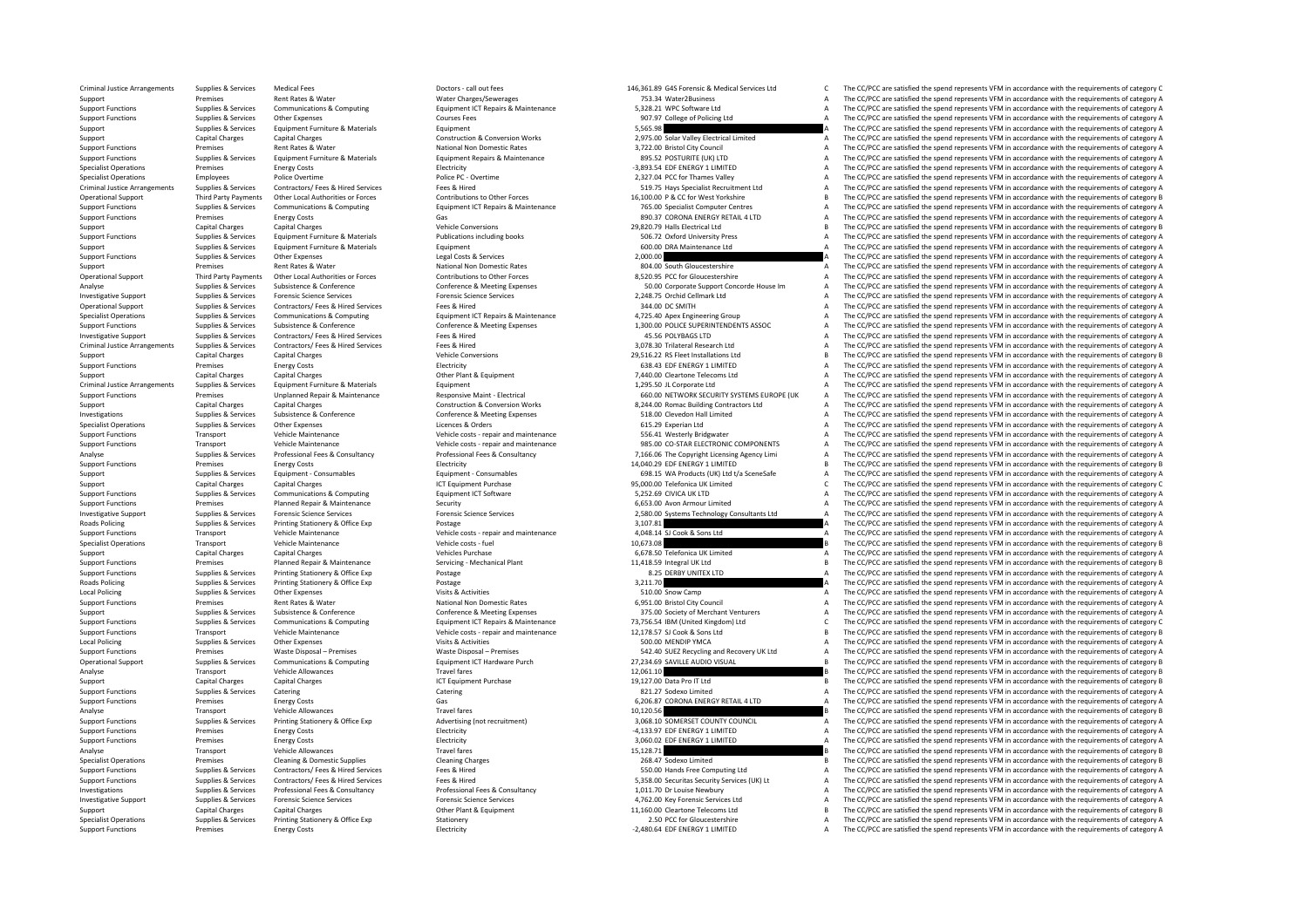| | | | | | | | |
|---|---|---|---|---|---|---|---|
| Criminal Justice Arrangements | Supplies & Services | Medical Fees | Doctors - call out fees | 146,361.89 | G4S Forensic & Medical Services Ltd | C | The CC/PCC are satisfied the spend represents VFM in accordance with the requirements of category C |
| Support | Premises | Rent Rates & Water | Water Charges/Sewerages | 753.34 | Water2Business | A | The CC/PCC are satisfied the spend represents VFM in accordance with the requirements of category A |
| Support Functions | Supplies & Services | Communications & Computing | Equipment ICT Repairs & Maintenance | 5,328.21 | WPC Software Ltd | A | The CC/PCC are satisfied the spend represents VFM in accordance with the requirements of category A |
| Support Functions | Supplies & Services | Other Expenses | Courses Fees | 907.97 | College of Policing Ltd | A | The CC/PCC are satisfied the spend represents VFM in accordance with the requirements of category A |
| Support | Supplies & Services | Equipment Furniture & Materials | Equipment | 5,565.98 | | A | The CC/PCC are satisfied the spend represents VFM in accordance with the requirements of category A |
| Support | Capital Charges | Capital Charges | Construction & Conversion Works | 2,975.00 | Solar Valley Electrical Limited | A | The CC/PCC are satisfied the spend represents VFM in accordance with the requirements of category A |
| Support Functions | Premises | Rent Rates & Water | National Non Domestic Rates | 3,722.00 | Bristol City Council | A | The CC/PCC are satisfied the spend represents VFM in accordance with the requirements of category A |
| Support Functions | Supplies & Services | Equipment Furniture & Materials | Equipment Repairs & Maintenance | 895.52 | POSTURITE (UK) LTD | A | The CC/PCC are satisfied the spend represents VFM in accordance with the requirements of category A |
| Specialist Operations | Premises | Energy Costs | Electricity | -3,893.54 | EDF ENERGY 1 LIMITED | A | The CC/PCC are satisfied the spend represents VFM in accordance with the requirements of category A |
| Specialist Operations | Employees | Police Overtime | Police PC - Overtime | 2,327.04 | PCC for Thames Valley | A | The CC/PCC are satisfied the spend represents VFM in accordance with the requirements of category A |
| Criminal Justice Arrangements | Supplies & Services | Contractors/ Fees & Hired Services | Fees & Hired | 519.75 | Hays Specialist Recruitment Ltd | A | The CC/PCC are satisfied the spend represents VFM in accordance with the requirements of category A |
| Operational Support | Third Party Payments | Other Local Authorities or Forces | Contributions to Other Forces | 16,100.00 | P & CC for West Yorkshire | B | The CC/PCC are satisfied the spend represents VFM in accordance with the requirements of category B |
| Support Functions | Supplies & Services | Communications & Computing | Equipment ICT Repairs & Maintenance | 765.00 | Specialist Computer Centres | A | The CC/PCC are satisfied the spend represents VFM in accordance with the requirements of category A |
| Support Functions | Premises | Energy Costs | Gas | 890.37 | CORONA ENERGY RETAIL 4 LTD | A | The CC/PCC are satisfied the spend represents VFM in accordance with the requirements of category A |
| Support | Capital Charges | Capital Charges | Vehicle Conversions | 29,820.79 | Halls Electrical Ltd | B | The CC/PCC are satisfied the spend represents VFM in accordance with the requirements of category B |
| Support Functions | Supplies & Services | Equipment Furniture & Materials | Publications including books | 506.72 | Oxford University Press | A | The CC/PCC are satisfied the spend represents VFM in accordance with the requirements of category A |
| Support | Supplies & Services | Equipment Furniture & Materials | Equipment | 600.00 | DRA Maintenance Ltd | A | The CC/PCC are satisfied the spend represents VFM in accordance with the requirements of category A |
| Support Functions | Supplies & Services | Other Expenses | Legal Costs & Services | 2,000.00 | | A | The CC/PCC are satisfied the spend represents VFM in accordance with the requirements of category A |
| Support | Premises | Rent Rates & Water | National Non Domestic Rates | 804.00 | South Gloucestershire | A | The CC/PCC are satisfied the spend represents VFM in accordance with the requirements of category A |
| Operational Support | Third Party Payments | Other Local Authorities or Forces | Contributions to Other Forces | 8,520.95 | PCC for Gloucestershire | A | The CC/PCC are satisfied the spend represents VFM in accordance with the requirements of category A |
| Analyse | Supplies & Services | Subsistence & Conference | Conference & Meeting Expenses | 50.00 | Corporate Support Concorde House Im | A | The CC/PCC are satisfied the spend represents VFM in accordance with the requirements of category A |
| Investigative Support | Supplies & Services | Forensic Science Services | Forensic Science Services | 2,248.75 | Orchid Cellmark Ltd | A | The CC/PCC are satisfied the spend represents VFM in accordance with the requirements of category A |
| Operational Support | Supplies & Services | Contractors/ Fees & Hired Services | Fees & Hired | 344.00 | DC SMITH | A | The CC/PCC are satisfied the spend represents VFM in accordance with the requirements of category A |
| Specialist Operations | Supplies & Services | Communications & Computing | Equipment ICT Repairs & Maintenance | 4,725.40 | Apex Engineering Group | A | The CC/PCC are satisfied the spend represents VFM in accordance with the requirements of category A |
| Support Functions | Supplies & Services | Subsistence & Conference | Conference & Meeting Expenses | 1,300.00 | POLICE SUPERINTENDENTS ASSOC | A | The CC/PCC are satisfied the spend represents VFM in accordance with the requirements of category A |
| Investigative Support | Supplies & Services | Contractors/ Fees & Hired Services | Fees & Hired | 45.56 | POLYBAGS LTD | A | The CC/PCC are satisfied the spend represents VFM in accordance with the requirements of category A |
| Criminal Justice Arrangements | Supplies & Services | Contractors/ Fees & Hired Services | Fees & Hired | 3,078.30 | Trilateral Research Ltd | A | The CC/PCC are satisfied the spend represents VFM in accordance with the requirements of category A |
| Support | Capital Charges | Capital Charges | Vehicle Conversions | 29,516.22 | RS Fleet Installations Ltd | B | The CC/PCC are satisfied the spend represents VFM in accordance with the requirements of category B |
| Support Functions | Premises | Energy Costs | Electricity | 638.43 | EDF ENERGY 1 LIMITED | A | The CC/PCC are satisfied the spend represents VFM in accordance with the requirements of category A |
| Support | Capital Charges | Capital Charges | Other Plant & Equipment | 7,440.00 | Cleartone Telecoms Ltd | A | The CC/PCC are satisfied the spend represents VFM in accordance with the requirements of category A |
| Criminal Justice Arrangements | Supplies & Services | Equipment Furniture & Materials | Equipment | 1,295.50 | JL Corporate Ltd | A | The CC/PCC are satisfied the spend represents VFM in accordance with the requirements of category A |
| Support Functions | Premises | Unplanned Repair & Maintenance | Responsive Maint - Electrical | 660.00 | NETWORK SECURITY SYSTEMS EUROPE (UK | A | The CC/PCC are satisfied the spend represents VFM in accordance with the requirements of category A |
| Support | Capital Charges | Capital Charges | Construction & Conversion Works | 8,244.00 | Romac Building Contractors Ltd | A | The CC/PCC are satisfied the spend represents VFM in accordance with the requirements of category A |
| Investigations | Supplies & Services | Subsistence & Conference | Conference & Meeting Expenses | 518.00 | Clevedon Hall Limited | A | The CC/PCC are satisfied the spend represents VFM in accordance with the requirements of category A |
| Specialist Operations | Supplies & Services | Other Expenses | Licences & Orders | 615.29 | Experian Ltd | A | The CC/PCC are satisfied the spend represents VFM in accordance with the requirements of category A |
| Support Functions | Transport | Vehicle Maintenance | Vehicle costs - repair and maintenance | 556.41 | Westerly Bridgwater | A | The CC/PCC are satisfied the spend represents VFM in accordance with the requirements of category A |
| Support Functions | Transport | Vehicle Maintenance | Vehicle costs - repair and maintenance | 985.00 | CO-STAR ELECTRONIC COMPONENTS | A | The CC/PCC are satisfied the spend represents VFM in accordance with the requirements of category A |
| Analyse | Supplies & Services | Professional Fees & Consultancy | Professional Fees & Consultancy | 7,166.06 | The Copyright Licensing Agency Limi | A | The CC/PCC are satisfied the spend represents VFM in accordance with the requirements of category A |
| Support Functions | Premises | Energy Costs | Electricity | 14,040.29 | EDF ENERGY 1 LIMITED | B | The CC/PCC are satisfied the spend represents VFM in accordance with the requirements of category B |
| Support | Supplies & Services | Equipment - Consumables | Equipment - Consumables | 698.15 | WA Products (UK) Ltd t/a SceneSafe | A | The CC/PCC are satisfied the spend represents VFM in accordance with the requirements of category A |
| Support | Capital Charges | Capital Charges | ICT Equipment Purchase | 95,000.00 | Telefonica UK Limited | C | The CC/PCC are satisfied the spend represents VFM in accordance with the requirements of category C |
| Support Functions | Supplies & Services | Communications & Computing | Equipment ICT Software | 5,252.69 | CIVICA UK LTD | A | The CC/PCC are satisfied the spend represents VFM in accordance with the requirements of category A |
| Support Functions | Premises | Planned Repair & Maintenance | Security | 6,653.00 | Avon Armour Limited | A | The CC/PCC are satisfied the spend represents VFM in accordance with the requirements of category A |
| Investigative Support | Supplies & Services | Forensic Science Services | Forensic Science Services | 2,580.00 | Systems Technology Consultants Ltd | A | The CC/PCC are satisfied the spend represents VFM in accordance with the requirements of category A |
| Roads Policing | Supplies & Services | Printing Stationery & Office Exp | Postage | 3,107.81 | | A | The CC/PCC are satisfied the spend represents VFM in accordance with the requirements of category A |
| Support Functions | Transport | Vehicle Maintenance | Vehicle costs - repair and maintenance | 4,048.14 | SJ Cook & Sons Ltd | A | The CC/PCC are satisfied the spend represents VFM in accordance with the requirements of category A |
| Specialist Operations | Transport | Vehicle Maintenance | Vehicle costs - fuel | 10,673.08 | | B | The CC/PCC are satisfied the spend represents VFM in accordance with the requirements of category B |
| Support | Capital Charges | Capital Charges | Vehicles Purchase | 6,678.50 | Telefonica UK Limited | A | The CC/PCC are satisfied the spend represents VFM in accordance with the requirements of category A |
| Support Functions | Premises | Planned Repair & Maintenance | Servicing - Mechanical Plant | 11,418.59 | Integral UK Ltd | B | The CC/PCC are satisfied the spend represents VFM in accordance with the requirements of category B |
| Support Functions | Supplies & Services | Printing Stationery & Office Exp | Postage | 8.25 | DERBY UNITEX LTD | A | The CC/PCC are satisfied the spend represents VFM in accordance with the requirements of category A |
| Roads Policing | Supplies & Services | Printing Stationery & Office Exp | Postage | 3,211.70 | | A | The CC/PCC are satisfied the spend represents VFM in accordance with the requirements of category A |
| Local Policing | Supplies & Services | Other Expenses | Visits & Activities | 510.00 | Snow Camp | A | The CC/PCC are satisfied the spend represents VFM in accordance with the requirements of category A |
| Support Functions | Premises | Rent Rates & Water | National Non Domestic Rates | 6,951.00 | Bristol City Council | A | The CC/PCC are satisfied the spend represents VFM in accordance with the requirements of category A |
| Support | Supplies & Services | Subsistence & Conference | Conference & Meeting Expenses | 375.00 | Society of Merchant Venturers | A | The CC/PCC are satisfied the spend represents VFM in accordance with the requirements of category A |
| Support Functions | Supplies & Services | Communications & Computing | Equipment ICT Repairs & Maintenance | 73,756.54 | IBM (United Kingdom) Ltd | C | The CC/PCC are satisfied the spend represents VFM in accordance with the requirements of category C |
| Support Functions | Transport | Vehicle Maintenance | Vehicle costs - repair and maintenance | 12,178.57 | SJ Cook & Sons Ltd | B | The CC/PCC are satisfied the spend represents VFM in accordance with the requirements of category B |
| Local Policing | Supplies & Services | Other Expenses | Visits & Activities | 500.00 | MENDIP YMCA | A | The CC/PCC are satisfied the spend represents VFM in accordance with the requirements of category A |
| Support Functions | Premises | Waste Disposal – Premises | Waste Disposal – Premises | 542.40 | SUEZ Recycling and Recovery UK Ltd | A | The CC/PCC are satisfied the spend represents VFM in accordance with the requirements of category A |
| Operational Support | Supplies & Services | Communications & Computing | Equipment ICT Hardware Purch | 27,234.69 | SAVILLE AUDIO VISUAL | B | The CC/PCC are satisfied the spend represents VFM in accordance with the requirements of category B |
| Analyse | Transport | Vehicle Allowances | Travel fares | 12,061.10 | | B | The CC/PCC are satisfied the spend represents VFM in accordance with the requirements of category B |
| Support | Capital Charges | Capital Charges | ICT Equipment Purchase | 19,127.00 | Data Pro IT Ltd | B | The CC/PCC are satisfied the spend represents VFM in accordance with the requirements of category B |
| Support Functions | Supplies & Services | Catering | Catering | 821.27 | Sodexo Limited | A | The CC/PCC are satisfied the spend represents VFM in accordance with the requirements of category A |
| Support Functions | Premises | Energy Costs | Gas | 6,206.87 | CORONA ENERGY RETAIL 4 LTD | A | The CC/PCC are satisfied the spend represents VFM in accordance with the requirements of category A |
| Analyse | Transport | Vehicle Allowances | Travel fares | 10,120.56 | | B | The CC/PCC are satisfied the spend represents VFM in accordance with the requirements of category B |
| Support Functions | Supplies & Services | Printing Stationery & Office Exp | Advertising (not recruitment) | 3,068.10 | SOMERSET COUNTY COUNCIL | A | The CC/PCC are satisfied the spend represents VFM in accordance with the requirements of category A |
| Support Functions | Premises | Energy Costs | Electricity | -4,133.97 | EDF ENERGY 1 LIMITED | A | The CC/PCC are satisfied the spend represents VFM in accordance with the requirements of category A |
| Support Functions | Premises | Energy Costs | Electricity | 3,060.02 | EDF ENERGY 1 LIMITED | A | The CC/PCC are satisfied the spend represents VFM in accordance with the requirements of category A |
| Analyse | Transport | Vehicle Allowances | Travel fares | 15,128.71 | | B | The CC/PCC are satisfied the spend represents VFM in accordance with the requirements of category B |
| Specialist Operations | Premises | Cleaning & Domestic Supplies | Cleaning Charges | 268.47 | Sodexo Limited | B | The CC/PCC are satisfied the spend represents VFM in accordance with the requirements of category B |
| Support Functions | Supplies & Services | Contractors/ Fees & Hired Services | Fees & Hired | 550.00 | Hands Free Computing Ltd | A | The CC/PCC are satisfied the spend represents VFM in accordance with the requirements of category A |
| Support Functions | Supplies & Services | Contractors/ Fees & Hired Services | Fees & Hired | 5,358.00 | Securitas Security Services (UK) Lt | A | The CC/PCC are satisfied the spend represents VFM in accordance with the requirements of category A |
| Investigations | Supplies & Services | Professional Fees & Consultancy | Professional Fees & Consultancy | 1,011.70 | Dr Louise Newbury | A | The CC/PCC are satisfied the spend represents VFM in accordance with the requirements of category A |
| Investigative Support | Supplies & Services | Forensic Science Services | Forensic Science Services | 4,762.00 | Key Forensic Services Ltd | A | The CC/PCC are satisfied the spend represents VFM in accordance with the requirements of category A |
| Support | Capital Charges | Capital Charges | Other Plant & Equipment | 11,160.00 | Cleartone Telecoms Ltd | B | The CC/PCC are satisfied the spend represents VFM in accordance with the requirements of category B |
| Specialist Operations | Supplies & Services | Printing Stationery & Office Exp | Stationery | 2.50 | PCC for Gloucestershire | A | The CC/PCC are satisfied the spend represents VFM in accordance with the requirements of category A |
| Support Functions | Premises | Energy Costs | Electricity | -2,480.64 | EDF ENERGY 1 LIMITED | A | The CC/PCC are satisfied the spend represents VFM in accordance with the requirements of category A |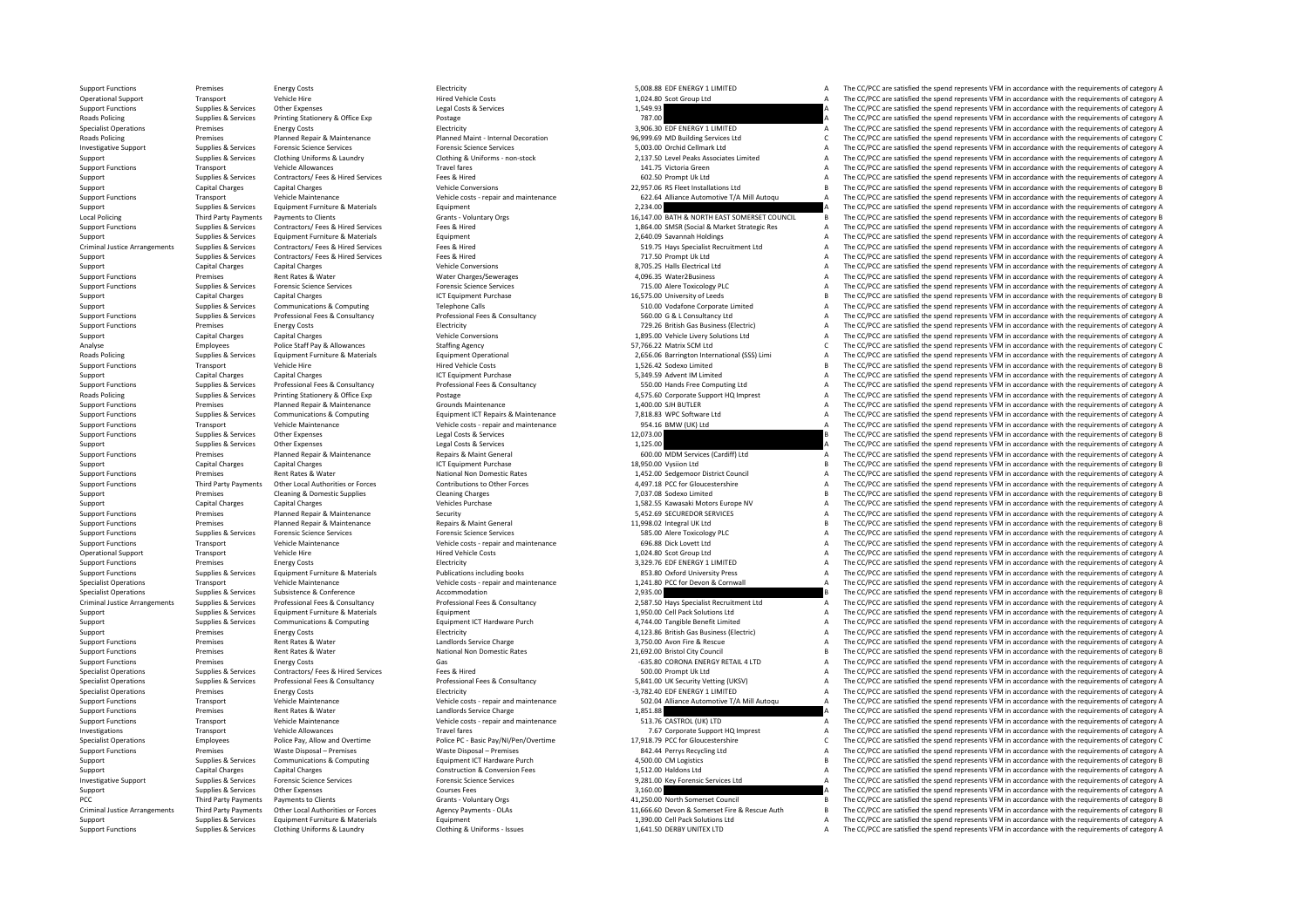| | | | | | | | |
|---|---|---|---|---|---|---|---|
| Support Functions | Premises | Energy Costs | Electricity | 5,008.88 | EDF ENERGY 1 LIMITED | A | The CC/PCC are satisfied the spend represents VFM in accordance with the requirements of category A |
| Operational Support | Transport | Vehicle Hire | Hired Vehicle Costs | 1,024.80 | Scot Group Ltd | A | The CC/PCC are satisfied the spend represents VFM in accordance with the requirements of category A |
| Support Functions | Supplies & Services | Other Expenses | Legal Costs & Services | 1,549.93 | | A | The CC/PCC are satisfied the spend represents VFM in accordance with the requirements of category A |
| Roads Policing | Supplies & Services | Printing Stationery & Office Exp | Postage | 787.00 | | A | The CC/PCC are satisfied the spend represents VFM in accordance with the requirements of category A |
| Specialist Operations | Premises | Energy Costs | Electricity | 3,906.30 | EDF ENERGY 1 LIMITED | A | The CC/PCC are satisfied the spend represents VFM in accordance with the requirements of category A |
| Roads Policing | Premises | Planned Repair & Maintenance | Planned Maint - Internal Decoration | 96,999.69 | MD Building Services Ltd | C | The CC/PCC are satisfied the spend represents VFM in accordance with the requirements of category C |
| Investigative Support | Supplies & Services | Forensic Science Services | Forensic Science Services | 5,003.00 | Orchid Cellmark Ltd | A | The CC/PCC are satisfied the spend represents VFM in accordance with the requirements of category A |
| Support | Supplies & Services | Clothing Uniforms & Laundry | Clothing & Uniforms - non-stock | 2,137.50 | Level Peaks Associates Limited | A | The CC/PCC are satisfied the spend represents VFM in accordance with the requirements of category A |
| Support Functions | Transport | Vehicle Allowances | Travel fares | 141.75 | Victoria Green | A | The CC/PCC are satisfied the spend represents VFM in accordance with the requirements of category A |
| Support | Supplies & Services | Contractors/ Fees & Hired Services | Fees & Hired | 602.50 | Prompt Uk Ltd | A | The CC/PCC are satisfied the spend represents VFM in accordance with the requirements of category A |
| Support | Capital Charges | Capital Charges | Vehicle Conversions | 22,957.06 | RS Fleet Installations Ltd | B | The CC/PCC are satisfied the spend represents VFM in accordance with the requirements of category B |
| Support Functions | Transport | Vehicle Maintenance | Vehicle costs - repair and maintenance | 622.64 | Alliance Automotive T/A Mill Autoqu | A | The CC/PCC are satisfied the spend represents VFM in accordance with the requirements of category A |
| Support | Supplies & Services | Equipment Furniture & Materials | Equipment | 2,234.00 | | A | The CC/PCC are satisfied the spend represents VFM in accordance with the requirements of category A |
| Local Policing | Third Party Payments | Payments to Clients | Grants - Voluntary Orgs | 16,147.00 | BATH & NORTH EAST SOMERSET COUNCIL | B | The CC/PCC are satisfied the spend represents VFM in accordance with the requirements of category B |
| Support Functions | Supplies & Services | Contractors/ Fees & Hired Services | Fees & Hired | 1,864.00 | SMSR (Social & Market Strategic Res | A | The CC/PCC are satisfied the spend represents VFM in accordance with the requirements of category A |
| Support | Supplies & Services | Equipment Furniture & Materials | Equipment | 2,640.09 | Savannah Holdings | A | The CC/PCC are satisfied the spend represents VFM in accordance with the requirements of category A |
| Criminal Justice Arrangements | Supplies & Services | Contractors/ Fees & Hired Services | Fees & Hired | 519.75 | Hays Specialist Recruitment Ltd | A | The CC/PCC are satisfied the spend represents VFM in accordance with the requirements of category A |
| Support | Supplies & Services | Contractors/ Fees & Hired Services | Fees & Hired | 717.50 | Prompt Uk Ltd | A | The CC/PCC are satisfied the spend represents VFM in accordance with the requirements of category A |
| Support | Capital Charges | Capital Charges | Vehicle Conversions | 8,705.25 | Halls Electrical Ltd | A | The CC/PCC are satisfied the spend represents VFM in accordance with the requirements of category A |
| Support Functions | Premises | Rent Rates & Water | Water Charges/Sewerages | 4,096.35 | Water2Business | A | The CC/PCC are satisfied the spend represents VFM in accordance with the requirements of category A |
| Support Functions | Supplies & Services | Forensic Science Services | Forensic Science Services | 715.00 | Alere Toxicology PLC | A | The CC/PCC are satisfied the spend represents VFM in accordance with the requirements of category A |
| Support | Capital Charges | Capital Charges | ICT Equipment Purchase | 16,575.00 | University of Leeds | B | The CC/PCC are satisfied the spend represents VFM in accordance with the requirements of category B |
| Support | Supplies & Services | Communications & Computing | Telephone Calls | 510.00 | Vodafone Corporate Limited | A | The CC/PCC are satisfied the spend represents VFM in accordance with the requirements of category A |
| Support Functions | Supplies & Services | Professional Fees & Consultancy | Professional Fees & Consultancy | 560.00 | G & L Consultancy Ltd | A | The CC/PCC are satisfied the spend represents VFM in accordance with the requirements of category A |
| Support Functions | Premises | Energy Costs | Electricity | 729.26 | British Gas Business (Electric) | A | The CC/PCC are satisfied the spend represents VFM in accordance with the requirements of category A |
| Support | Capital Charges | Capital Charges | Vehicle Conversions | 1,895.00 | Vehicle Livery Solutions Ltd | A | The CC/PCC are satisfied the spend represents VFM in accordance with the requirements of category A |
| Analyse | Employees | Police Staff Pay & Allowances | Staffing Agency | 57,766.22 | Matrix SCM Ltd | C | The CC/PCC are satisfied the spend represents VFM in accordance with the requirements of category C |
| Roads Policing | Supplies & Services | Equipment Furniture & Materials | Equipment Operational | 2,656.06 | Barrington International (SSS) Limi | A | The CC/PCC are satisfied the spend represents VFM in accordance with the requirements of category A |
| Support Functions | Transport | Vehicle Hire | Hired Vehicle Costs | 1,526.42 | Sodexo Limited | B | The CC/PCC are satisfied the spend represents VFM in accordance with the requirements of category B |
| Support | Capital Charges | Capital Charges | ICT Equipment Purchase | 5,349.59 | Advent IM Limited | A | The CC/PCC are satisfied the spend represents VFM in accordance with the requirements of category A |
| Support Functions | Supplies & Services | Professional Fees & Consultancy | Professional Fees & Consultancy | 550.00 | Hands Free Computing Ltd | A | The CC/PCC are satisfied the spend represents VFM in accordance with the requirements of category A |
| Roads Policing | Supplies & Services | Printing Stationery & Office Exp | Postage | 4,575.60 | Corporate Support HQ Imprest | A | The CC/PCC are satisfied the spend represents VFM in accordance with the requirements of category A |
| Support Functions | Premises | Planned Repair & Maintenance | Grounds Maintenance | 1,400.00 | SJH BUTLER | A | The CC/PCC are satisfied the spend represents VFM in accordance with the requirements of category A |
| Support Functions | Supplies & Services | Communications & Computing | Equipment ICT Repairs & Maintenance | 7,818.83 | WPC Software Ltd | A | The CC/PCC are satisfied the spend represents VFM in accordance with the requirements of category A |
| Support Functions | Transport | Vehicle Maintenance | Vehicle costs - repair and maintenance | 954.16 | BMW (UK) Ltd | A | The CC/PCC are satisfied the spend represents VFM in accordance with the requirements of category A |
| Support Functions | Supplies & Services | Other Expenses | Legal Costs & Services | 12,073.00 | | B | The CC/PCC are satisfied the spend represents VFM in accordance with the requirements of category B |
| Support | Supplies & Services | Other Expenses | Legal Costs & Services | 1,125.00 | | A | The CC/PCC are satisfied the spend represents VFM in accordance with the requirements of category A |
| Support Functions | Premises | Planned Repair & Maintenance | Repairs & Maint General | 600.00 | MDM Services (Cardiff) Ltd | A | The CC/PCC are satisfied the spend represents VFM in accordance with the requirements of category A |
| Support | Capital Charges | Capital Charges | ICT Equipment Purchase | 18,950.00 | Vysiion Ltd | B | The CC/PCC are satisfied the spend represents VFM in accordance with the requirements of category B |
| Support Functions | Premises | Rent Rates & Water | National Non Domestic Rates | 1,452.00 | Sedgemoor District Council | A | The CC/PCC are satisfied the spend represents VFM in accordance with the requirements of category A |
| Support Functions | Third Party Payments | Other Local Authorities or Forces | Contributions to Other Forces | 4,497.18 | PCC for Gloucestershire | A | The CC/PCC are satisfied the spend represents VFM in accordance with the requirements of category A |
| Support | Premises | Cleaning & Domestic Supplies | Cleaning Charges | 7,037.08 | Sodexo Limited | B | The CC/PCC are satisfied the spend represents VFM in accordance with the requirements of category B |
| Support | Capital Charges | Capital Charges | Vehicles Purchase | 1,582.55 | Kawasaki Motors Europe NV | A | The CC/PCC are satisfied the spend represents VFM in accordance with the requirements of category A |
| Support Functions | Premises | Planned Repair & Maintenance | Security | 5,452.69 | SECUREDOR SERVICES | A | The CC/PCC are satisfied the spend represents VFM in accordance with the requirements of category A |
| Support Functions | Premises | Planned Repair & Maintenance | Repairs & Maint General | 11,998.02 | Integral UK Ltd | B | The CC/PCC are satisfied the spend represents VFM in accordance with the requirements of category B |
| Support Functions | Supplies & Services | Forensic Science Services | Forensic Science Services | 585.00 | Alere Toxicology PLC | A | The CC/PCC are satisfied the spend represents VFM in accordance with the requirements of category A |
| Support Functions | Transport | Vehicle Maintenance | Vehicle costs - repair and maintenance | 696.88 | Dick Lovett Ltd | A | The CC/PCC are satisfied the spend represents VFM in accordance with the requirements of category A |
| Operational Support | Transport | Vehicle Hire | Hired Vehicle Costs | 1,024.80 | Scot Group Ltd | A | The CC/PCC are satisfied the spend represents VFM in accordance with the requirements of category A |
| Support Functions | Premises | Energy Costs | Electricity | 3,329.76 | EDF ENERGY 1 LIMITED | A | The CC/PCC are satisfied the spend represents VFM in accordance with the requirements of category A |
| Support Functions | Supplies & Services | Equipment Furniture & Materials | Publications including books | 853.80 | Oxford University Press | A | The CC/PCC are satisfied the spend represents VFM in accordance with the requirements of category A |
| Specialist Operations | Transport | Vehicle Maintenance | Vehicle costs - repair and maintenance | 1,241.80 | PCC for Devon & Cornwall | A | The CC/PCC are satisfied the spend represents VFM in accordance with the requirements of category A |
| Specialist Operations | Supplies & Services | Subsistence & Conference | Accommodation | 2,935.00 | | B | The CC/PCC are satisfied the spend represents VFM in accordance with the requirements of category B |
| Criminal Justice Arrangements | Supplies & Services | Professional Fees & Consultancy | Professional Fees & Consultancy | 2,587.50 | Hays Specialist Recruitment Ltd | A | The CC/PCC are satisfied the spend represents VFM in accordance with the requirements of category A |
| Support | Supplies & Services | Equipment Furniture & Materials | Equipment | 1,950.00 | Cell Pack Solutions Ltd | A | The CC/PCC are satisfied the spend represents VFM in accordance with the requirements of category A |
| Support | Supplies & Services | Communications & Computing | Equipment ICT Hardware Purch | 4,744.00 | Tangible Benefit Limited | A | The CC/PCC are satisfied the spend represents VFM in accordance with the requirements of category A |
| Support | Premises | Energy Costs | Electricity | 4,123.86 | British Gas Business (Electric) | A | The CC/PCC are satisfied the spend represents VFM in accordance with the requirements of category A |
| Support Functions | Premises | Rent Rates & Water | Landlords Service Charge | 3,750.00 | Avon Fire & Rescue | A | The CC/PCC are satisfied the spend represents VFM in accordance with the requirements of category A |
| Support Functions | Premises | Rent Rates & Water | National Non Domestic Rates | 21,692.00 | Bristol City Council | B | The CC/PCC are satisfied the spend represents VFM in accordance with the requirements of category B |
| Support Functions | Premises | Energy Costs | Gas | -635.80 | CORONA ENERGY RETAIL 4 LTD | A | The CC/PCC are satisfied the spend represents VFM in accordance with the requirements of category A |
| Specialist Operations | Supplies & Services | Contractors/ Fees & Hired Services | Fees & Hired | 500.00 | Prompt Uk Ltd | A | The CC/PCC are satisfied the spend represents VFM in accordance with the requirements of category A |
| Specialist Operations | Supplies & Services | Professional Fees & Consultancy | Professional Fees & Consultancy | 5,841.00 | UK Security Vetting (UKSV) | A | The CC/PCC are satisfied the spend represents VFM in accordance with the requirements of category A |
| Specialist Operations | Premises | Energy Costs | Electricity | -3,782.40 | EDF ENERGY 1 LIMITED | A | The CC/PCC are satisfied the spend represents VFM in accordance with the requirements of category A |
| Support Functions | Transport | Vehicle Maintenance | Vehicle costs - repair and maintenance | 502.04 | Alliance Automotive T/A Mill Autoqu | A | The CC/PCC are satisfied the spend represents VFM in accordance with the requirements of category A |
| Support Functions | Premises | Rent Rates & Water | Landlords Service Charge | 1,851.88 | | A | The CC/PCC are satisfied the spend represents VFM in accordance with the requirements of category A |
| Support Functions | Transport | Vehicle Maintenance | Vehicle costs - repair and maintenance | 513.76 | CASTROL (UK) LTD | A | The CC/PCC are satisfied the spend represents VFM in accordance with the requirements of category A |
| Investigations | Transport | Vehicle Allowances | Travel fares | 7.67 | Corporate Support HQ Imprest | A | The CC/PCC are satisfied the spend represents VFM in accordance with the requirements of category A |
| Specialist Operations | Employees | Police Pay, Allow and Overtime | Police PC - Basic Pay/NI/Pen/Overtime | 17,918.79 | PCC for Gloucestershire | C | The CC/PCC are satisfied the spend represents VFM in accordance with the requirements of category C |
| Support Functions | Premises | Waste Disposal – Premises | Waste Disposal – Premises | 842.44 | Perrys Recycling Ltd | A | The CC/PCC are satisfied the spend represents VFM in accordance with the requirements of category A |
| Support | Supplies & Services | Communications & Computing | Equipment ICT Hardware Purch | 4,500.00 | CM Logistics | B | The CC/PCC are satisfied the spend represents VFM in accordance with the requirements of category B |
| Support | Capital Charges | Capital Charges | Construction & Conversion Fees | 1,512.00 | Haldons Ltd | A | The CC/PCC are satisfied the spend represents VFM in accordance with the requirements of category A |
| Investigative Support | Supplies & Services | Forensic Science Services | Forensic Science Services | 9,281.00 | Key Forensic Services Ltd | A | The CC/PCC are satisfied the spend represents VFM in accordance with the requirements of category A |
| Support | Supplies & Services | Other Expenses | Courses Fees | 3,160.00 | | A | The CC/PCC are satisfied the spend represents VFM in accordance with the requirements of category A |
| PCC | Third Party Payments | Payments to Clients | Grants - Voluntary Orgs | 41,250.00 | North Somerset Council | B | The CC/PCC are satisfied the spend represents VFM in accordance with the requirements of category B |
| Criminal Justice Arrangements | Third Party Payments | Other Local Authorities or Forces | Agency Payments - OLAs | 11,666.60 | Devon & Somerset Fire & Rescue Auth | B | The CC/PCC are satisfied the spend represents VFM in accordance with the requirements of category B |
| Support | Supplies & Services | Equipment Furniture & Materials | Equipment | 1,390.00 | Cell Pack Solutions Ltd | A | The CC/PCC are satisfied the spend represents VFM in accordance with the requirements of category A |
| Support Functions | Supplies & Services | Clothing Uniforms & Laundry | Clothing & Uniforms - Issues | 1,641.50 | DERBY UNITEX LTD | A | The CC/PCC are satisfied the spend represents VFM in accordance with the requirements of category A |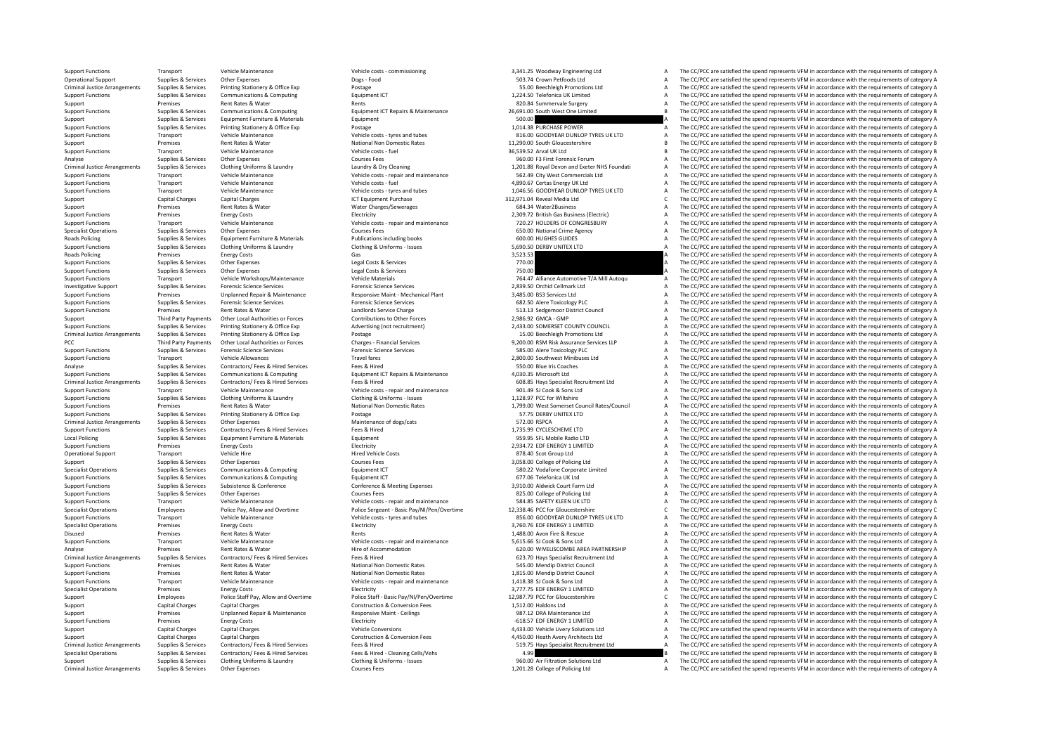| | | | | | | | |
|---|---|---|---|---|---|---|---|
| Support Functions | Transport | Vehicle Maintenance | Vehicle costs - commissioning | 3,341.25 | Woodway Engineering Ltd | A | The CC/PCC are satisfied the spend represents VFM in accordance with the requirements of category A |
| Operational Support | Supplies & Services | Other Expenses | Dogs - Food | 503.74 | Crown Petfoods Ltd | A | The CC/PCC are satisfied the spend represents VFM in accordance with the requirements of category A |
| Criminal Justice Arrangements | Supplies & Services | Printing Stationery & Office Exp | Postage | 55.00 | Beechleigh Promotions Ltd | A | The CC/PCC are satisfied the spend represents VFM in accordance with the requirements of category A |
| Support Functions | Supplies & Services | Communications & Computing | Equipment ICT | 1,224.50 | Telefonica UK Limited | A | The CC/PCC are satisfied the spend represents VFM in accordance with the requirements of category A |
| Support | Premises | Rent Rates & Water | Rents | 820.84 | Summervale Surgery | A | The CC/PCC are satisfied the spend represents VFM in accordance with the requirements of category A |
| Support Functions | Supplies & Services | Communications & Computing | Equipment ICT Repairs & Maintenance | 26,691.00 | South West One Limited | B | The CC/PCC are satisfied the spend represents VFM in accordance with the requirements of category B |
| Support | Supplies & Services | Equipment Furniture & Materials | Equipment | 500.00 | | A | The CC/PCC are satisfied the spend represents VFM in accordance with the requirements of category A |
| Support Functions | Supplies & Services | Printing Stationery & Office Exp | Postage | 1,014.38 | PURCHASE POWER | A | The CC/PCC are satisfied the spend represents VFM in accordance with the requirements of category A |
| Support Functions | Transport | Vehicle Maintenance | Vehicle costs - tyres and tubes | 816.00 | GOODYEAR DUNLOP TYRES UK LTD | A | The CC/PCC are satisfied the spend represents VFM in accordance with the requirements of category A |
| Support | Premises | Rent Rates & Water | National Non Domestic Rates | 11,290.00 | South Gloucestershire | B | The CC/PCC are satisfied the spend represents VFM in accordance with the requirements of category B |
| Support Functions | Transport | Vehicle Maintenance | Vehicle costs - fuel | 36,539.52 | Arval UK Ltd | B | The CC/PCC are satisfied the spend represents VFM in accordance with the requirements of category B |
| Analyse | Supplies & Services | Other Expenses | Courses Fees | 960.00 | F3 First Forensic Forum | A | The CC/PCC are satisfied the spend represents VFM in accordance with the requirements of category A |
| Criminal Justice Arrangements | Supplies & Services | Clothing Uniforms & Laundry | Laundry & Dry Cleaning | 1,201.88 | Royal Devon and Exeter NHS Foundati | A | The CC/PCC are satisfied the spend represents VFM in accordance with the requirements of category A |
| Support Functions | Transport | Vehicle Maintenance | Vehicle costs - repair and maintenance | 562.49 | City West Commercials Ltd | A | The CC/PCC are satisfied the spend represents VFM in accordance with the requirements of category A |
| Support Functions | Transport | Vehicle Maintenance | Vehicle costs - fuel | 4,890.67 | Certas Energy UK Ltd | A | The CC/PCC are satisfied the spend represents VFM in accordance with the requirements of category A |
| Support Functions | Transport | Vehicle Maintenance | Vehicle costs - tyres and tubes | 1,046.56 | GOODYEAR DUNLOP TYRES UK LTD | A | The CC/PCC are satisfied the spend represents VFM in accordance with the requirements of category A |
| Support | Capital Charges | Capital Charges | ICT Equipment Purchase | 312,971.04 | Reveal Media Ltd | C | The CC/PCC are satisfied the spend represents VFM in accordance with the requirements of category C |
| Support | Premises | Rent Rates & Water | Water Charges/Sewerages | 684.34 | Water2Business | A | The CC/PCC are satisfied the spend represents VFM in accordance with the requirements of category A |
| Support Functions | Premises | Energy Costs | Electricity | 2,309.72 | British Gas Business (Electric) | A | The CC/PCC are satisfied the spend represents VFM in accordance with the requirements of category A |
| Support Functions | Transport | Vehicle Maintenance | Vehicle costs - repair and maintenance | 720.27 | HOLDERS OF CONGRESBURY | A | The CC/PCC are satisfied the spend represents VFM in accordance with the requirements of category A |
| Specialist Operations | Supplies & Services | Other Expenses | Courses Fees | 650.00 | National Crime Agency | A | The CC/PCC are satisfied the spend represents VFM in accordance with the requirements of category A |
| Roads Policing | Supplies & Services | Equipment Furniture & Materials | Publications including books | 600.00 | HUGHES GUIDES | A | The CC/PCC are satisfied the spend represents VFM in accordance with the requirements of category A |
| Support Functions | Supplies & Services | Clothing Uniforms & Laundry | Clothing & Uniforms - Issues | 5,690.50 | DERBY UNITEX LTD | A | The CC/PCC are satisfied the spend represents VFM in accordance with the requirements of category A |
| Roads Policing | Premises | Energy Costs | Gas | 3,523.53 | | A | The CC/PCC are satisfied the spend represents VFM in accordance with the requirements of category A |
| Support Functions | Supplies & Services | Other Expenses | Legal Costs & Services | 770.00 | | A | The CC/PCC are satisfied the spend represents VFM in accordance with the requirements of category A |
| Support Functions | Supplies & Services | Other Expenses | Legal Costs & Services | 750.00 | | A | The CC/PCC are satisfied the spend represents VFM in accordance with the requirements of category A |
| Support Functions | Transport | Vehicle Workshops/Maintenance | Vehicle Materials | 764.47 | Alliance Automotive T/A Mill Autoqu | A | The CC/PCC are satisfied the spend represents VFM in accordance with the requirements of category A |
| Investigative Support | Supplies & Services | Forensic Science Services | Forensic Science Services | 2,839.50 | Orchid Cellmark Ltd | A | The CC/PCC are satisfied the spend represents VFM in accordance with the requirements of category A |
| Support Functions | Premises | Unplanned Repair & Maintenance | Responsive Maint - Mechanical Plant | 3,485.00 | BS3 Services Ltd | A | The CC/PCC are satisfied the spend represents VFM in accordance with the requirements of category A |
| Support Functions | Supplies & Services | Forensic Science Services | Forensic Science Services | 682.50 | Alere Toxicology PLC | A | The CC/PCC are satisfied the spend represents VFM in accordance with the requirements of category A |
| Support Functions | Premises | Rent Rates & Water | Landlords Service Charge | 513.13 | Sedgemoor District Council | A | The CC/PCC are satisfied the spend represents VFM in accordance with the requirements of category A |
| Support | Third Party Payments | Other Local Authorities or Forces | Contributions to Other Forces | 2,986.92 | GMCA - GMP | A | The CC/PCC are satisfied the spend represents VFM in accordance with the requirements of category A |
| Support Functions | Supplies & Services | Printing Stationery & Office Exp | Advertising (not recruitment) | 2,433.00 | SOMERSET COUNTY COUNCIL | A | The CC/PCC are satisfied the spend represents VFM in accordance with the requirements of category A |
| Criminal Justice Arrangements | Supplies & Services | Printing Stationery & Office Exp | Postage | 15.00 | Beechleigh Promotions Ltd | A | The CC/PCC are satisfied the spend represents VFM in accordance with the requirements of category A |
| PCC | Third Party Payments | Other Local Authorities or Forces | Charges - Financial Services | 9,200.00 | RSM Risk Assurance Services LLP | A | The CC/PCC are satisfied the spend represents VFM in accordance with the requirements of category A |
| Support Functions | Supplies & Services | Forensic Science Services | Forensic Science Services | 585.00 | Alere Toxicology PLC | A | The CC/PCC are satisfied the spend represents VFM in accordance with the requirements of category A |
| Support Functions | Transport | Vehicle Allowances | Travel fares | 2,800.00 | Southwest Minibuses Ltd | A | The CC/PCC are satisfied the spend represents VFM in accordance with the requirements of category A |
| Analyse | Supplies & Services | Contractors/ Fees & Hired Services | Fees & Hired | 550.00 | Blue Iris Coaches | A | The CC/PCC are satisfied the spend represents VFM in accordance with the requirements of category A |
| Support Functions | Supplies & Services | Communications & Computing | Equipment ICT Repairs & Maintenance | 4,030.35 | Microsoft Ltd | A | The CC/PCC are satisfied the spend represents VFM in accordance with the requirements of category A |
| Criminal Justice Arrangements | Supplies & Services | Contractors/ Fees & Hired Services | Fees & Hired | 608.85 | Hays Specialist Recruitment Ltd | A | The CC/PCC are satisfied the spend represents VFM in accordance with the requirements of category A |
| Support Functions | Transport | Vehicle Maintenance | Vehicle costs - repair and maintenance | 901.49 | SJ Cook & Sons Ltd | A | The CC/PCC are satisfied the spend represents VFM in accordance with the requirements of category A |
| Support Functions | Supplies & Services | Clothing Uniforms & Laundry | Clothing & Uniforms - Issues | 1,128.97 | PCC for Wiltshire | A | The CC/PCC are satisfied the spend represents VFM in accordance with the requirements of category A |
| Support Functions | Premises | Rent Rates & Water | National Non Domestic Rates | 1,799.00 | West Somerset Council Rates/Council | A | The CC/PCC are satisfied the spend represents VFM in accordance with the requirements of category A |
| Support Functions | Supplies & Services | Printing Stationery & Office Exp | Postage | 57.75 | DERBY UNITEX LTD | A | The CC/PCC are satisfied the spend represents VFM in accordance with the requirements of category A |
| Criminal Justice Arrangements | Supplies & Services | Other Expenses | Maintenance of dogs/cats | 572.00 | RSPCA | A | The CC/PCC are satisfied the spend represents VFM in accordance with the requirements of category A |
| Support Functions | Supplies & Services | Contractors/ Fees & Hired Services | Fees & Hired | 1,735.99 | CYCLESCHEME LTD | A | The CC/PCC are satisfied the spend represents VFM in accordance with the requirements of category A |
| Local Policing | Supplies & Services | Equipment Furniture & Materials | Equipment | 959.95 | SFL Mobile Radio LTD | A | The CC/PCC are satisfied the spend represents VFM in accordance with the requirements of category A |
| Support Functions | Premises | Energy Costs | Electricity | 2,934.72 | EDF ENERGY 1 LIMITED | A | The CC/PCC are satisfied the spend represents VFM in accordance with the requirements of category A |
| Operational Support | Transport | Vehicle Hire | Hired Vehicle Costs | 878.40 | Scot Group Ltd | A | The CC/PCC are satisfied the spend represents VFM in accordance with the requirements of category A |
| Support | Supplies & Services | Other Expenses | Courses Fees | 3,058.00 | College of Policing Ltd | A | The CC/PCC are satisfied the spend represents VFM in accordance with the requirements of category A |
| Specialist Operations | Supplies & Services | Communications & Computing | Equipment ICT | 580.22 | Vodafone Corporate Limited | A | The CC/PCC are satisfied the spend represents VFM in accordance with the requirements of category A |
| Support Functions | Supplies & Services | Communications & Computing | Equipment ICT | 677.06 | Telefonica UK Ltd | A | The CC/PCC are satisfied the spend represents VFM in accordance with the requirements of category A |
| Support Functions | Supplies & Services | Subsistence & Conference | Conference & Meeting Expenses | 3,910.00 | Aldwick Court Farm Ltd | A | The CC/PCC are satisfied the spend represents VFM in accordance with the requirements of category A |
| Support Functions | Supplies & Services | Other Expenses | Courses Fees | 825.00 | College of Policing Ltd | A | The CC/PCC are satisfied the spend represents VFM in accordance with the requirements of category A |
| Support Functions | Transport | Vehicle Maintenance | Vehicle costs - repair and maintenance | 584.85 | SAFETY KLEEN UK LTD | A | The CC/PCC are satisfied the spend represents VFM in accordance with the requirements of category A |
| Specialist Operations | Employees | Police Pay, Allow and Overtime | Police Sergeant - Basic Pay/NI/Pen/Overtime | 12,338.46 | PCC for Gloucestershire | C | The CC/PCC are satisfied the spend represents VFM in accordance with the requirements of category C |
| Support Functions | Transport | Vehicle Maintenance | Vehicle costs - tyres and tubes | 856.00 | GOODYEAR DUNLOP TYRES UK LTD | A | The CC/PCC are satisfied the spend represents VFM in accordance with the requirements of category A |
| Specialist Operations | Premises | Energy Costs | Electricity | 3,760.76 | EDF ENERGY 1 LIMITED | A | The CC/PCC are satisfied the spend represents VFM in accordance with the requirements of category A |
| Disused | Premises | Rent Rates & Water | Rents | 1,488.00 | Avon Fire & Rescue | A | The CC/PCC are satisfied the spend represents VFM in accordance with the requirements of category A |
| Support Functions | Transport | Vehicle Maintenance | Vehicle costs - repair and maintenance | 5,615.66 | SJ Cook & Sons Ltd | A | The CC/PCC are satisfied the spend represents VFM in accordance with the requirements of category A |
| Analyse | Premises | Rent Rates & Water | Hire of Accommodation | 620.00 | WIVELISCOMBE AREA PARTNERSHIP | A | The CC/PCC are satisfied the spend represents VFM in accordance with the requirements of category A |
| Criminal Justice Arrangements | Supplies & Services | Contractors/ Fees & Hired Services | Fees & Hired | 623.70 | Hays Specialist Recruitment Ltd | A | The CC/PCC are satisfied the spend represents VFM in accordance with the requirements of category A |
| Support Functions | Premises | Rent Rates & Water | National Non Domestic Rates | 545.00 | Mendip District Council | A | The CC/PCC are satisfied the spend represents VFM in accordance with the requirements of category A |
| Support Functions | Premises | Rent Rates & Water | National Non Domestic Rates | 1,815.00 | Mendip District Council | A | The CC/PCC are satisfied the spend represents VFM in accordance with the requirements of category A |
| Support Functions | Transport | Vehicle Maintenance | Vehicle costs - repair and maintenance | 1,418.38 | SJ Cook & Sons Ltd | A | The CC/PCC are satisfied the spend represents VFM in accordance with the requirements of category A |
| Specialist Operations | Premises | Energy Costs | Electricity | 3,777.75 | EDF ENERGY 1 LIMITED | A | The CC/PCC are satisfied the spend represents VFM in accordance with the requirements of category A |
| Support | Employees | Police Staff Pay, Allow and Overtime | Police Staff - Basic Pay/NI/Pen/Overtime | 12,987.79 | PCC for Gloucestershire | C | The CC/PCC are satisfied the spend represents VFM in accordance with the requirements of category C |
| Support | Capital Charges | Capital Charges | Construction & Conversion Fees | 1,512.00 | Haldons Ltd | A | The CC/PCC are satisfied the spend represents VFM in accordance with the requirements of category A |
| Support | Premises | Unplanned Repair & Maintenance | Responsive Maint - Ceilings | 987.12 | DRA Maintenance Ltd | A | The CC/PCC are satisfied the spend represents VFM in accordance with the requirements of category A |
| Support Functions | Premises | Energy Costs | Electricity | -618.57 | EDF ENERGY 1 LIMITED | A | The CC/PCC are satisfied the spend represents VFM in accordance with the requirements of category A |
| Support | Capital Charges | Capital Charges | Vehicle Conversions | 4,433.00 | Vehicle Livery Solutions Ltd | A | The CC/PCC are satisfied the spend represents VFM in accordance with the requirements of category A |
| Support | Capital Charges | Capital Charges | Construction & Conversion Fees | 4,450.00 | Heath Avery Architects Ltd | A | The CC/PCC are satisfied the spend represents VFM in accordance with the requirements of category A |
| Criminal Justice Arrangements | Supplies & Services | Contractors/ Fees & Hired Services | Fees & Hired | 519.75 | Hays Specialist Recruitment Ltd | A | The CC/PCC are satisfied the spend represents VFM in accordance with the requirements of category A |
| Specialist Operations | Supplies & Services | Contractors/ Fees & Hired Services | Fees & Hired - Cleaning Cells/Vehs | 4.99 | | B | The CC/PCC are satisfied the spend represents VFM in accordance with the requirements of category B |
| Support | Supplies & Services | Clothing Uniforms & Laundry | Clothing & Uniforms - Issues | 960.00 | Air Filtration Solutions Ltd | A | The CC/PCC are satisfied the spend represents VFM in accordance with the requirements of category A |
| Criminal Justice Arrangements | Supplies & Services | Other Expenses | Courses Fees | 1,201.28 | College of Policing Ltd | A | The CC/PCC are satisfied the spend represents VFM in accordance with the requirements of category A |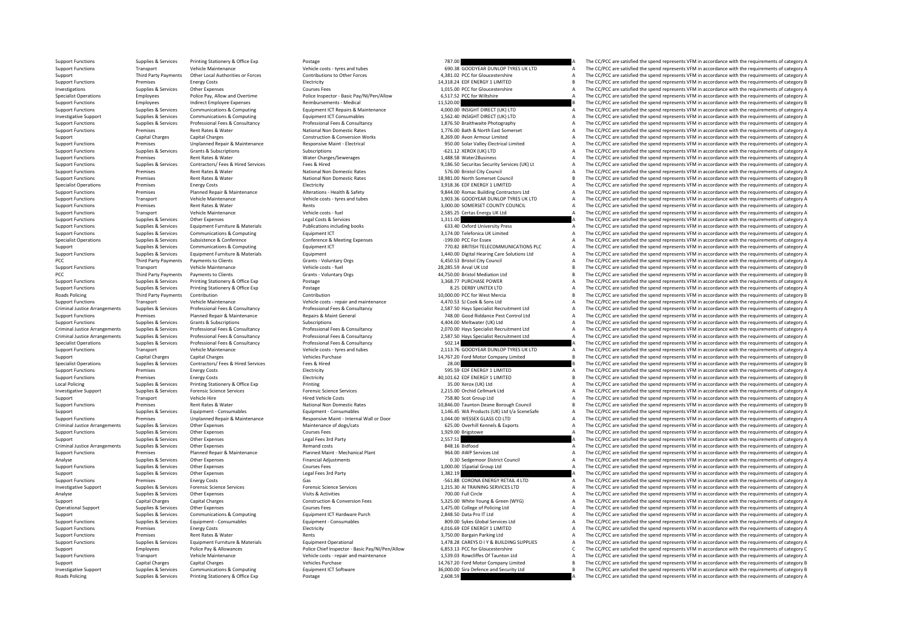| | | | | | | | |
|---|---|---|---|---|---|---|---|
| Support Functions | Supplies & Services | Printing Stationery & Office Exp | Postage | 787.00 | | A | The CC/PCC are satisfied the spend represents VFM in accordance with the requirements of category A |
| Support Functions | Transport | Vehicle Maintenance | Vehicle costs - tyres and tubes | 690.38 | GOODYEAR DUNLOP TYRES UK LTD | A | The CC/PCC are satisfied the spend represents VFM in accordance with the requirements of category A |
| Support | Third Party Payments | Other Local Authorities or Forces | Contributions to Other Forces | 4,381.02 | PCC for Gloucestershire | A | The CC/PCC are satisfied the spend represents VFM in accordance with the requirements of category A |
| Support Functions | Premises | Energy Costs | Electricity | 14,318.24 | EDF ENERGY 1 LIMITED | B | The CC/PCC are satisfied the spend represents VFM in accordance with the requirements of category B |
| Investigations | Supplies & Services | Other Expenses | Courses Fees | 1,015.00 | PCC for Gloucestershire | A | The CC/PCC are satisfied the spend represents VFM in accordance with the requirements of category A |
| Specialist Operations | Employees | Police Pay, Allow and Overtime | Police Inspector - Basic Pay/NI/Pen/Allow | 6,517.52 | PCC for Wiltshire | A | The CC/PCC are satisfied the spend represents VFM in accordance with the requirements of category A |
| Support Functions | Employees | Indirect Employee Expenses | Reimbursements - Medical | 11,520.00 | | B | The CC/PCC are satisfied the spend represents VFM in accordance with the requirements of category B |
| Support Functions | Supplies & Services | Communications & Computing | Equipment ICT Repairs & Maintenance | 4,000.00 | INSIGHT DIRECT (UK) LTD | A | The CC/PCC are satisfied the spend represents VFM in accordance with the requirements of category A |
| Investigative Support | Supplies & Services | Communications & Computing | Equipment ICT Consumables | 1,562.40 | INSIGHT DIRECT (UK) LTD | A | The CC/PCC are satisfied the spend represents VFM in accordance with the requirements of category A |
| Support Functions | Supplies & Services | Professional Fees & Consultancy | Professional Fees & Consultancy | 1,876.50 | Braithwaite Photography | A | The CC/PCC are satisfied the spend represents VFM in accordance with the requirements of category A |
| Support Functions | Premises | Rent Rates & Water | National Non Domestic Rates | 1,776.00 | Bath & North East Somerset | A | The CC/PCC are satisfied the spend represents VFM in accordance with the requirements of category A |
| Support | Capital Charges | Capital Charges | Construction & Conversion Works | 8,269.00 | Avon Armour Limited | A | The CC/PCC are satisfied the spend represents VFM in accordance with the requirements of category A |
| Support Functions | Premises | Unplanned Repair & Maintenance | Responsive Maint - Electrical | 950.00 | Solar Valley Electrical Limited | A | The CC/PCC are satisfied the spend represents VFM in accordance with the requirements of category A |
| Support Functions | Supplies & Services | Grants & Subscriptions | Subscriptions | -621.12 | XEROX (UK) LTD | A | The CC/PCC are satisfied the spend represents VFM in accordance with the requirements of category A |
| Support Functions | Premises | Rent Rates & Water | Water Charges/Sewerages | 1,488.58 | Water2Business | A | The CC/PCC are satisfied the spend represents VFM in accordance with the requirements of category A |
| Support Functions | Supplies & Services | Contractors/ Fees & Hired Services | Fees & Hired | 9,186.50 | Securitas Security Services (UK) Lt | A | The CC/PCC are satisfied the spend represents VFM in accordance with the requirements of category A |
| Support Functions | Premises | Rent Rates & Water | National Non Domestic Rates | 576.00 | Bristol City Council | A | The CC/PCC are satisfied the spend represents VFM in accordance with the requirements of category A |
| Support Functions | Premises | Rent Rates & Water | National Non Domestic Rates | 18,981.00 | North Somerset Council | B | The CC/PCC are satisfied the spend represents VFM in accordance with the requirements of category B |
| Specialist Operations | Premises | Energy Costs | Electricity | 3,918.36 | EDF ENERGY 1 LIMITED | A | The CC/PCC are satisfied the spend represents VFM in accordance with the requirements of category A |
| Support Functions | Premises | Planned Repair & Maintenance | Alterations - Health & Safety | 9,844.00 | Romac Building Contractors Ltd | A | The CC/PCC are satisfied the spend represents VFM in accordance with the requirements of category A |
| Support Functions | Transport | Vehicle Maintenance | Vehicle costs - tyres and tubes | 1,903.36 | GOODYEAR DUNLOP TYRES UK LTD | A | The CC/PCC are satisfied the spend represents VFM in accordance with the requirements of category A |
| Support Functions | Premises | Rent Rates & Water | Rents | 3,000.00 | SOMERSET COUNTY COUNCIL | A | The CC/PCC are satisfied the spend represents VFM in accordance with the requirements of category A |
| Support Functions | Transport | Vehicle Maintenance | Vehicle costs - fuel | 2,585.25 | Certas Energy UK Ltd | A | The CC/PCC are satisfied the spend represents VFM in accordance with the requirements of category A |
| Support Functions | Supplies & Services | Other Expenses | Legal Costs & Services | 1,311.00 | | A | The CC/PCC are satisfied the spend represents VFM in accordance with the requirements of category A |
| Support Functions | Supplies & Services | Equipment Furniture & Materials | Publications including books | 633.40 | Oxford University Press | A | The CC/PCC are satisfied the spend represents VFM in accordance with the requirements of category A |
| Support Functions | Supplies & Services | Communications & Computing | Equipment ICT | 3,174.00 | Telefonica UK Limited | A | The CC/PCC are satisfied the spend represents VFM in accordance with the requirements of category A |
| Specialist Operations | Supplies & Services | Subsistence & Conference | Conference & Meeting Expenses | -199.00 | PCC For Essex | A | The CC/PCC are satisfied the spend represents VFM in accordance with the requirements of category A |
| Support | Supplies & Services | Communications & Computing | Equipment ICT | 770.82 | BRITISH TELECOMMUNICATIONS PLC | A | The CC/PCC are satisfied the spend represents VFM in accordance with the requirements of category A |
| Support Functions | Supplies & Services | Equipment Furniture & Materials | Equipment | 1,440.00 | Digital Hearing Care Solutions Ltd | A | The CC/PCC are satisfied the spend represents VFM in accordance with the requirements of category A |
| PCC | Third Party Payments | Payments to Clients | Grants - Voluntary Orgs | 6,450.53 | Bristol City Council | A | The CC/PCC are satisfied the spend represents VFM in accordance with the requirements of category A |
| Support Functions | Transport | Vehicle Maintenance | Vehicle costs - fuel | 28,285.59 | Arval UK Ltd | B | The CC/PCC are satisfied the spend represents VFM in accordance with the requirements of category B |
| PCC | Third Party Payments | Payments to Clients | Grants - Voluntary Orgs | 44,750.00 | Bristol Mediation Ltd | B | The CC/PCC are satisfied the spend represents VFM in accordance with the requirements of category B |
| Support Functions | Supplies & Services | Printing Stationery & Office Exp | Postage | 3,368.77 | PURCHASE POWER | A | The CC/PCC are satisfied the spend represents VFM in accordance with the requirements of category A |
| Support Functions | Supplies & Services | Printing Stationery & Office Exp | Postage | 8.25 | DERBY UNITEX LTD | A | The CC/PCC are satisfied the spend represents VFM in accordance with the requirements of category A |
| Roads Policing | Third Party Payments | Contribution | Contribution | 10,000.00 | PCC for West Mercia | B | The CC/PCC are satisfied the spend represents VFM in accordance with the requirements of category B |
| Support Functions | Transport | Vehicle Maintenance | Vehicle costs - repair and maintenance | 4,470.53 | SJ Cook & Sons Ltd | A | The CC/PCC are satisfied the spend represents VFM in accordance with the requirements of category A |
| Criminal Justice Arrangements | Supplies & Services | Professional Fees & Consultancy | Professional Fees & Consultancy | 2,587.50 | Hays Specialist Recruitment Ltd | A | The CC/PCC are satisfied the spend represents VFM in accordance with the requirements of category A |
| Support Functions | Premises | Planned Repair & Maintenance | Repairs & Maint General | 748.00 | Good Riddance Pest Control Ltd | A | The CC/PCC are satisfied the spend represents VFM in accordance with the requirements of category A |
| Support Functions | Supplies & Services | Grants & Subscriptions | Subscriptions | 4,404.00 | Meltwater (UK) Ltd | A | The CC/PCC are satisfied the spend represents VFM in accordance with the requirements of category A |
| Criminal Justice Arrangements | Supplies & Services | Professional Fees & Consultancy | Professional Fees & Consultancy | 2,070.00 | Hays Specialist Recruitment Ltd | A | The CC/PCC are satisfied the spend represents VFM in accordance with the requirements of category A |
| Criminal Justice Arrangements | Supplies & Services | Professional Fees & Consultancy | Professional Fees & Consultancy | 2,587.50 | Hays Specialist Recruitment Ltd | A | The CC/PCC are satisfied the spend represents VFM in accordance with the requirements of category A |
| Specialist Operations | Supplies & Services | Professional Fees & Consultancy | Professional Fees & Consultancy | 502.14 | | A | The CC/PCC are satisfied the spend represents VFM in accordance with the requirements of category A |
| Support Functions | Transport | Vehicle Maintenance | Vehicle costs - tyres and tubes | 2,113.76 | GOODYEAR DUNLOP TYRES UK LTD | A | The CC/PCC are satisfied the spend represents VFM in accordance with the requirements of category A |
| Support | Capital Charges | Capital Charges | Vehicles Purchase | 14,767.20 | Ford Motor Company Limited | B | The CC/PCC are satisfied the spend represents VFM in accordance with the requirements of category B |
| Specialist Operations | Supplies & Services | Contractors/ Fees & Hired Services | Fees & Hired | 28.00 | | B | The CC/PCC are satisfied the spend represents VFM in accordance with the requirements of category B |
| Support Functions | Premises | Energy Costs | Electricity | 595.59 | EDF ENERGY 1 LIMITED | A | The CC/PCC are satisfied the spend represents VFM in accordance with the requirements of category A |
| Support Functions | Premises | Energy Costs | Electricity | 40,101.62 | EDF ENERGY 1 LIMITED | B | The CC/PCC are satisfied the spend represents VFM in accordance with the requirements of category B |
| Local Policing | Supplies & Services | Printing Stationery & Office Exp | Printing | 35.00 | Xerox (UK) Ltd | A | The CC/PCC are satisfied the spend represents VFM in accordance with the requirements of category A |
| Investigative Support | Supplies & Services | Forensic Science Services | Forensic Science Services | 2,215.00 | Orchid Cellmark Ltd | A | The CC/PCC are satisfied the spend represents VFM in accordance with the requirements of category A |
| Support | Transport | Vehicle Hire | Hired Vehicle Costs | 758.80 | Scot Group Ltd | A | The CC/PCC are satisfied the spend represents VFM in accordance with the requirements of category A |
| Support Functions | Premises | Rent Rates & Water | National Non Domestic Rates | 10,846.00 | Taunton Deane Borough Council | B | The CC/PCC are satisfied the spend represents VFM in accordance with the requirements of category B |
| Support | Supplies & Services | Equipment - Consumables | Equipment - Consumables | 1,146.45 | WA Products (UK) Ltd t/a SceneSafe | A | The CC/PCC are satisfied the spend represents VFM in accordance with the requirements of category A |
| Support Functions | Premises | Unplanned Repair & Maintenance | Responsive Maint - Internal Wall or Door | 1,044.00 | WESSEX GLASS CO LTD | A | The CC/PCC are satisfied the spend represents VFM in accordance with the requirements of category A |
| Criminal Justice Arrangements | Supplies & Services | Other Expenses | Maintenance of dogs/cats | 625.00 | Overhill Kennels & Exports | A | The CC/PCC are satisfied the spend represents VFM in accordance with the requirements of category A |
| Support Functions | Supplies & Services | Other Expenses | Courses Fees | 1,929.00 | Brigstowe | A | The CC/PCC are satisfied the spend represents VFM in accordance with the requirements of category A |
| Support | Supplies & Services | Other Expenses | Legal Fees 3rd Party | 2,557.51 | | A | The CC/PCC are satisfied the spend represents VFM in accordance with the requirements of category A |
| Criminal Justice Arrangements | Supplies & Services | Other Expenses | Remand costs | 848.16 | Bidfood | A | The CC/PCC are satisfied the spend represents VFM in accordance with the requirements of category A |
| Support Functions | Premises | Planned Repair & Maintenance | Planned Maint - Mechanical Plant | 964.00 | AWP Services Ltd | A | The CC/PCC are satisfied the spend represents VFM in accordance with the requirements of category A |
| Analyse | Supplies & Services | Other Expenses | Financial Adjustments | 0.30 | Sedgemoor District Council | A | The CC/PCC are satisfied the spend represents VFM in accordance with the requirements of category A |
| Support Functions | Supplies & Services | Other Expenses | Courses Fees | 1,000.00 | 1Spatial Group Ltd | A | The CC/PCC are satisfied the spend represents VFM in accordance with the requirements of category A |
| Support | Supplies & Services | Other Expenses | Legal Fees 3rd Party | 1,382.19 | | A | The CC/PCC are satisfied the spend represents VFM in accordance with the requirements of category A |
| Support Functions | Premises | Energy Costs | Gas | -561.88 | CORONA ENERGY RETAIL 4 LTD | A | The CC/PCC are satisfied the spend represents VFM in accordance with the requirements of category A |
| Investigative Support | Supplies & Services | Forensic Science Services | Forensic Science Services | 1,215.30 | AI TRAINING SERVICES LTD | A | The CC/PCC are satisfied the spend represents VFM in accordance with the requirements of category A |
| Analyse | Supplies & Services | Other Expenses | Visits & Activities | 700.00 | Full Circle | A | The CC/PCC are satisfied the spend represents VFM in accordance with the requirements of category A |
| Support | Capital Charges | Capital Charges | Construction & Conversion Fees | 5,325.00 | White Young & Green (WYG) | A | The CC/PCC are satisfied the spend represents VFM in accordance with the requirements of category A |
| Operational Support | Supplies & Services | Other Expenses | Courses Fees | 1,475.00 | College of Policing Ltd | A | The CC/PCC are satisfied the spend represents VFM in accordance with the requirements of category A |
| Support | Supplies & Services | Communications & Computing | Equipment ICT Hardware Purch | 2,848.50 | Data Pro IT Ltd | A | The CC/PCC are satisfied the spend represents VFM in accordance with the requirements of category A |
| Support Functions | Supplies & Services | Equipment - Consumables | Equipment - Consumables | 809.00 | Sykes Global Services Ltd | A | The CC/PCC are satisfied the spend represents VFM in accordance with the requirements of category A |
| Support Functions | Premises | Energy Costs | Electricity | 4,016.69 | EDF ENERGY 1 LIMITED | A | The CC/PCC are satisfied the spend represents VFM in accordance with the requirements of category A |
| Support Functions | Premises | Rent Rates & Water | Rents | 3,750.00 | Bargain Parking Ltd | A | The CC/PCC are satisfied the spend represents VFM in accordance with the requirements of category A |
| Support Functions | Supplies & Services | Equipment Furniture & Materials | Equipment Operational | 1,478.28 | CAREYS D I Y & BUILDING SUPPLIES | A | The CC/PCC are satisfied the spend represents VFM in accordance with the requirements of category A |
| Support | Employees | Police Pay & Allowances | Police Chief Inspector - Basic Pay/NI/Pen/Allow | 6,853.13 | PCC for Gloucestershire | C | The CC/PCC are satisfied the spend represents VFM in accordance with the requirements of category C |
| Support Functions | Transport | Vehicle Maintenance | Vehicle costs - repair and maintenance | 1,539.03 | Rowcliffes Of Taunton Ltd | A | The CC/PCC are satisfied the spend represents VFM in accordance with the requirements of category A |
| Support | Capital Charges | Capital Charges | Vehicles Purchase | 14,767.20 | Ford Motor Company Limited | B | The CC/PCC are satisfied the spend represents VFM in accordance with the requirements of category B |
| Investigative Support | Supplies & Services | Communications & Computing | Equipment ICT Software | 36,000.00 | Sira Defence and Security Ltd | B | The CC/PCC are satisfied the spend represents VFM in accordance with the requirements of category B |
| Roads Policing | Supplies & Services | Printing Stationery & Office Exp | Postage | 2,608.59 | | A | The CC/PCC are satisfied the spend represents VFM in accordance with the requirements of category A |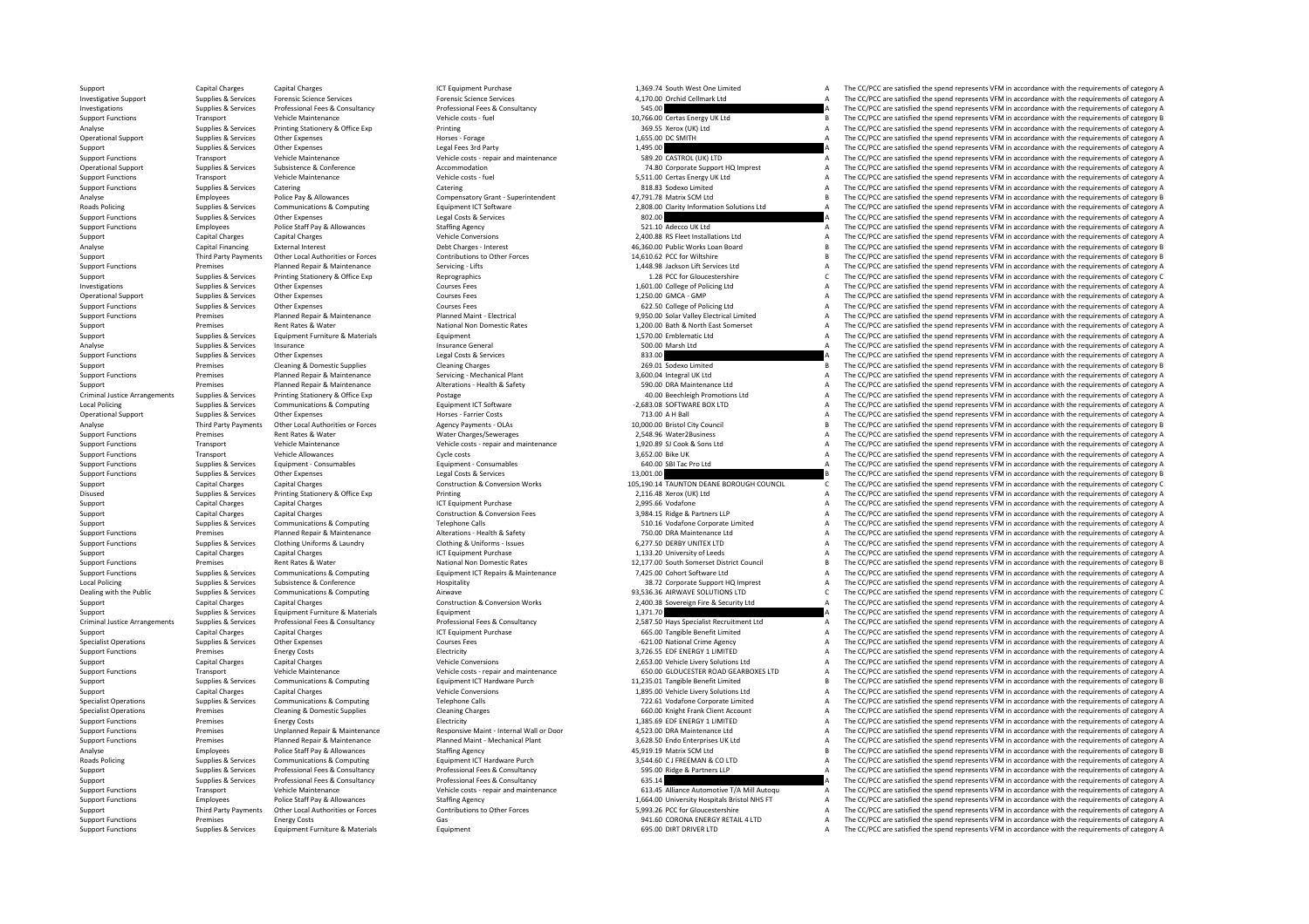| | | | | | | |
|---|---|---|---|---|---|---|
| Support | Capital Charges | Capital Charges | ICT Equipment Purchase | 1,369.74 South West One Limited | A | The CC/PCC are satisfied the spend represents VFM in accordance with the requirements of category A |
| Investigative Support | Supplies & Services | Forensic Science Services | Forensic Science Services | 4,170.00 Orchid Cellmark Ltd | A | The CC/PCC are satisfied the spend represents VFM in accordance with the requirements of category A |
| Investigations | Supplies & Services | Professional Fees & Consultancy | Professional Fees & Consultancy | 545.00 | A | The CC/PCC are satisfied the spend represents VFM in accordance with the requirements of category A |
| Support Functions | Transport | Vehicle Maintenance | Vehicle costs - fuel | 10,766.00 Certas Energy UK Ltd | B | The CC/PCC are satisfied the spend represents VFM in accordance with the requirements of category B |
| Analyse | Supplies & Services | Printing Stationery & Office Exp | Printing | 369.55 Xerox (UK) Ltd | A | The CC/PCC are satisfied the spend represents VFM in accordance with the requirements of category A |
| Operational Support | Supplies & Services | Other Expenses | Horses - Forage | 1,655.00 DC SMITH | A | The CC/PCC are satisfied the spend represents VFM in accordance with the requirements of category A |
| Support | Supplies & Services | Other Expenses | Legal Fees 3rd Party | 1,495.00 | A | The CC/PCC are satisfied the spend represents VFM in accordance with the requirements of category A |
| Support Functions | Transport | Vehicle Maintenance | Vehicle costs - repair and maintenance | 589.20 CASTROL (UK) LTD | A | The CC/PCC are satisfied the spend represents VFM in accordance with the requirements of category A |
| Operational Support | Supplies & Services | Subsistence & Conference | Accommodation | 74.80 Corporate Support HQ Imprest | A | The CC/PCC are satisfied the spend represents VFM in accordance with the requirements of category A |
| Support Functions | Transport | Vehicle Maintenance | Vehicle costs - fuel | 5,511.00 Certas Energy UK Ltd | A | The CC/PCC are satisfied the spend represents VFM in accordance with the requirements of category A |
| Support Functions | Supplies & Services | Catering | Catering | 818.83 Sodexo Limited | A | The CC/PCC are satisfied the spend represents VFM in accordance with the requirements of category A |
| Analyse | Employees | Police Pay & Allowances | Compensatory Grant - Superintendent | 47,791.78 Matrix SCM Ltd | B | The CC/PCC are satisfied the spend represents VFM in accordance with the requirements of category B |
| Roads Policing | Supplies & Services | Communications & Computing | Equipment ICT Software | 2,808.00 Clarity Information Solutions Ltd | A | The CC/PCC are satisfied the spend represents VFM in accordance with the requirements of category A |
| Support Functions | Supplies & Services | Other Expenses | Legal Costs & Services | 802.00 | A | The CC/PCC are satisfied the spend represents VFM in accordance with the requirements of category A |
| Support Functions | Employees | Police Staff Pay & Allowances | Staffing Agency | 521.10 Adecco UK Ltd | A | The CC/PCC are satisfied the spend represents VFM in accordance with the requirements of category A |
| Support | Capital Charges | Capital Charges | Vehicle Conversions | 2,400.88 RS Fleet Installations Ltd | A | The CC/PCC are satisfied the spend represents VFM in accordance with the requirements of category A |
| Analyse | Capital Financing | External Interest | Debt Charges - Interest | 46,360.00 Public Works Loan Board | B | The CC/PCC are satisfied the spend represents VFM in accordance with the requirements of category B |
| Support | Third Party Payments | Other Local Authorities or Forces | Contributions to Other Forces | 14,610.62 PCC for Wiltshire | B | The CC/PCC are satisfied the spend represents VFM in accordance with the requirements of category B |
| Support Functions | Premises | Planned Repair & Maintenance | Servicing - Lifts | 1,448.98 Jackson Lift Services Ltd | A | The CC/PCC are satisfied the spend represents VFM in accordance with the requirements of category A |
| Support | Supplies & Services | Printing Stationery & Office Exp | Reprographics | 1.28 PCC for Gloucestershire | C | The CC/PCC are satisfied the spend represents VFM in accordance with the requirements of category C |
| Investigations | Supplies & Services | Other Expenses | Courses Fees | 1,601.00 College of Policing Ltd | A | The CC/PCC are satisfied the spend represents VFM in accordance with the requirements of category A |
| Operational Support | Supplies & Services | Other Expenses | Courses Fees | 1,250.00 GMCA - GMP | A | The CC/PCC are satisfied the spend represents VFM in accordance with the requirements of category A |
| Support Functions | Supplies & Services | Other Expenses | Courses Fees | 622.50 College of Policing Ltd | A | The CC/PCC are satisfied the spend represents VFM in accordance with the requirements of category A |
| Support Functions | Premises | Planned Repair & Maintenance | Planned Maint - Electrical | 9,950.00 Solar Valley Electrical Limited | A | The CC/PCC are satisfied the spend represents VFM in accordance with the requirements of category A |
| Support | Premises | Rent Rates & Water | National Non Domestic Rates | 1,200.00 Bath & North East Somerset | A | The CC/PCC are satisfied the spend represents VFM in accordance with the requirements of category A |
| Support | Supplies & Services | Equipment Furniture & Materials | Equipment | 1,570.00 Emblematic Ltd | A | The CC/PCC are satisfied the spend represents VFM in accordance with the requirements of category A |
| Analyse | Supplies & Services | Insurance | Insurance General | 500.00 Marsh Ltd | A | The CC/PCC are satisfied the spend represents VFM in accordance with the requirements of category A |
| Support Functions | Supplies & Services | Other Expenses | Legal Costs & Services | 833.00 | A | The CC/PCC are satisfied the spend represents VFM in accordance with the requirements of category A |
| Support | Premises | Cleaning & Domestic Supplies | Cleaning Charges | 269.01 Sodexo Limited | B | The CC/PCC are satisfied the spend represents VFM in accordance with the requirements of category B |
| Support Functions | Premises | Planned Repair & Maintenance | Servicing - Mechanical Plant | 3,600.04 Integral UK Ltd | A | The CC/PCC are satisfied the spend represents VFM in accordance with the requirements of category A |
| Support | Premises | Planned Repair & Maintenance | Alterations - Health & Safety | 590.00 DRA Maintenance Ltd | A | The CC/PCC are satisfied the spend represents VFM in accordance with the requirements of category A |
| Criminal Justice Arrangements | Supplies & Services | Printing Stationery & Office Exp | Postage | 40.00 Beechleigh Promotions Ltd | A | The CC/PCC are satisfied the spend represents VFM in accordance with the requirements of category A |
| Local Policing | Supplies & Services | Communications & Computing | Equipment ICT Software | -2,683.08 SOFTWARE BOX LTD | A | The CC/PCC are satisfied the spend represents VFM in accordance with the requirements of category A |
| Operational Support | Supplies & Services | Other Expenses | Horses - Farrier Costs | 713.00 A H Ball | A | The CC/PCC are satisfied the spend represents VFM in accordance with the requirements of category A |
| Analyse | Third Party Payments | Other Local Authorities or Forces | Agency Payments - OLAs | 10,000.00 Bristol City Council | B | The CC/PCC are satisfied the spend represents VFM in accordance with the requirements of category B |
| Support Functions | Premises | Rent Rates & Water | Water Charges/Sewerages | 2,548.96 Water2Business | A | The CC/PCC are satisfied the spend represents VFM in accordance with the requirements of category A |
| Support Functions | Transport | Vehicle Maintenance | Vehicle costs - repair and maintenance | 1,920.89 SJ Cook & Sons Ltd | A | The CC/PCC are satisfied the spend represents VFM in accordance with the requirements of category A |
| Support Functions | Transport | Vehicle Allowances | Cycle costs | 3,652.00 Bike UK | A | The CC/PCC are satisfied the spend represents VFM in accordance with the requirements of category A |
| Support Functions | Supplies & Services | Equipment - Consumables | Equipment - Consumables | 640.00 SBI Tac Pro Ltd | A | The CC/PCC are satisfied the spend represents VFM in accordance with the requirements of category A |
| Support Functions | Supplies & Services | Other Expenses | Legal Costs & Services | 13,001.00 | B | The CC/PCC are satisfied the spend represents VFM in accordance with the requirements of category B |
| Support | Capital Charges | Capital Charges | Construction & Conversion Works | 105,190.14 TAUNTON DEANE BOROUGH COUNCIL | C | The CC/PCC are satisfied the spend represents VFM in accordance with the requirements of category C |
| Disused | Supplies & Services | Printing Stationery & Office Exp | Printing | 2,116.48 Xerox (UK) Ltd | A | The CC/PCC are satisfied the spend represents VFM in accordance with the requirements of category A |
| Support | Capital Charges | Capital Charges | ICT Equipment Purchase | 2,995.66 Vodafone | A | The CC/PCC are satisfied the spend represents VFM in accordance with the requirements of category A |
| Support | Capital Charges | Capital Charges | Construction & Conversion Fees | 3,984.15 Ridge & Partners LLP | A | The CC/PCC are satisfied the spend represents VFM in accordance with the requirements of category A |
| Support | Supplies & Services | Communications & Computing | Telephone Calls | 510.16 Vodafone Corporate Limited | A | The CC/PCC are satisfied the spend represents VFM in accordance with the requirements of category A |
| Support Functions | Premises | Planned Repair & Maintenance | Alterations - Health & Safety | 750.00 DRA Maintenance Ltd | A | The CC/PCC are satisfied the spend represents VFM in accordance with the requirements of category A |
| Support Functions | Supplies & Services | Clothing Uniforms & Laundry | Clothing & Uniforms - Issues | 6,277.50 DERBY UNITEX LTD | A | The CC/PCC are satisfied the spend represents VFM in accordance with the requirements of category A |
| Support | Capital Charges | Capital Charges | ICT Equipment Purchase | 1,133.20 University of Leeds | A | The CC/PCC are satisfied the spend represents VFM in accordance with the requirements of category A |
| Support Functions | Premises | Rent Rates & Water | National Non Domestic Rates | 12,177.00 South Somerset District Council | B | The CC/PCC are satisfied the spend represents VFM in accordance with the requirements of category B |
| Support Functions | Supplies & Services | Communications & Computing | Equipment ICT Repairs & Maintenance | 7,425.00 Cohort Software Ltd | A | The CC/PCC are satisfied the spend represents VFM in accordance with the requirements of category A |
| Local Policing | Supplies & Services | Subsistence & Conference | Hospitality | 38.72 Corporate Support HQ Imprest | A | The CC/PCC are satisfied the spend represents VFM in accordance with the requirements of category A |
| Dealing with the Public | Supplies & Services | Communications & Computing | Airwave | 93,536.36 AIRWAVE SOLUTIONS LTD | C | The CC/PCC are satisfied the spend represents VFM in accordance with the requirements of category C |
| Support | Capital Charges | Capital Charges | Construction & Conversion Works | 2,400.38 Sovereign Fire & Security Ltd | A | The CC/PCC are satisfied the spend represents VFM in accordance with the requirements of category A |
| Support | Supplies & Services | Equipment Furniture & Materials | Equipment | 1,371.70 | A | The CC/PCC are satisfied the spend represents VFM in accordance with the requirements of category A |
| Criminal Justice Arrangements | Supplies & Services | Professional Fees & Consultancy | Professional Fees & Consultancy | 2,587.50 Hays Specialist Recruitment Ltd | A | The CC/PCC are satisfied the spend represents VFM in accordance with the requirements of category A |
| Support | Capital Charges | Capital Charges | ICT Equipment Purchase | 665.00 Tangible Benefit Limited | A | The CC/PCC are satisfied the spend represents VFM in accordance with the requirements of category A |
| Specialist Operations | Supplies & Services | Other Expenses | Courses Fees | -621.00 National Crime Agency | A | The CC/PCC are satisfied the spend represents VFM in accordance with the requirements of category A |
| Support Functions | Premises | Energy Costs | Electricity | 3,726.55 EDF ENERGY 1 LIMITED | A | The CC/PCC are satisfied the spend represents VFM in accordance with the requirements of category A |
| Support | Capital Charges | Capital Charges | Vehicle Conversions | 2,653.00 Vehicle Livery Solutions Ltd | A | The CC/PCC are satisfied the spend represents VFM in accordance with the requirements of category A |
| Support Functions | Transport | Vehicle Maintenance | Vehicle costs - repair and maintenance | 650.00 GLOUCESTER ROAD GEARBOXES LTD | A | The CC/PCC are satisfied the spend represents VFM in accordance with the requirements of category A |
| Support | Supplies & Services | Communications & Computing | Equipment ICT Hardware Purch | 11,235.01 Tangible Benefit Limited | B | The CC/PCC are satisfied the spend represents VFM in accordance with the requirements of category B |
| Support | Capital Charges | Capital Charges | Vehicle Conversions | 1,895.00 Vehicle Livery Solutions Ltd | A | The CC/PCC are satisfied the spend represents VFM in accordance with the requirements of category A |
| Specialist Operations | Supplies & Services | Communications & Computing | Telephone Calls | 722.61 Vodafone Corporate Limited | A | The CC/PCC are satisfied the spend represents VFM in accordance with the requirements of category A |
| Specialist Operations | Premises | Cleaning & Domestic Supplies | Cleaning Charges | 660.00 Knight Frank Client Account | A | The CC/PCC are satisfied the spend represents VFM in accordance with the requirements of category A |
| Support Functions | Premises | Energy Costs | Electricity | 1,385.69 EDF ENERGY 1 LIMITED | A | The CC/PCC are satisfied the spend represents VFM in accordance with the requirements of category A |
| Support Functions | Premises | Unplanned Repair & Maintenance | Responsive Maint - Internal Wall or Door | 4,523.00 DRA Maintenance Ltd | A | The CC/PCC are satisfied the spend represents VFM in accordance with the requirements of category A |
| Support Functions | Premises | Planned Repair & Maintenance | Planned Maint - Mechanical Plant | 3,628.50 Endo Enterprises UK Ltd | A | The CC/PCC are satisfied the spend represents VFM in accordance with the requirements of category A |
| Analyse | Employees | Police Staff Pay & Allowances | Staffing Agency | 45,919.19 Matrix SCM Ltd | B | The CC/PCC are satisfied the spend represents VFM in accordance with the requirements of category B |
| Roads Policing | Supplies & Services | Communications & Computing | Equipment ICT Hardware Purch | 3,544.60 C J FREEMAN & CO LTD | A | The CC/PCC are satisfied the spend represents VFM in accordance with the requirements of category A |
| Support | Supplies & Services | Professional Fees & Consultancy | Professional Fees & Consultancy | 595.00 Ridge & Partners LLP | A | The CC/PCC are satisfied the spend represents VFM in accordance with the requirements of category A |
| Support | Supplies & Services | Professional Fees & Consultancy | Professional Fees & Consultancy | 635.14 | A | The CC/PCC are satisfied the spend represents VFM in accordance with the requirements of category A |
| Support Functions | Transport | Vehicle Maintenance | Vehicle costs - repair and maintenance | 613.45 Alliance Automotive T/A Mill Autoqu | A | The CC/PCC are satisfied the spend represents VFM in accordance with the requirements of category A |
| Support Functions | Employees | Police Staff Pay & Allowances | Staffing Agency | 1,664.00 University Hospitals Bristol NHS FT | A | The CC/PCC are satisfied the spend represents VFM in accordance with the requirements of category A |
| Support | Third Party Payments | Other Local Authorities or Forces | Contributions to Other Forces | 5,993.26 PCC for Gloucestershire | A | The CC/PCC are satisfied the spend represents VFM in accordance with the requirements of category A |
| Support Functions | Premises | Energy Costs | Gas | 941.60 CORONA ENERGY RETAIL 4 LTD | A | The CC/PCC are satisfied the spend represents VFM in accordance with the requirements of category A |
| Support Functions | Supplies & Services | Equipment Furniture & Materials | Equipment | 695.00 DIRT DRIVER LTD | A | The CC/PCC are satisfied the spend represents VFM in accordance with the requirements of category A |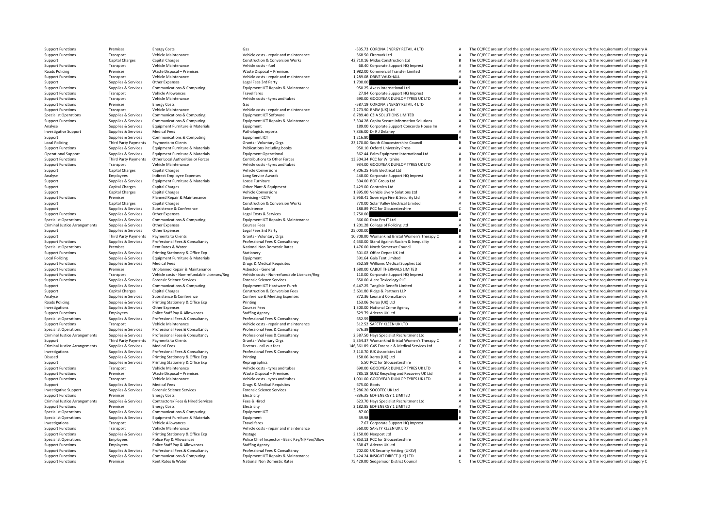| | | | | | | | |
|---|---|---|---|---|---|---|---|
| Support Functions | Premises | Energy Costs | Gas | -535.73 | CORONA ENERGY RETAIL 4 LTD | A | The CC/PCC are satisfied the spend represents VFM in accordance with the requirements of category A |
| Support Functions | Transport | Vehicle Maintenance | Vehicle costs - repair and maintenance | 568.50 | Firemark Ltd | A | The CC/PCC are satisfied the spend represents VFM in accordance with the requirements of category A |
| Support | Capital Charges | Capital Charges | Construction & Conversion Works | 42,710.16 | Midas Construction Ltd | B | The CC/PCC are satisfied the spend represents VFM in accordance with the requirements of category B |
| Support Functions | Transport | Vehicle Maintenance | Vehicle costs - fuel | 68.40 | Corporate Support HQ Imprest | A | The CC/PCC are satisfied the spend represents VFM in accordance with the requirements of category A |
| Roads Policing | Premises | Waste Disposal – Premises | Waste Disposal – Premises | 1,982.00 | Commercial Transfer Limited | A | The CC/PCC are satisfied the spend represents VFM in accordance with the requirements of category A |
| Support Functions | Transport | Vehicle Maintenance | Vehicle costs - repair and maintenance | 1,289.08 | DRIVE VAUXHALL | A | The CC/PCC are satisfied the spend represents VFM in accordance with the requirements of category A |
| Support | Supplies & Services | Other Expenses | Legal Fees 3rd Party | 1,700.00 | | A | The CC/PCC are satisfied the spend represents VFM in accordance with the requirements of category A |
| Support Functions | Supplies & Services | Communications & Computing | Equipment ICT Repairs & Maintenance | 950.25 | Axess International Ltd | A | The CC/PCC are satisfied the spend represents VFM in accordance with the requirements of category A |
| Support Functions | Transport | Vehicle Allowances | Travel fares | 27.84 | Corporate Support HQ Imprest | A | The CC/PCC are satisfied the spend represents VFM in accordance with the requirements of category A |
| Support Functions | Transport | Vehicle Maintenance | Vehicle costs - tyres and tubes | 690.00 | GOODYEAR DUNLOP TYRES UK LTD | A | The CC/PCC are satisfied the spend represents VFM in accordance with the requirements of category A |
| Support Functions | Premises | Energy Costs | Gas | -587.19 | CORONA ENERGY RETAIL 4 LTD | A | The CC/PCC are satisfied the spend represents VFM in accordance with the requirements of category A |
| Support Functions | Transport | Vehicle Maintenance | Vehicle costs - repair and maintenance | 2,273.90 | BMW (UK) Ltd | A | The CC/PCC are satisfied the spend represents VFM in accordance with the requirements of category A |
| Specialist Operations | Supplies & Services | Communications & Computing | Equipment ICT Software | 8,789.40 | C3IA SOLUTIONS LIMITED | A | The CC/PCC are satisfied the spend represents VFM in accordance with the requirements of category A |
| Support Functions | Supplies & Services | Communications & Computing | Equipment ICT Repairs & Maintenance | 3,304.28 | Capita Secure Information Solutions | A | The CC/PCC are satisfied the spend represents VFM in accordance with the requirements of category A |
| Analyse | Supplies & Services | Equipment Furniture & Materials | Equipment | 189.00 | Corporate Support Concorde House Im | A | The CC/PCC are satisfied the spend represents VFM in accordance with the requirements of category A |
| Investigative Support | Supplies & Services | Medical Fees | Pathologists reports | 7,836.00 | Dr R J Delaney | A | The CC/PCC are satisfied the spend represents VFM in accordance with the requirements of category A |
| Support | Supplies & Services | Communications & Computing | Equipment ICT | 1,216.80 | | A | The CC/PCC are satisfied the spend represents VFM in accordance with the requirements of category A |
| Local Policing | Third Party Payments | Payments to Clients | Grants - Voluntary Orgs | 23,170.00 | South Gloucestershire Council | B | The CC/PCC are satisfied the spend represents VFM in accordance with the requirements of category B |
| Support Functions | Supplies & Services | Equipment Furniture & Materials | Publications including books | 950.10 | Oxford University Press | A | The CC/PCC are satisfied the spend represents VFM in accordance with the requirements of category A |
| Operational Support | Supplies & Services | Equipment Furniture & Materials | Equipment Operational | 562.44 | Palm Equipment International Ltd | A | The CC/PCC are satisfied the spend represents VFM in accordance with the requirements of category A |
| Support Functions | Third Party Payments | Other Local Authorities or Forces | Contributions to Other Forces | 13,304.34 | PCC for Wiltshire | B | The CC/PCC are satisfied the spend represents VFM in accordance with the requirements of category B |
| Support Functions | Transport | Vehicle Maintenance | Vehicle costs - tyres and tubes | 934.00 | GOODYEAR DUNLOP TYRES UK LTD | A | The CC/PCC are satisfied the spend represents VFM in accordance with the requirements of category A |
| Support | Capital Charges | Capital Charges | Vehicle Conversions | 4,806.25 | Halls Electrical Ltd | A | The CC/PCC are satisfied the spend represents VFM in accordance with the requirements of category A |
| Analyse | Employees | Indirect Employee Expenses | Long Service Awards | 448.00 | Corporate Support HQ Imprest | A | The CC/PCC are satisfied the spend represents VFM in accordance with the requirements of category A |
| Support | Supplies & Services | Equipment Furniture & Materials | Loose Furniture | 504.00 | BOF Group Ltd | A | The CC/PCC are satisfied the spend represents VFM in accordance with the requirements of category A |
| Support | Capital Charges | Capital Charges | Other Plant & Equipment | 2,429.00 | Controlco Ltd | A | The CC/PCC are satisfied the spend represents VFM in accordance with the requirements of category A |
| Support | Capital Charges | Capital Charges | Vehicle Conversions | 1,895.00 | Vehicle Livery Solutions Ltd | A | The CC/PCC are satisfied the spend represents VFM in accordance with the requirements of category A |
| Support Functions | Premises | Planned Repair & Maintenance | Servicing - CCTV | 5,958.41 | Sovereign Fire & Security Ltd | A | The CC/PCC are satisfied the spend represents VFM in accordance with the requirements of category A |
| Support | Capital Charges | Capital Charges | Construction & Conversion Works | 770.00 | Solar Valley Electrical Limited | A | The CC/PCC are satisfied the spend represents VFM in accordance with the requirements of category A |
| Support | Supplies & Services | Subsistence & Conference | Subsistence | 188.89 | PCC for Gloucestershire | C | The CC/PCC are satisfied the spend represents VFM in accordance with the requirements of category C |
| Support Functions | Supplies & Services | Other Expenses | Legal Costs & Services | 2,750.00 | | A | The CC/PCC are satisfied the spend represents VFM in accordance with the requirements of category A |
| Specialist Operations | Supplies & Services | Communications & Computing | Equipment ICT Repairs & Maintenance | 666.00 | Data Pro IT Ltd | A | The CC/PCC are satisfied the spend represents VFM in accordance with the requirements of category A |
| Criminal Justice Arrangements | Supplies & Services | Other Expenses | Courses Fees | 1,201.28 | College of Policing Ltd | A | The CC/PCC are satisfied the spend represents VFM in accordance with the requirements of category A |
| Support | Supplies & Services | Other Expenses | Legal Fees 3rd Party | 25,000.00 | | B | The CC/PCC are satisfied the spend represents VFM in accordance with the requirements of category B |
| Support | Third Party Payments | Payments to Clients | Grants - Voluntary Orgs | 10,708.00 | Womankind Bristol Women's Therapy C | B | The CC/PCC are satisfied the spend represents VFM in accordance with the requirements of category B |
| Support Functions | Supplies & Services | Professional Fees & Consultancy | Professional Fees & Consultancy | 4,630.00 | Stand Against Racism & Inequality | A | The CC/PCC are satisfied the spend represents VFM in accordance with the requirements of category A |
| Specialist Operations | Premises | Rent Rates & Water | National Non Domestic Rates | 1,476.00 | North Somerset Council | A | The CC/PCC are satisfied the spend represents VFM in accordance with the requirements of category A |
| Support Functions | Supplies & Services | Printing Stationery & Office Exp | Stationery | 501.02 | Office Depot UK Ltd | A | The CC/PCC are satisfied the spend represents VFM in accordance with the requirements of category A |
| Local Policing | Supplies & Services | Equipment Furniture & Materials | Equipment | 591.64 | Gala Tent Limited | A | The CC/PCC are satisfied the spend represents VFM in accordance with the requirements of category A |
| Support Functions | Supplies & Services | Medical Fees | Drugs & Medical Requisites | 852.59 | Williams Medical Supplies Ltd | A | The CC/PCC are satisfied the spend represents VFM in accordance with the requirements of category A |
| Support Functions | Premises | Unplanned Repair & Maintenance | Asbestos - General | 1,680.00 | CABOT THERMALS LIMITED | A | The CC/PCC are satisfied the spend represents VFM in accordance with the requirements of category A |
| Support Functions | Transport | Vehicle costs - Non-refundable Licences/Reg | Vehicle costs - Non-refundable Licences/Reg | 110.00 | Corporate Support HQ Imprest | A | The CC/PCC are satisfied the spend represents VFM in accordance with the requirements of category A |
| Support Functions | Supplies & Services | Forensic Science Services | Forensic Science Services | 650.00 | Alere Toxicology PLC | A | The CC/PCC are satisfied the spend represents VFM in accordance with the requirements of category A |
| Support | Supplies & Services | Communications & Computing | Equipment ICT Hardware Purch | 6,447.25 | Tangible Benefit Limited | A | The CC/PCC are satisfied the spend represents VFM in accordance with the requirements of category A |
| Support | Capital Charges | Capital Charges | Construction & Conversion Fees | 3,631.80 | Ridge & Partners LLP | A | The CC/PCC are satisfied the spend represents VFM in accordance with the requirements of category A |
| Analyse | Supplies & Services | Subsistence & Conference | Conference & Meeting Expenses | 872.36 | Leonard Consultancy | A | The CC/PCC are satisfied the spend represents VFM in accordance with the requirements of category A |
| Roads Policing | Supplies & Services | Printing Stationery & Office Exp | Printing | 153.06 | Xerox (UK) Ltd | A | The CC/PCC are satisfied the spend represents VFM in accordance with the requirements of category A |
| Investigations | Supplies & Services | Other Expenses | Courses Fees | 1,300.00 | National Crime Agency | A | The CC/PCC are satisfied the spend represents VFM in accordance with the requirements of category A |
| Support Functions | Employees | Police Staff Pay & Allowances | Staffing Agency | 529.79 | Adecco UK Ltd | A | The CC/PCC are satisfied the spend represents VFM in accordance with the requirements of category A |
| Specialist Operations | Supplies & Services | Professional Fees & Consultancy | Professional Fees & Consultancy | 652.59 | | A | The CC/PCC are satisfied the spend represents VFM in accordance with the requirements of category A |
| Support Functions | Transport | Vehicle Maintenance | Vehicle costs - repair and maintenance | 512.52 | SAFETY KLEEN UK LTD | A | The CC/PCC are satisfied the spend represents VFM in accordance with the requirements of category A |
| Specialist Operations | Supplies & Services | Professional Fees & Consultancy | Professional Fees & Consultancy | 676.39 | | A | The CC/PCC are satisfied the spend represents VFM in accordance with the requirements of category A |
| Criminal Justice Arrangements | Supplies & Services | Professional Fees & Consultancy | Professional Fees & Consultancy | 2,587.50 | Hays Specialist Recruitment Ltd | A | The CC/PCC are satisfied the spend represents VFM in accordance with the requirements of category A |
| Support | Third Party Payments | Payments to Clients | Grants - Voluntary Orgs | 5,354.37 | Womankind Bristol Women's Therapy C | A | The CC/PCC are satisfied the spend represents VFM in accordance with the requirements of category A |
| Criminal Justice Arrangements | Supplies & Services | Medical Fees | Doctors - call out fees | 146,361.89 | G4S Forensic & Medical Services Ltd | C | The CC/PCC are satisfied the spend represents VFM in accordance with the requirements of category C |
| Investigations | Supplies & Services | Professional Fees & Consultancy | Professional Fees & Consultancy | 3,110.70 | BJK Associates Ltd | A | The CC/PCC are satisfied the spend represents VFM in accordance with the requirements of category A |
| Disused | Supplies & Services | Printing Stationery & Office Exp | Printing | 158.06 | Xerox (UK) Ltd | A | The CC/PCC are satisfied the spend represents VFM in accordance with the requirements of category A |
| Support | Supplies & Services | Printing Stationery & Office Exp | Reprographics | 5.50 | PCC for Gloucestershire | C | The CC/PCC are satisfied the spend represents VFM in accordance with the requirements of category C |
| Support Functions | Transport | Vehicle Maintenance | Vehicle costs - tyres and tubes | 690.00 | GOODYEAR DUNLOP TYRES UK LTD | A | The CC/PCC are satisfied the spend represents VFM in accordance with the requirements of category A |
| Support Functions | Premises | Waste Disposal – Premises | Waste Disposal – Premises | 785.18 | SUEZ Recycling and Recovery UK Ltd | A | The CC/PCC are satisfied the spend represents VFM in accordance with the requirements of category A |
| Support Functions | Transport | Vehicle Maintenance | Vehicle costs - tyres and tubes | 1,001.00 | GOODYEAR DUNLOP TYRES UK LTD | A | The CC/PCC are satisfied the spend represents VFM in accordance with the requirements of category A |
| Support | Supplies & Services | Medical Fees | Drugs & Medical Requisites | 675.00 | Boots | A | The CC/PCC are satisfied the spend represents VFM in accordance with the requirements of category A |
| Investigative Support | Supplies & Services | Forensic Science Services | Forensic Science Services | 3,286.20 | SOCOTEC UK Ltd | A | The CC/PCC are satisfied the spend represents VFM in accordance with the requirements of category A |
| Support Functions | Premises | Energy Costs | Electricity | -836.35 | EDF ENERGY 1 LIMITED | A | The CC/PCC are satisfied the spend represents VFM in accordance with the requirements of category A |
| Criminal Justice Arrangements | Supplies & Services | Contractors/ Fees & Hired Services | Fees & Hired | 623.70 | Hays Specialist Recruitment Ltd | A | The CC/PCC are satisfied the spend represents VFM in accordance with the requirements of category A |
| Support Functions | Premises | Energy Costs | Electricity | 3,182.85 | EDF ENERGY 1 LIMITED | A | The CC/PCC are satisfied the spend represents VFM in accordance with the requirements of category A |
| Specialist Operations | Supplies & Services | Communications & Computing | Equipment ICT | 87.00 | | B | The CC/PCC are satisfied the spend represents VFM in accordance with the requirements of category B |
| Specialist Operations | Supplies & Services | Equipment Furniture & Materials | Equipment | 39.98 | | B | The CC/PCC are satisfied the spend represents VFM in accordance with the requirements of category B |
| Investigations | Transport | Vehicle Allowances | Travel fares | 7.67 | Corporate Support HQ Imprest | A | The CC/PCC are satisfied the spend represents VFM in accordance with the requirements of category A |
| Support Functions | Transport | Vehicle Maintenance | Vehicle costs - repair and maintenance | 560.00 | SAFETY KLEEN UK LTD | A | The CC/PCC are satisfied the spend represents VFM in accordance with the requirements of category A |
| Support Functions | Supplies & Services | Printing Stationery & Office Exp | Postage | 2,150.00 | Neopost Ltd | A | The CC/PCC are satisfied the spend represents VFM in accordance with the requirements of category A |
| Specialist Operations | Employees | Police Pay & Allowances | Police Chief Inspector - Basic Pay/NI/Pen/Allow | 6,853.13 | PCC for Gloucestershire | A | The CC/PCC are satisfied the spend represents VFM in accordance with the requirements of category A |
| Support Functions | Employees | Police Staff Pay & Allowances | Staffing Agency | 538.47 | Adecco UK Ltd | A | The CC/PCC are satisfied the spend represents VFM in accordance with the requirements of category A |
| Support Functions | Supplies & Services | Professional Fees & Consultancy | Professional Fees & Consultancy | 702.00 | UK Security Vetting (UKSV) | A | The CC/PCC are satisfied the spend represents VFM in accordance with the requirements of category A |
| Support Functions | Supplies & Services | Communications & Computing | Equipment ICT Repairs & Maintenance | 2,424.24 | INSIGHT DIRECT (UK) LTD | A | The CC/PCC are satisfied the spend represents VFM in accordance with the requirements of category A |
| Support Functions | Premises | Rent Rates & Water | National Non Domestic Rates | 75,429.00 | Sedgemoor District Council | C | The CC/PCC are satisfied the spend represents VFM in accordance with the requirements of category C |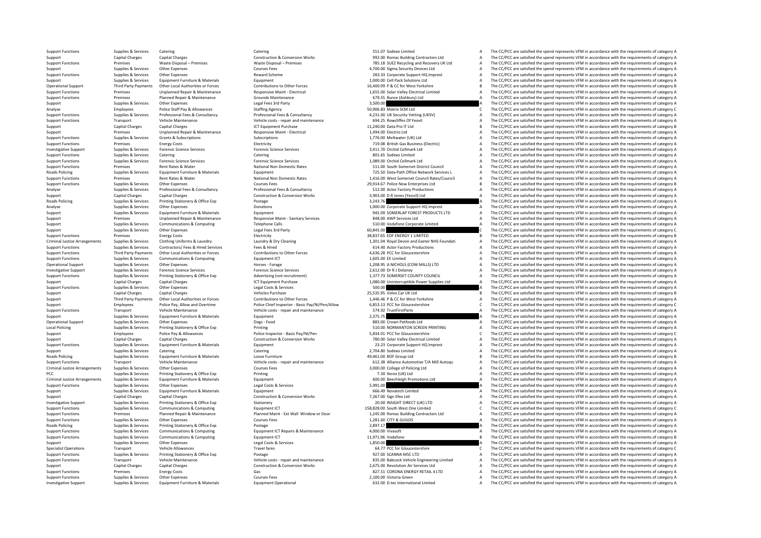| | | | | | | |
|---|---|---|---|---|---|---|
| Support Functions | Supplies & Services | Catering | Catering | 551.07 Sodexo Limited | A | The CC/PCC are satisfied the spend represents VFM in accordance with the requirements of category A |
| Support | Capital Charges | Capital Charges | Construction & Conversion Works | 992.00 Romac Building Contractors Ltd | A | The CC/PCC are satisfied the spend represents VFM in accordance with the requirements of category A |
| Support Functions | Premises | Waste Disposal – Premises | Waste Disposal – Premises | 785.18 SUEZ Recycling and Recovery UK Ltd | A | The CC/PCC are satisfied the spend represents VFM in accordance with the requirements of category A |
| Support | Supplies & Services | Other Expenses | Courses Fees | 4,700.00 Sigma Security Devices Ltd | A | The CC/PCC are satisfied the spend represents VFM in accordance with the requirements of category A |
| Support Functions | Supplies & Services | Other Expenses | Reward Scheme | 283.33 Corporate Support HQ Imprest | A | The CC/PCC are satisfied the spend represents VFM in accordance with the requirements of category A |
| Support | Supplies & Services | Equipment Furniture & Materials | Equipment | 1,000.00 Cell Pack Solutions Ltd | A | The CC/PCC are satisfied the spend represents VFM in accordance with the requirements of category A |
| Operational Support | Third Party Payments | Other Local Authorities or Forces | Contributions to Other Forces | 16,400.99 P & CC for West Yorkshire | B | The CC/PCC are satisfied the spend represents VFM in accordance with the requirements of category B |
| Support Functions | Premises | Unplanned Repair & Maintenance | Responsive Maint - Electrical | 1,655.00 Solar Valley Electrical Limited | A | The CC/PCC are satisfied the spend represents VFM in accordance with the requirements of category A |
| Support Functions | Premises | Planned Repair & Maintenance | Grounds Maintenance | 679.55 Bunce (Ashbury) Ltd | A | The CC/PCC are satisfied the spend represents VFM in accordance with the requirements of category A |
| Support | Supplies & Services | Other Expenses | Legal Fees 3rd Party | 3,500.00 | A | The CC/PCC are satisfied the spend represents VFM in accordance with the requirements of category A |
| Analyse | Employees | Police Staff Pay & Allowances | Staffing Agency | 50,906.83 Matrix SCM Ltd | C | The CC/PCC are satisfied the spend represents VFM in accordance with the requirements of category C |
| Support Functions | Supplies & Services | Professional Fees & Consultancy | Professional Fees & Consultancy | 4,231.00 UK Security Vetting (UKSV) | A | The CC/PCC are satisfied the spend represents VFM in accordance with the requirements of category A |
| Support Functions | Transport | Vehicle Maintenance | Vehicle costs - repair and maintenance | 694.25 Rowcliffes Of Yeovil | A | The CC/PCC are satisfied the spend represents VFM in accordance with the requirements of category A |
| Support | Capital Charges | Capital Charges | ICT Equipment Purchase | 11,240.00 Data Pro IT Ltd | B | The CC/PCC are satisfied the spend represents VFM in accordance with the requirements of category B |
| Support | Premises | Unplanned Repair & Maintenance | Responsive Maint - Electrical | 1,494.00 Electrio Ltd | A | The CC/PCC are satisfied the spend represents VFM in accordance with the requirements of category A |
| Support Functions | Supplies & Services | Grants & Subscriptions | Subscriptions | 1,776.00 Meltwater (UK) Ltd | A | The CC/PCC are satisfied the spend represents VFM in accordance with the requirements of category A |
| Support Functions | Premises | Energy Costs | Electricity | 719.08 British Gas Business (Electric) | A | The CC/PCC are satisfied the spend represents VFM in accordance with the requirements of category A |
| Investigative Support | Supplies & Services | Forensic Science Services | Forensic Science Services | 3,411.70 Orchid Cellmark Ltd | A | The CC/PCC are satisfied the spend represents VFM in accordance with the requirements of category A |
| Support Functions | Supplies & Services | Catering | Catering | 801.65 Sodexo Limited | A | The CC/PCC are satisfied the spend represents VFM in accordance with the requirements of category A |
| Support Functions | Supplies & Services | Forensic Science Services | Forensic Science Services | 1,089.00 Orchid Cellmark Ltd | A | The CC/PCC are satisfied the spend represents VFM in accordance with the requirements of category A |
| Support Functions | Premises | Rent Rates & Water | National Non Domestic Rates | 511.00 South Somerset District Council | A | The CC/PCC are satisfied the spend represents VFM in accordance with the requirements of category A |
| Roads Policing | Supplies & Services | Equipment Furniture & Materials | Equipment | 725.50 Data-Path Office Network Services L | A | The CC/PCC are satisfied the spend represents VFM in accordance with the requirements of category A |
| Support Functions | Premises | Rent Rates & Water | National Non Domestic Rates | 1,416.00 West Somerset Council Rates/Council | A | The CC/PCC are satisfied the spend represents VFM in accordance with the requirements of category A |
| Support Functions | Supplies & Services | Other Expenses | Courses Fees | 29,914.67 Police Now Enterprises Ltd | B | The CC/PCC are satisfied the spend represents VFM in accordance with the requirements of category B |
| Analyse | Supplies & Services | Professional Fees & Consultancy | Professional Fees & Consultancy | 512.00 Actor Factory Productions | A | The CC/PCC are satisfied the spend represents VFM in accordance with the requirements of category A |
| Support | Capital Charges | Capital Charges | Construction & Conversion Works | 3,903.00 D R Jones (Yeovil) Ltd | A | The CC/PCC are satisfied the spend represents VFM in accordance with the requirements of category A |
| Roads Policing | Supplies & Services | Printing Stationery & Office Exp | Postage | 3,243.76 | A | The CC/PCC are satisfied the spend represents VFM in accordance with the requirements of category A |
| Analyse | Supplies & Services | Other Expenses | Donations | 1,000.00 Corporate Support HQ Imprest | A | The CC/PCC are satisfied the spend represents VFM in accordance with the requirements of category A |
| Support | Supplies & Services | Equipment Furniture & Materials | Equipment | 945.09 SOMERLAP FOREST PRODUCTS LTD | A | The CC/PCC are satisfied the spend represents VFM in accordance with the requirements of category A |
| Support | Premises | Unplanned Repair & Maintenance | Responsive Maint - Sanitary Services | 848.00 AWP Services Ltd | A | The CC/PCC are satisfied the spend represents VFM in accordance with the requirements of category A |
| Support | Supplies & Services | Communications & Computing | Telephone Calls | 510.00 Vodafone Corporate Limited | A | The CC/PCC are satisfied the spend represents VFM in accordance with the requirements of category A |
| Support | Supplies & Services | Other Expenses | Legal Fees 3rd Party | 60,845.00 | C | The CC/PCC are satisfied the spend represents VFM in accordance with the requirements of category C |
| Support Functions | Premises | Energy Costs | Electricity | 38,837.65 EDF ENERGY 1 LIMITED | B | The CC/PCC are satisfied the spend represents VFM in accordance with the requirements of category B |
| Criminal Justice Arrangements | Supplies & Services | Clothing Uniforms & Laundry | Laundry & Dry Cleaning | 1,301.04 Royal Devon and Exeter NHS Foundati | A | The CC/PCC are satisfied the spend represents VFM in accordance with the requirements of category A |
| Support Functions | Supplies & Services | Contractors/ Fees & Hired Services | Fees & Hired | 614.40 Actor Factory Productions | A | The CC/PCC are satisfied the spend represents VFM in accordance with the requirements of category A |
| Support Functions | Third Party Payments | Other Local Authorities or Forces | Contributions to Other Forces | 4,636.28 PCC for Gloucestershire | A | The CC/PCC are satisfied the spend represents VFM in accordance with the requirements of category A |
| Support Functions | Supplies & Services | Communications & Computing | Equipment ICT | 1,605.00 EE Limited | A | The CC/PCC are satisfied the spend represents VFM in accordance with the requirements of category A |
| Operational Support | Supplies & Services | Other Expenses | Horses - Forage | 1,208.95 A NICHOLS (COW MILLS) LTD | A | The CC/PCC are satisfied the spend represents VFM in accordance with the requirements of category A |
| Investigative Support | Supplies & Services | Forensic Science Services | Forensic Science Services | 2,612.00 Dr R J Delaney | A | The CC/PCC are satisfied the spend represents VFM in accordance with the requirements of category A |
| Support Functions | Supplies & Services | Printing Stationery & Office Exp | Advertising (not recruitment) | 1,377.73 SOMERSET COUNTY COUNCIL | A | The CC/PCC are satisfied the spend represents VFM in accordance with the requirements of category A |
| Support | Capital Charges | Capital Charges | ICT Equipment Purchase | 1,080.00 Uninterruptible Power Supplies Ltd | A | The CC/PCC are satisfied the spend represents VFM in accordance with the requirements of category A |
| Support Functions | Supplies & Services | Other Expenses | Legal Costs & Services | 500.00 | A | The CC/PCC are satisfied the spend represents VFM in accordance with the requirements of category A |
| Support | Capital Charges | Capital Charges | Vehicles Purchase | 25,535.95 Volvo Car UK Ltd | B | The CC/PCC are satisfied the spend represents VFM in accordance with the requirements of category B |
| Support | Third Party Payments | Other Local Authorities or Forces | Contributions to Other Forces | 1,446.46 P & CC for West Yorkshire | A | The CC/PCC are satisfied the spend represents VFM in accordance with the requirements of category A |
| Support | Employees | Police Pay, Allow and Overtime | Police Chief Inspector - Basic Pay/NI/Pen/Allow | 6,853.13 PCC for Gloucestershire | C | The CC/PCC are satisfied the spend represents VFM in accordance with the requirements of category C |
| Support Functions | Transport | Vehicle Maintenance | Vehicle costs - repair and maintenance | 574.92 TrustFirstParts | A | The CC/PCC are satisfied the spend represents VFM in accordance with the requirements of category A |
| Support | Supplies & Services | Equipment Furniture & Materials | Equipment | 2,375.75 | A | The CC/PCC are satisfied the spend represents VFM in accordance with the requirements of category A |
| Operational Support | Supplies & Services | Other Expenses | Dogs - Food | 883.00 Crown Petfoods Ltd | A | The CC/PCC are satisfied the spend represents VFM in accordance with the requirements of category A |
| Local Policing | Supplies & Services | Printing Stationery & Office Exp | Printing | 510.00 NORMANTON SCREEN PRINTING | A | The CC/PCC are satisfied the spend represents VFM in accordance with the requirements of category A |
| Support | Employees | Police Pay & Allowances | Police Inspector - Basic Pay/NI/Pen | 5,834.01 PCC for Gloucestershire | C | The CC/PCC are satisfied the spend represents VFM in accordance with the requirements of category C |
| Support | Capital Charges | Capital Charges | Construction & Conversion Works | 780.00 Solar Valley Electrical Limited | A | The CC/PCC are satisfied the spend represents VFM in accordance with the requirements of category A |
| Support Functions | Supplies & Services | Equipment Furniture & Materials | Equipment | 23.23 Corporate Support HQ Imprest | A | The CC/PCC are satisfied the spend represents VFM in accordance with the requirements of category A |
| Support | Supplies & Services | Catering | Catering | 2,704.80 Sodexo Limited | A | The CC/PCC are satisfied the spend represents VFM in accordance with the requirements of category A |
| Roads Policing | Supplies & Services | Equipment Furniture & Materials | Loose Furniture | 49,461.00 BOF Group Ltd | B | The CC/PCC are satisfied the spend represents VFM in accordance with the requirements of category B |
| Support Functions | Transport | Vehicle Maintenance | Vehicle costs - repair and maintenance | 612.38 Alliance Automotive T/A Mill Autoqu | A | The CC/PCC are satisfied the spend represents VFM in accordance with the requirements of category A |
| Criminal Justice Arrangements | Supplies & Services | Other Expenses | Courses Fees | 3,000.00 College of Policing Ltd | A | The CC/PCC are satisfied the spend represents VFM in accordance with the requirements of category A |
| PCC | Supplies & Services | Printing Stationery & Office Exp | Printing | 7.30 Xerox (UK) Ltd | A | The CC/PCC are satisfied the spend represents VFM in accordance with the requirements of category A |
| Criminal Justice Arrangements | Supplies & Services | Equipment Furniture & Materials | Equipment | 600.00 Beechleigh Promotions Ltd | A | The CC/PCC are satisfied the spend represents VFM in accordance with the requirements of category A |
| Support Functions | Supplies & Services | Other Expenses | Legal Costs & Services | 5,991.00 | A | The CC/PCC are satisfied the spend represents VFM in accordance with the requirements of category A |
| Support | Supplies & Services | Equipment Furniture & Materials | Equipment | 666.49 Novatech Limited | A | The CC/PCC are satisfied the spend represents VFM in accordance with the requirements of category A |
| Support | Capital Charges | Capital Charges | Construction & Conversion Works | 7,267.00 Sign Efex Ltd | A | The CC/PCC are satisfied the spend represents VFM in accordance with the requirements of category A |
| Investigative Support | Supplies & Services | Printing Stationery & Office Exp | Stationery | 20.00 INSIGHT DIRECT (UK) LTD | A | The CC/PCC are satisfied the spend represents VFM in accordance with the requirements of category A |
| Support Functions | Supplies & Services | Communications & Computing | Equipment ICT | 158,828.00 South West One Limited | C | The CC/PCC are satisfied the spend represents VFM in accordance with the requirements of category C |
| Support Functions | Premises | Planned Repair & Maintenance | Planned Maint - Ext Wall Window or Door | 1,245.00 Romac Building Contractors Ltd | A | The CC/PCC are satisfied the spend represents VFM in accordance with the requirements of category A |
| Support Functions | Supplies & Services | Other Expenses | Courses Fees | 1,281.60 CITY & GUILDS | A | The CC/PCC are satisfied the spend represents VFM in accordance with the requirements of category A |
| Roads Policing | Supplies & Services | Printing Stationery & Office Exp | Postage | 2,897.17 | A | The CC/PCC are satisfied the spend represents VFM in accordance with the requirements of category A |
| Support Functions | Supplies & Services | Communications & Computing | Equipment ICT Repairs & Maintenance | 4,000.00 Vivasoft | A | The CC/PCC are satisfied the spend represents VFM in accordance with the requirements of category A |
| Support Functions | Supplies & Services | Communications & Computing | Equipment ICT | 11,971.96 Vodafone | B | The CC/PCC are satisfied the spend represents VFM in accordance with the requirements of category B |
| Support | Supplies & Services | Other Expenses | Legal Costs & Services | 1,850.00 | A | The CC/PCC are satisfied the spend represents VFM in accordance with the requirements of category A |
| Specialist Operations | Transport | Vehicle Allowances | Travel fares | 64.77 PCC for Gloucestershire | C | The CC/PCC are satisfied the spend represents VFM in accordance with the requirements of category C |
| Support Functions | Supplies & Services | Printing Stationery & Office Exp | Postage | 927.00 SCANNA MSC LTD | A | The CC/PCC are satisfied the spend represents VFM in accordance with the requirements of category A |
| Support Functions | Transport | Vehicle Maintenance | Vehicle costs - repair and maintenance | 835.00 Babcock Vehicle Engineering Limited | A | The CC/PCC are satisfied the spend represents VFM in accordance with the requirements of category A |
| Support | Capital Charges | Capital Charges | Construction & Conversion Works | 2,675.00 Revolution Air Services Ltd | A | The CC/PCC are satisfied the spend represents VFM in accordance with the requirements of category A |
| Support Functions | Premises | Energy Costs | Gas | 827.51 CORONA ENERGY RETAIL 4 LTD | A | The CC/PCC are satisfied the spend represents VFM in accordance with the requirements of category A |
| Support Functions | Supplies & Services | Other Expenses | Courses Fees | 2,100.00 Victoria Green | A | The CC/PCC are satisfied the spend represents VFM in accordance with the requirements of category A |
| Investigative Support | Supplies & Services | Equipment Furniture & Materials | Equipment Operational | 632.00 D.tec International Limited | A | The CC/PCC are satisfied the spend represents VFM in accordance with the requirements of category A |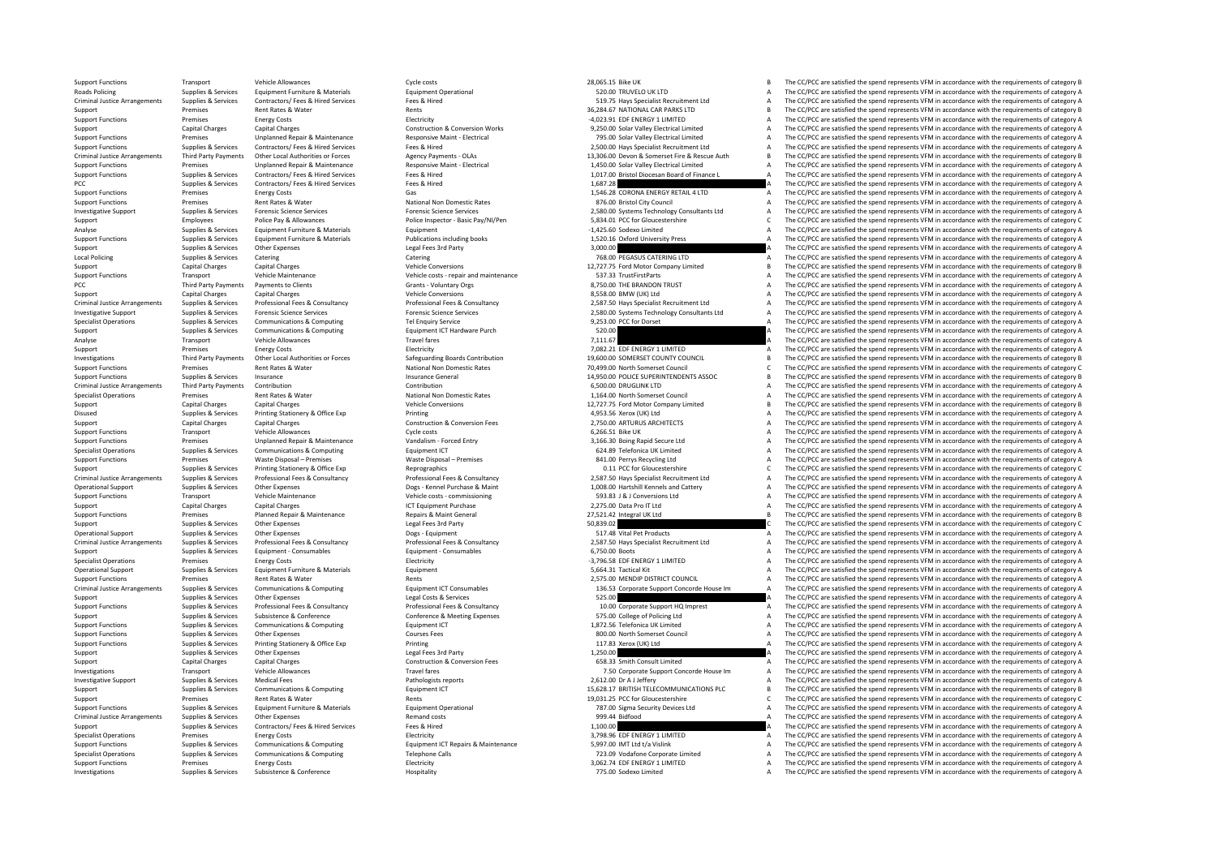| | | | | | | |
|---|---|---|---|---|---|---|
| Support Functions | Transport | Vehicle Allowances | Cycle costs | 28,065.15 Bike UK | B | The CC/PCC are satisfied the spend represents VFM in accordance with the requirements of category B |
| Roads Policing | Supplies & Services | Equipment Furniture & Materials | Equipment Operational | 520.00 TRUVELO UK LTD | A | The CC/PCC are satisfied the spend represents VFM in accordance with the requirements of category A |
| Criminal Justice Arrangements | Supplies & Services | Contractors/ Fees & Hired Services | Fees & Hired | 519.75 Hays Specialist Recruitment Ltd | A | The CC/PCC are satisfied the spend represents VFM in accordance with the requirements of category A |
| Support | Premises | Rent Rates & Water | Rents | 36,284.67 NATIONAL CAR PARKS LTD | B | The CC/PCC are satisfied the spend represents VFM in accordance with the requirements of category B |
| Support Functions | Premises | Energy Costs | Electricity | -4,023.91 EDF ENERGY 1 LIMITED | A | The CC/PCC are satisfied the spend represents VFM in accordance with the requirements of category A |
| Support | Capital Charges | Capital Charges | Construction & Conversion Works | 9,250.00 Solar Valley Electrical Limited | A | The CC/PCC are satisfied the spend represents VFM in accordance with the requirements of category A |
| Support Functions | Premises | Unplanned Repair & Maintenance | Responsive Maint - Electrical | 795.00 Solar Valley Electrical Limited | A | The CC/PCC are satisfied the spend represents VFM in accordance with the requirements of category A |
| Support Functions | Supplies & Services | Contractors/ Fees & Hired Services | Fees & Hired | 2,500.00 Hays Specialist Recruitment Ltd | A | The CC/PCC are satisfied the spend represents VFM in accordance with the requirements of category A |
| Criminal Justice Arrangements | Third Party Payments | Other Local Authorities or Forces | Agency Payments - OLAs | 13,306.00 Devon & Somerset Fire & Rescue Auth | B | The CC/PCC are satisfied the spend represents VFM in accordance with the requirements of category B |
| Support Functions | Premises | Unplanned Repair & Maintenance | Responsive Maint - Electrical | 1,450.00 Solar Valley Electrical Limited | A | The CC/PCC are satisfied the spend represents VFM in accordance with the requirements of category A |
| Support Functions | Supplies & Services | Contractors/ Fees & Hired Services | Fees & Hired | 1,017.00 Bristol Diocesan Board of Finance L | A | The CC/PCC are satisfied the spend represents VFM in accordance with the requirements of category A |
| PCC | Supplies & Services | Contractors/ Fees & Hired Services | Fees & Hired | 1,687.28 | A | The CC/PCC are satisfied the spend represents VFM in accordance with the requirements of category A |
| Support Functions | Premises | Energy Costs | Gas | 1,546.28 CORONA ENERGY RETAIL 4 LTD | A | The CC/PCC are satisfied the spend represents VFM in accordance with the requirements of category A |
| Support Functions | Premises | Rent Rates & Water | National Non Domestic Rates | 876.00 Bristol City Council | A | The CC/PCC are satisfied the spend represents VFM in accordance with the requirements of category A |
| Investigative Support | Supplies & Services | Forensic Science Services | Forensic Science Services | 2,580.00 Systems Technology Consultants Ltd | A | The CC/PCC are satisfied the spend represents VFM in accordance with the requirements of category A |
| Support | Employees | Police Pay & Allowances | Police Inspector - Basic Pay/NI/Pen | 5,834.01 PCC for Gloucestershire | C | The CC/PCC are satisfied the spend represents VFM in accordance with the requirements of category C |
| Analyse | Supplies & Services | Equipment Furniture & Materials | Equipment | -1,425.60 Sodexo Limited | A | The CC/PCC are satisfied the spend represents VFM in accordance with the requirements of category A |
| Support Functions | Supplies & Services | Equipment Furniture & Materials | Publications including books | 1,520.16 Oxford University Press | A | The CC/PCC are satisfied the spend represents VFM in accordance with the requirements of category A |
| Support | Supplies & Services | Other Expenses | Legal Fees 3rd Party | 3,000.00 | A | The CC/PCC are satisfied the spend represents VFM in accordance with the requirements of category A |
| Local Policing | Supplies & Services | Catering | Catering | 768.00 PEGASUS CATERING LTD | A | The CC/PCC are satisfied the spend represents VFM in accordance with the requirements of category A |
| Support | Capital Charges | Capital Charges | Vehicle Conversions | 12,727.75 Ford Motor Company Limited | B | The CC/PCC are satisfied the spend represents VFM in accordance with the requirements of category B |
| Support Functions | Transport | Vehicle Maintenance | Vehicle costs - repair and maintenance | 537.33 TrustFirstParts | A | The CC/PCC are satisfied the spend represents VFM in accordance with the requirements of category A |
| PCC | Third Party Payments | Payments to Clients | Grants - Voluntary Orgs | 8,750.00 THE BRANDON TRUST | A | The CC/PCC are satisfied the spend represents VFM in accordance with the requirements of category A |
| Support | Capital Charges | Capital Charges | Vehicle Conversions | 8,558.00 BMW (UK) Ltd | A | The CC/PCC are satisfied the spend represents VFM in accordance with the requirements of category A |
| Criminal Justice Arrangements | Supplies & Services | Professional Fees & Consultancy | Professional Fees & Consultancy | 2,587.50 Hays Specialist Recruitment Ltd | A | The CC/PCC are satisfied the spend represents VFM in accordance with the requirements of category A |
| Investigative Support | Supplies & Services | Forensic Science Services | Forensic Science Services | 2,580.00 Systems Technology Consultants Ltd | A | The CC/PCC are satisfied the spend represents VFM in accordance with the requirements of category A |
| Specialist Operations | Supplies & Services | Communications & Computing | Tel Enquiry Service | 9,253.00 PCC for Dorset | A | The CC/PCC are satisfied the spend represents VFM in accordance with the requirements of category A |
| Support | Supplies & Services | Communications & Computing | Equipment ICT Hardware Purch | 520.00 | A | The CC/PCC are satisfied the spend represents VFM in accordance with the requirements of category A |
| Analyse | Transport | Vehicle Allowances | Travel fares | 7,111.67 | A | The CC/PCC are satisfied the spend represents VFM in accordance with the requirements of category A |
| Support | Premises | Energy Costs | Electricity | 7,082.21 EDF ENERGY 1 LIMITED | A | The CC/PCC are satisfied the spend represents VFM in accordance with the requirements of category A |
| Investigations | Third Party Payments | Other Local Authorities or Forces | Safeguarding Boards Contribution | 19,600.00 SOMERSET COUNTY COUNCIL | B | The CC/PCC are satisfied the spend represents VFM in accordance with the requirements of category B |
| Support Functions | Premises | Rent Rates & Water | National Non Domestic Rates | 70,499.00 North Somerset Council | C | The CC/PCC are satisfied the spend represents VFM in accordance with the requirements of category C |
| Support Functions | Supplies & Services | Insurance | Insurance General | 14,950.00 POLICE SUPERINTENDENTS ASSOC | B | The CC/PCC are satisfied the spend represents VFM in accordance with the requirements of category B |
| Criminal Justice Arrangements | Third Party Payments | Contribution | Contribution | 6,500.00 DRUGLINK LTD | A | The CC/PCC are satisfied the spend represents VFM in accordance with the requirements of category A |
| Specialist Operations | Premises | Rent Rates & Water | National Non Domestic Rates | 1,164.00 North Somerset Council | A | The CC/PCC are satisfied the spend represents VFM in accordance with the requirements of category A |
| Support | Capital Charges | Capital Charges | Vehicle Conversions | 12,727.75 Ford Motor Company Limited | B | The CC/PCC are satisfied the spend represents VFM in accordance with the requirements of category B |
| Disused | Supplies & Services | Printing Stationery & Office Exp | Printing | 4,953.56 Xerox (UK) Ltd | A | The CC/PCC are satisfied the spend represents VFM in accordance with the requirements of category A |
| Support | Capital Charges | Capital Charges | Construction & Conversion Fees | 2,750.00 ARTURUS ARCHITECTS | A | The CC/PCC are satisfied the spend represents VFM in accordance with the requirements of category A |
| Support Functions | Transport | Vehicle Allowances | Cycle costs | 6,266.51 Bike UK | A | The CC/PCC are satisfied the spend represents VFM in accordance with the requirements of category A |
| Support Functions | Premises | Unplanned Repair & Maintenance | Vandalism - Forced Entry | 3,166.30 Boing Rapid Secure Ltd | A | The CC/PCC are satisfied the spend represents VFM in accordance with the requirements of category A |
| Specialist Operations | Supplies & Services | Communications & Computing | Equipment ICT | 624.89 Telefonica UK Limited | A | The CC/PCC are satisfied the spend represents VFM in accordance with the requirements of category A |
| Support Functions | Premises | Waste Disposal – Premises | Waste Disposal – Premises | 841.00 Perrys Recycling Ltd | A | The CC/PCC are satisfied the spend represents VFM in accordance with the requirements of category A |
| Support | Supplies & Services | Printing Stationery & Office Exp | Reprographics | 0.11 PCC for Gloucestershire | C | The CC/PCC are satisfied the spend represents VFM in accordance with the requirements of category C |
| Criminal Justice Arrangements | Supplies & Services | Professional Fees & Consultancy | Professional Fees & Consultancy | 2,587.50 Hays Specialist Recruitment Ltd | A | The CC/PCC are satisfied the spend represents VFM in accordance with the requirements of category A |
| Operational Support | Supplies & Services | Other Expenses | Dogs - Kennel Purchase & Maint | 1,008.00 Hartshill Kennels and Cattery | A | The CC/PCC are satisfied the spend represents VFM in accordance with the requirements of category A |
| Support Functions | Transport | Vehicle Maintenance | Vehicle costs - commissioning | 593.83 J & J Conversions Ltd | A | The CC/PCC are satisfied the spend represents VFM in accordance with the requirements of category A |
| Support | Capital Charges | Capital Charges | ICT Equipment Purchase | 2,275.00 Data Pro IT Ltd | A | The CC/PCC are satisfied the spend represents VFM in accordance with the requirements of category A |
| Support Functions | Premises | Planned Repair & Maintenance | Repairs & Maint General | 27,521.42 Integral UK Ltd | B | The CC/PCC are satisfied the spend represents VFM in accordance with the requirements of category B |
| Support | Supplies & Services | Other Expenses | Legal Fees 3rd Party | 50,839.02 | C | The CC/PCC are satisfied the spend represents VFM in accordance with the requirements of category C |
| Operational Support | Supplies & Services | Other Expenses | Dogs - Equipment | 517.48 Vital Pet Products | A | The CC/PCC are satisfied the spend represents VFM in accordance with the requirements of category A |
| Criminal Justice Arrangements | Supplies & Services | Professional Fees & Consultancy | Professional Fees & Consultancy | 2,587.50 Hays Specialist Recruitment Ltd | A | The CC/PCC are satisfied the spend represents VFM in accordance with the requirements of category A |
| Support | Supplies & Services | Equipment - Consumables | Equipment - Consumables | 6,750.00 Boots | A | The CC/PCC are satisfied the spend represents VFM in accordance with the requirements of category A |
| Specialist Operations | Premises | Energy Costs | Electricity | -3,796.58 EDF ENERGY 1 LIMITED | A | The CC/PCC are satisfied the spend represents VFM in accordance with the requirements of category A |
| Operational Support | Supplies & Services | Equipment Furniture & Materials | Equipment | 5,664.31 Tactical Kit | A | The CC/PCC are satisfied the spend represents VFM in accordance with the requirements of category A |
| Support Functions | Premises | Rent Rates & Water | Rents | 2,575.00 MENDIP DISTRICT COUNCIL | A | The CC/PCC are satisfied the spend represents VFM in accordance with the requirements of category A |
| Criminal Justice Arrangements | Supplies & Services | Communications & Computing | Equipment ICT Consumables | 136.53 Corporate Support Concorde House Im | A | The CC/PCC are satisfied the spend represents VFM in accordance with the requirements of category A |
| Support | Supplies & Services | Other Expenses | Legal Costs & Services | 525.00 | A | The CC/PCC are satisfied the spend represents VFM in accordance with the requirements of category A |
| Support Functions | Supplies & Services | Professional Fees & Consultancy | Professional Fees & Consultancy | 10.00 Corporate Support HQ Imprest | A | The CC/PCC are satisfied the spend represents VFM in accordance with the requirements of category A |
| Support | Supplies & Services | Subsistence & Conference | Conference & Meeting Expenses | 575.00 College of Policing Ltd | A | The CC/PCC are satisfied the spend represents VFM in accordance with the requirements of category A |
| Support Functions | Supplies & Services | Communications & Computing | Equipment ICT | 1,872.56 Telefonica UK Limited | A | The CC/PCC are satisfied the spend represents VFM in accordance with the requirements of category A |
| Support Functions | Supplies & Services | Other Expenses | Courses Fees | 800.00 North Somerset Council | A | The CC/PCC are satisfied the spend represents VFM in accordance with the requirements of category A |
| Support Functions | Supplies & Services | Printing Stationery & Office Exp | Printing | 117.83 Xerox (UK) Ltd | A | The CC/PCC are satisfied the spend represents VFM in accordance with the requirements of category A |
| Support | Supplies & Services | Other Expenses | Legal Fees 3rd Party | 1,250.00 | A | The CC/PCC are satisfied the spend represents VFM in accordance with the requirements of category A |
| Support | Capital Charges | Capital Charges | Construction & Conversion Fees | 658.33 Smith Consult Limited | A | The CC/PCC are satisfied the spend represents VFM in accordance with the requirements of category A |
| Investigations | Transport | Vehicle Allowances | Travel fares | 7.50 Corporate Support Concorde House Im | A | The CC/PCC are satisfied the spend represents VFM in accordance with the requirements of category A |
| Investigative Support | Supplies & Services | Medical Fees | Pathologists reports | 2,612.00 Dr A J Jeffery | A | The CC/PCC are satisfied the spend represents VFM in accordance with the requirements of category A |
| Support | Supplies & Services | Communications & Computing | Equipment ICT | 15,628.17 BRITISH TELECOMMUNICATIONS PLC | B | The CC/PCC are satisfied the spend represents VFM in accordance with the requirements of category B |
| Support | Premises | Rent Rates & Water | Rents | 19,031.25 PCC for Gloucestershire | C | The CC/PCC are satisfied the spend represents VFM in accordance with the requirements of category C |
| Support Functions | Supplies & Services | Equipment Furniture & Materials | Equipment Operational | 787.00 Sigma Security Devices Ltd | A | The CC/PCC are satisfied the spend represents VFM in accordance with the requirements of category A |
| Criminal Justice Arrangements | Supplies & Services | Other Expenses | Remand costs | 999.44 Bidfood | A | The CC/PCC are satisfied the spend represents VFM in accordance with the requirements of category A |
| Support | Supplies & Services | Contractors/ Fees & Hired Services | Fees & Hired | 1,100.00 | A | The CC/PCC are satisfied the spend represents VFM in accordance with the requirements of category A |
| Specialist Operations | Premises | Energy Costs | Electricity | 3,798.96 EDF ENERGY 1 LIMITED | A | The CC/PCC are satisfied the spend represents VFM in accordance with the requirements of category A |
| Support Functions | Supplies & Services | Communications & Computing | Equipment ICT Repairs & Maintenance | 5,997.00 IMT Ltd t/a Vislink | A | The CC/PCC are satisfied the spend represents VFM in accordance with the requirements of category A |
| Specialist Operations | Supplies & Services | Communications & Computing | Telephone Calls | 723.09 Vodafone Corporate Limited | A | The CC/PCC are satisfied the spend represents VFM in accordance with the requirements of category A |
| Support Functions | Premises | Energy Costs | Electricity | 3,062.74 EDF ENERGY 1 LIMITED | A | The CC/PCC are satisfied the spend represents VFM in accordance with the requirements of category A |
| Investigations | Supplies & Services | Subsistence & Conference | Hospitality | 775.00 Sodexo Limited | A | The CC/PCC are satisfied the spend represents VFM in accordance with the requirements of category A |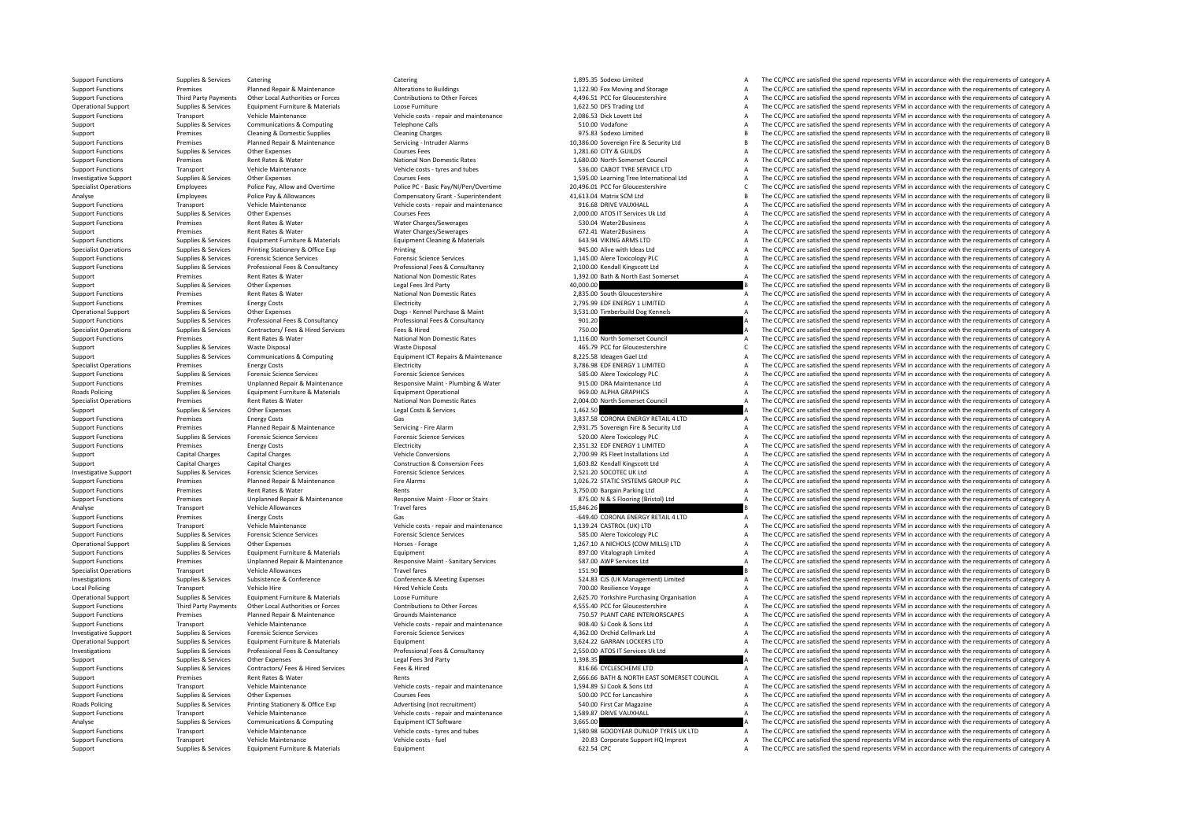| | | | | | | | |
|---|---|---|---|---|---|---|---|
| Support Functions | Supplies & Services | Catering | Catering | 1,895.35 | Sodexo Limited | A | The CC/PCC are satisfied the spend represents VFM in accordance with the requirements of category A |
| Support Functions | Premises | Planned Repair & Maintenance | Alterations to Buildings | 1,122.90 | Fox Moving and Storage | A | The CC/PCC are satisfied the spend represents VFM in accordance with the requirements of category A |
| Support Functions | Third Party Payments | Other Local Authorities or Forces | Contributions to Other Forces | 4,496.51 | PCC for Gloucestershire | A | The CC/PCC are satisfied the spend represents VFM in accordance with the requirements of category A |
| Operational Support | Supplies & Services | Equipment Furniture & Materials | Loose Furniture | 1,622.50 | DFS Trading Ltd | A | The CC/PCC are satisfied the spend represents VFM in accordance with the requirements of category A |
| Support Functions | Transport | Vehicle Maintenance | Vehicle costs - repair and maintenance | 2,086.53 | Dick Lovett Ltd | A | The CC/PCC are satisfied the spend represents VFM in accordance with the requirements of category A |
| Support | Supplies & Services | Communications & Computing | Telephone Calls | 510.00 | Vodafone | A | The CC/PCC are satisfied the spend represents VFM in accordance with the requirements of category A |
| Support | Premises | Cleaning & Domestic Supplies | Cleaning Charges | 975.83 | Sodexo Limited | B | The CC/PCC are satisfied the spend represents VFM in accordance with the requirements of category B |
| Support Functions | Premises | Planned Repair & Maintenance | Servicing - Intruder Alarms | 10,386.00 | Sovereign Fire & Security Ltd | B | The CC/PCC are satisfied the spend represents VFM in accordance with the requirements of category B |
| Support Functions | Supplies & Services | Other Expenses | Courses Fees | 1,281.60 | CITY & GUILDS | A | The CC/PCC are satisfied the spend represents VFM in accordance with the requirements of category A |
| Support Functions | Premises | Rent Rates & Water | National Non Domestic Rates | 1,680.00 | North Somerset Council | A | The CC/PCC are satisfied the spend represents VFM in accordance with the requirements of category A |
| Support Functions | Transport | Vehicle Maintenance | Vehicle costs - tyres and tubes | 536.00 | CABOT TYRE SERVICE LTD | A | The CC/PCC are satisfied the spend represents VFM in accordance with the requirements of category A |
| Investigative Support | Supplies & Services | Other Expenses | Courses Fees | 1,595.00 | Learning Tree International Ltd | A | The CC/PCC are satisfied the spend represents VFM in accordance with the requirements of category A |
| Specialist Operations | Employees | Police Pay, Allow and Overtime | Police PC - Basic Pay/NI/Pen/Overtime | 20,496.01 | PCC for Gloucestershire | C | The CC/PCC are satisfied the spend represents VFM in accordance with the requirements of category C |
| Analyse | Employees | Police Pay & Allowances | Compensatory Grant - Superintendent | 41,613.04 | Matrix SCM Ltd | B | The CC/PCC are satisfied the spend represents VFM in accordance with the requirements of category B |
| Support Functions | Transport | Vehicle Maintenance | Vehicle costs - repair and maintenance | 916.68 | DRIVE VAUXHALL | A | The CC/PCC are satisfied the spend represents VFM in accordance with the requirements of category A |
| Support Functions | Supplies & Services | Other Expenses | Courses Fees | 2,000.00 | ATOS IT Services Uk Ltd | A | The CC/PCC are satisfied the spend represents VFM in accordance with the requirements of category A |
| Support Functions | Premises | Rent Rates & Water | Water Charges/Sewerages | 530.04 | Water2Business | A | The CC/PCC are satisfied the spend represents VFM in accordance with the requirements of category A |
| Support | Premises | Rent Rates & Water | Water Charges/Sewerages | 672.41 | Water2Business | A | The CC/PCC are satisfied the spend represents VFM in accordance with the requirements of category A |
| Support Functions | Supplies & Services | Equipment Furniture & Materials | Equipment Cleaning & Materials | 643.94 | VIKING ARMS LTD | A | The CC/PCC are satisfied the spend represents VFM in accordance with the requirements of category A |
| Specialist Operations | Supplies & Services | Printing Stationery & Office Exp | Printing | 945.00 | Alive with Ideas Ltd | A | The CC/PCC are satisfied the spend represents VFM in accordance with the requirements of category A |
| Support Functions | Supplies & Services | Forensic Science Services | Forensic Science Services | 1,145.00 | Alere Toxicology PLC | A | The CC/PCC are satisfied the spend represents VFM in accordance with the requirements of category A |
| Support Functions | Supplies & Services | Professional Fees & Consultancy | Professional Fees & Consultancy | 2,100.00 | Kendall Kingscott Ltd | A | The CC/PCC are satisfied the spend represents VFM in accordance with the requirements of category A |
| Support | Premises | Rent Rates & Water | National Non Domestic Rates | 1,392.00 | Bath & North East Somerset | A | The CC/PCC are satisfied the spend represents VFM in accordance with the requirements of category A |
| Support | Supplies & Services | Other Expenses | Legal Fees 3rd Party | 40,000.00 | | B | The CC/PCC are satisfied the spend represents VFM in accordance with the requirements of category B |
| Support Functions | Premises | Rent Rates & Water | National Non Domestic Rates | 2,835.00 | South Gloucestershire | A | The CC/PCC are satisfied the spend represents VFM in accordance with the requirements of category A |
| Support Functions | Premises | Energy Costs | Electricity | 2,795.99 | EDF ENERGY 1 LIMITED | A | The CC/PCC are satisfied the spend represents VFM in accordance with the requirements of category A |
| Operational Support | Supplies & Services | Other Expenses | Dogs - Kennel Purchase & Maint | 3,531.00 | Timberbuild Dog Kennels | A | The CC/PCC are satisfied the spend represents VFM in accordance with the requirements of category A |
| Support Functions | Supplies & Services | Professional Fees & Consultancy | Professional Fees & Consultancy | 901.20 | | A | The CC/PCC are satisfied the spend represents VFM in accordance with the requirements of category A |
| Specialist Operations | Supplies & Services | Contractors/ Fees & Hired Services | Fees & Hired | 750.00 | | A | The CC/PCC are satisfied the spend represents VFM in accordance with the requirements of category A |
| Support Functions | Premises | Rent Rates & Water | National Non Domestic Rates | 1,116.00 | North Somerset Council | A | The CC/PCC are satisfied the spend represents VFM in accordance with the requirements of category A |
| Support | Supplies & Services | Waste Disposal | Waste Disposal | 465.79 | PCC for Gloucestershire | C | The CC/PCC are satisfied the spend represents VFM in accordance with the requirements of category C |
| Support | Supplies & Services | Communications & Computing | Equipment ICT Repairs & Maintenance | 8,225.58 | Ideagen Gael Ltd | A | The CC/PCC are satisfied the spend represents VFM in accordance with the requirements of category A |
| Specialist Operations | Premises | Energy Costs | Electricity | 3,786.98 | EDF ENERGY 1 LIMITED | A | The CC/PCC are satisfied the spend represents VFM in accordance with the requirements of category A |
| Support Functions | Supplies & Services | Forensic Science Services | Forensic Science Services | 585.00 | Alere Toxicology PLC | A | The CC/PCC are satisfied the spend represents VFM in accordance with the requirements of category A |
| Support Functions | Premises | Unplanned Repair & Maintenance | Responsive Maint - Plumbing & Water | 915.00 | DRA Maintenance Ltd | A | The CC/PCC are satisfied the spend represents VFM in accordance with the requirements of category A |
| Roads Policing | Supplies & Services | Equipment Furniture & Materials | Equipment Operational | 969.00 | ALPHA GRAPHICS | A | The CC/PCC are satisfied the spend represents VFM in accordance with the requirements of category A |
| Specialist Operations | Premises | Rent Rates & Water | National Non Domestic Rates | 2,004.00 | North Somerset Council | A | The CC/PCC are satisfied the spend represents VFM in accordance with the requirements of category A |
| Support | Supplies & Services | Other Expenses | Legal Costs & Services | 1,462.50 | | A | The CC/PCC are satisfied the spend represents VFM in accordance with the requirements of category A |
| Support Functions | Premises | Energy Costs | Gas | 3,837.58 | CORONA ENERGY RETAIL 4 LTD | A | The CC/PCC are satisfied the spend represents VFM in accordance with the requirements of category A |
| Support Functions | Premises | Planned Repair & Maintenance | Servicing - Fire Alarm | 2,931.75 | Sovereign Fire & Security Ltd | A | The CC/PCC are satisfied the spend represents VFM in accordance with the requirements of category A |
| Support Functions | Supplies & Services | Forensic Science Services | Forensic Science Services | 520.00 | Alere Toxicology PLC | A | The CC/PCC are satisfied the spend represents VFM in accordance with the requirements of category A |
| Support Functions | Premises | Energy Costs | Electricity | 2,351.32 | EDF ENERGY 1 LIMITED | A | The CC/PCC are satisfied the spend represents VFM in accordance with the requirements of category A |
| Support | Capital Charges | Capital Charges | Vehicle Conversions | 2,700.99 | RS Fleet Installations Ltd | A | The CC/PCC are satisfied the spend represents VFM in accordance with the requirements of category A |
| Support | Capital Charges | Capital Charges | Construction & Conversion Fees | 1,603.82 | Kendall Kingscott Ltd | A | The CC/PCC are satisfied the spend represents VFM in accordance with the requirements of category A |
| Investigative Support | Supplies & Services | Forensic Science Services | Forensic Science Services | 2,521.20 | SOCOTEC UK Ltd | A | The CC/PCC are satisfied the spend represents VFM in accordance with the requirements of category A |
| Support Functions | Premises | Planned Repair & Maintenance | Fire Alarms | 1,026.72 | STATIC SYSTEMS GROUP PLC | A | The CC/PCC are satisfied the spend represents VFM in accordance with the requirements of category A |
| Support Functions | Premises | Rent Rates & Water | Rents | 3,750.00 | Bargain Parking Ltd | A | The CC/PCC are satisfied the spend represents VFM in accordance with the requirements of category A |
| Support Functions | Premises | Unplanned Repair & Maintenance | Responsive Maint - Floor or Stairs | 875.00 | N & S Flooring (Bristol) Ltd | A | The CC/PCC are satisfied the spend represents VFM in accordance with the requirements of category A |
| Analyse | Transport | Vehicle Allowances | Travel fares | 15,846.26 | | B | The CC/PCC are satisfied the spend represents VFM in accordance with the requirements of category B |
| Support Functions | Premises | Energy Costs | Gas | -649.40 | CORONA ENERGY RETAIL 4 LTD | A | The CC/PCC are satisfied the spend represents VFM in accordance with the requirements of category A |
| Support Functions | Transport | Vehicle Maintenance | Vehicle costs - repair and maintenance | 1,139.24 | CASTROL (UK) LTD | A | The CC/PCC are satisfied the spend represents VFM in accordance with the requirements of category A |
| Support Functions | Supplies & Services | Forensic Science Services | Forensic Science Services | 585.00 | Alere Toxicology PLC | A | The CC/PCC are satisfied the spend represents VFM in accordance with the requirements of category A |
| Operational Support | Supplies & Services | Other Expenses | Horses - Forage | 1,267.10 | A NICHOLS (COW MILLS) LTD | A | The CC/PCC are satisfied the spend represents VFM in accordance with the requirements of category A |
| Support Functions | Supplies & Services | Equipment Furniture & Materials | Equipment | 897.00 | Vitalograph Limited | A | The CC/PCC are satisfied the spend represents VFM in accordance with the requirements of category A |
| Support Functions | Premises | Unplanned Repair & Maintenance | Responsive Maint - Sanitary Services | 587.00 | AWP Services Ltd | A | The CC/PCC are satisfied the spend represents VFM in accordance with the requirements of category A |
| Specialist Operations | Transport | Vehicle Allowances | Travel fares | 151.90 | | B | The CC/PCC are satisfied the spend represents VFM in accordance with the requirements of category B |
| Investigations | Supplies & Services | Subsistence & Conference | Conference & Meeting Expenses | 524.83 | CJS (UK Management) Limited | A | The CC/PCC are satisfied the spend represents VFM in accordance with the requirements of category A |
| Local Policing | Transport | Vehicle Hire | Hired Vehicle Costs | 700.00 | Resilience Voyage | A | The CC/PCC are satisfied the spend represents VFM in accordance with the requirements of category A |
| Operational Support | Supplies & Services | Equipment Furniture & Materials | Loose Furniture | 2,625.70 | Yorkshire Purchasing Organisation | A | The CC/PCC are satisfied the spend represents VFM in accordance with the requirements of category A |
| Support Functions | Third Party Payments | Other Local Authorities or Forces | Contributions to Other Forces | 4,555.40 | PCC for Gloucestershire | A | The CC/PCC are satisfied the spend represents VFM in accordance with the requirements of category A |
| Support Functions | Premises | Planned Repair & Maintenance | Grounds Maintenance | 750.57 | PLANT CARE INTERIORSCAPES | A | The CC/PCC are satisfied the spend represents VFM in accordance with the requirements of category A |
| Support Functions | Transport | Vehicle Maintenance | Vehicle costs - repair and maintenance | 908.40 | SJ Cook & Sons Ltd | A | The CC/PCC are satisfied the spend represents VFM in accordance with the requirements of category A |
| Investigative Support | Supplies & Services | Forensic Science Services | Forensic Science Services | 4,362.00 | Orchid Cellmark Ltd | A | The CC/PCC are satisfied the spend represents VFM in accordance with the requirements of category A |
| Operational Support | Supplies & Services | Equipment Furniture & Materials | Equipment | 3,624.22 | GARRAN LOCKERS LTD | A | The CC/PCC are satisfied the spend represents VFM in accordance with the requirements of category A |
| Investigations | Supplies & Services | Professional Fees & Consultancy | Professional Fees & Consultancy | 2,550.00 | ATOS IT Services Uk Ltd | A | The CC/PCC are satisfied the spend represents VFM in accordance with the requirements of category A |
| Support | Supplies & Services | Other Expenses | Legal Fees 3rd Party | 1,398.35 | | A | The CC/PCC are satisfied the spend represents VFM in accordance with the requirements of category A |
| Support Functions | Supplies & Services | Contractors/ Fees & Hired Services | Fees & Hired | 816.66 | CYCLESCHEME LTD | A | The CC/PCC are satisfied the spend represents VFM in accordance with the requirements of category A |
| Support | Premises | Rent Rates & Water | Rents | 2,666.66 | BATH & NORTH EAST SOMERSET COUNCIL | A | The CC/PCC are satisfied the spend represents VFM in accordance with the requirements of category A |
| Support Functions | Transport | Vehicle Maintenance | Vehicle costs - repair and maintenance | 1,594.89 | SJ Cook & Sons Ltd | A | The CC/PCC are satisfied the spend represents VFM in accordance with the requirements of category A |
| Support Functions | Supplies & Services | Other Expenses | Courses Fees | 500.00 | PCC for Lancashire | A | The CC/PCC are satisfied the spend represents VFM in accordance with the requirements of category A |
| Roads Policing | Supplies & Services | Printing Stationery & Office Exp | Advertising (not recruitment) | 540.00 | First Car Magazine | A | The CC/PCC are satisfied the spend represents VFM in accordance with the requirements of category A |
| Support Functions | Transport | Vehicle Maintenance | Vehicle costs - repair and maintenance | 1,589.87 | DRIVE VAUXHALL | A | The CC/PCC are satisfied the spend represents VFM in accordance with the requirements of category A |
| Analyse | Supplies & Services | Communications & Computing | Equipment ICT Software | 3,665.00 | | A | The CC/PCC are satisfied the spend represents VFM in accordance with the requirements of category A |
| Support Functions | Transport | Vehicle Maintenance | Vehicle costs - tyres and tubes | 1,580.98 | GOODYEAR DUNLOP TYRES UK LTD | A | The CC/PCC are satisfied the spend represents VFM in accordance with the requirements of category A |
| Support Functions | Transport | Vehicle Maintenance | Vehicle costs - fuel | 20.83 | Corporate Support HQ Imprest | A | The CC/PCC are satisfied the spend represents VFM in accordance with the requirements of category A |
| Support | Supplies & Services | Equipment Furniture & Materials | Equipment | 622.54 | CPC | A | The CC/PCC are satisfied the spend represents VFM in accordance with the requirements of category A |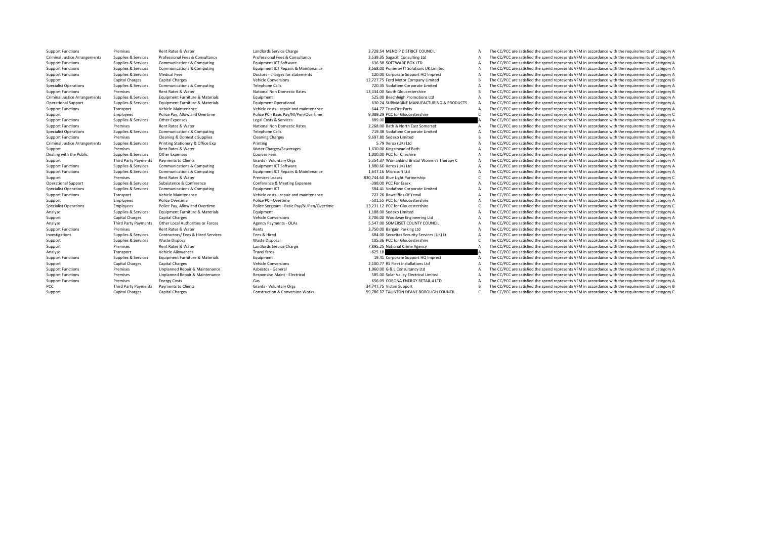| | | | | | | | |
|---|---|---|---|---|---|---|---|
| Support Functions | Premises | Rent Rates & Water | Landlords Service Charge | 3,728.54 | MENDIP DISTRICT COUNCIL | A | The CC/PCC are satisfied the spend represents VFM in accordance with the requirements of category A |
| Criminal Justice Arrangements | Supplies & Services | Professional Fees & Consultancy | Professional Fees & Consultancy | 2,539.35 | Sagaciti Consulting Ltd | A | The CC/PCC are satisfied the spend represents VFM in accordance with the requirements of category A |
| Support Functions | Supplies & Services | Communications & Computing | Equipment ICT Software | 636.98 | SOFTWARE BOX LTD | A | The CC/PCC are satisfied the spend represents VFM in accordance with the requirements of category A |
| Support Functions | Supplies & Services | Communications & Computing | Equipment ICT Repairs & Maintenance | 3,568.00 | Pomeroy IT Solutions UK Limited | A | The CC/PCC are satisfied the spend represents VFM in accordance with the requirements of category A |
| Support Functions | Supplies & Services | Medical Fees | Doctors - charges for statements | 120.00 | Corporate Support HQ Imprest | A | The CC/PCC are satisfied the spend represents VFM in accordance with the requirements of category A |
| Support | Capital Charges | Capital Charges | Vehicle Conversions | 12,727.75 | Ford Motor Company Limited | B | The CC/PCC are satisfied the spend represents VFM in accordance with the requirements of category B |
| Specialist Operations | Supplies & Services | Communications & Computing | Telephone Calls | 720.35 | Vodafone Corporate Limited | A | The CC/PCC are satisfied the spend represents VFM in accordance with the requirements of category A |
| Support Functions | Premises | Rent Rates & Water | National Non Domestic Rates | 13,434.00 | South Gloucestershire | B | The CC/PCC are satisfied the spend represents VFM in accordance with the requirements of category B |
| Criminal Justice Arrangements | Supplies & Services | Equipment Furniture & Materials | Equipment | 525.00 | Beechleigh Promotions Ltd | A | The CC/PCC are satisfied the spend represents VFM in accordance with the requirements of category A |
| Operational Support | Supplies & Services | Equipment Furniture & Materials | Equipment Operational | 630.24 | SUBMARINE MANUFACTURING & PRODUCTS | A | The CC/PCC are satisfied the spend represents VFM in accordance with the requirements of category A |
| Support Functions | Transport | Vehicle Maintenance | Vehicle costs - repair and maintenance | 644.77 | TrustFirstParts | A | The CC/PCC are satisfied the spend represents VFM in accordance with the requirements of category A |
| Support | Employees | Police Pay, Allow and Overtime | Police PC - Basic Pay/NI/Pen/Overtime | 9,089.29 | PCC for Gloucestershire | C | The CC/PCC are satisfied the spend represents VFM in accordance with the requirements of category C |
| Support Functions | Supplies & Services | Other Expenses | Legal Costs & Services | 889.00 | | A | The CC/PCC are satisfied the spend represents VFM in accordance with the requirements of category A |
| Support Functions | Premises | Rent Rates & Water | National Non Domestic Rates | 2,268.00 | Bath & North East Somerset | A | The CC/PCC are satisfied the spend represents VFM in accordance with the requirements of category A |
| Specialist Operations | Supplies & Services | Communications & Computing | Telephone Calls | 719.38 | Vodafone Corporate Limited | A | The CC/PCC are satisfied the spend represents VFM in accordance with the requirements of category A |
| Support Functions | Premises | Cleaning & Domestic Supplies | Cleaning Charges | 9,697.80 | Sodexo Limited | B | The CC/PCC are satisfied the spend represents VFM in accordance with the requirements of category B |
| Criminal Justice Arrangements | Supplies & Services | Printing Stationery & Office Exp | Printing | 5.79 | Xerox (UK) Ltd | A | The CC/PCC are satisfied the spend represents VFM in accordance with the requirements of category A |
| Support | Premises | Rent Rates & Water | Water Charges/Sewerages | 1,630.00 | Kingsmead of Bath | A | The CC/PCC are satisfied the spend represents VFM in accordance with the requirements of category A |
| Dealing with the Public | Supplies & Services | Other Expenses | Courses Fees | 1,000.00 | PCC for Cheshire | A | The CC/PCC are satisfied the spend represents VFM in accordance with the requirements of category A |
| Support | Third Party Payments | Payments to Clients | Grants - Voluntary Orgs | 5,354.37 | Womankind Bristol Women's Therapy C | A | The CC/PCC are satisfied the spend represents VFM in accordance with the requirements of category A |
| Support Functions | Supplies & Services | Communications & Computing | Equipment ICT Software | 1,880.66 | Xerox (UK) Ltd | A | The CC/PCC are satisfied the spend represents VFM in accordance with the requirements of category A |
| Support Functions | Supplies & Services | Communications & Computing | Equipment ICT Repairs & Maintenance | 1,647.16 | Microsoft Ltd | A | The CC/PCC are satisfied the spend represents VFM in accordance with the requirements of category A |
| Support | Premises | Rent Rates & Water | Premises Leases | 830,744.60 | Blue Light Partnership | C | The CC/PCC are satisfied the spend represents VFM in accordance with the requirements of category C |
| Operational Support | Supplies & Services | Subsistence & Conference | Conference & Meeting Expenses | -398.00 | PCC For Essex | A | The CC/PCC are satisfied the spend represents VFM in accordance with the requirements of category A |
| Specialist Operations | Supplies & Services | Communications & Computing | Equipment ICT | 584.41 | Vodafone Corporate Limited | A | The CC/PCC are satisfied the spend represents VFM in accordance with the requirements of category A |
| Support Functions | Transport | Vehicle Maintenance | Vehicle costs - repair and maintenance | 722.26 | Rowcliffes Of Yeovil | A | The CC/PCC are satisfied the spend represents VFM in accordance with the requirements of category A |
| Support | Employees | Police Overtime | Police PC - Overtime | -501.55 | PCC for Gloucestershire | A | The CC/PCC are satisfied the spend represents VFM in accordance with the requirements of category A |
| Specialist Operations | Employees | Police Pay, Allow and Overtime | Police Sergeant - Basic Pay/NI/Pen/Overtime | 13,231.12 | PCC for Gloucestershire | C | The CC/PCC are satisfied the spend represents VFM in accordance with the requirements of category C |
| Analyse | Supplies & Services | Equipment Furniture & Materials | Equipment | 1,188.00 | Sodexo Limited | A | The CC/PCC are satisfied the spend represents VFM in accordance with the requirements of category A |
| Support | Capital Charges | Capital Charges | Vehicle Conversions | 3,706.00 | Woodway Engineering Ltd | A | The CC/PCC are satisfied the spend represents VFM in accordance with the requirements of category A |
| Analyse | Third Party Payments | Other Local Authorities or Forces | Agency Payments - OLAs | 5,547.00 | SOMERSET COUNTY COUNCIL | A | The CC/PCC are satisfied the spend represents VFM in accordance with the requirements of category A |
| Support Functions | Premises | Rent Rates & Water | Rents | 3,750.00 | Bargain Parking Ltd | A | The CC/PCC are satisfied the spend represents VFM in accordance with the requirements of category A |
| Investigations | Supplies & Services | Contractors/ Fees & Hired Services | Fees & Hired | 684.00 | Securitas Security Services (UK) Lt | A | The CC/PCC are satisfied the spend represents VFM in accordance with the requirements of category A |
| Support | Supplies & Services | Waste Disposal | Waste Disposal | 105.36 | PCC for Gloucestershire | C | The CC/PCC are satisfied the spend represents VFM in accordance with the requirements of category C |
| Support | Premises | Rent Rates & Water | Landlords Service Charge | 7,895.25 | National Crime Agency | A | The CC/PCC are satisfied the spend represents VFM in accordance with the requirements of category A |
| Analyse | Transport | Vehicle Allowances | Travel fares | -625.18 | | A | The CC/PCC are satisfied the spend represents VFM in accordance with the requirements of category A |
| Support Functions | Supplies & Services | Equipment Furniture & Materials | Equipment | 19.41 | Corporate Support HQ Imprest | A | The CC/PCC are satisfied the spend represents VFM in accordance with the requirements of category A |
| Support | Capital Charges | Capital Charges | Vehicle Conversions | 2,100.77 | RS Fleet Installations Ltd | A | The CC/PCC are satisfied the spend represents VFM in accordance with the requirements of category A |
| Support Functions | Premises | Unplanned Repair & Maintenance | Asbestos - General | 1,060.00 | G & L Consultancy Ltd | A | The CC/PCC are satisfied the spend represents VFM in accordance with the requirements of category A |
| Support Functions | Premises | Unplanned Repair & Maintenance | Responsive Maint - Electrical | 585.00 | Solar Valley Electrical Limited | A | The CC/PCC are satisfied the spend represents VFM in accordance with the requirements of category A |
| Support Functions | Premises | Energy Costs | Gas | 656.09 | CORONA ENERGY RETAIL 4 LTD | A | The CC/PCC are satisfied the spend represents VFM in accordance with the requirements of category A |
| PCC | Third Party Payments | Payments to Clients | Grants - Voluntary Orgs | 34,747.75 | Victim Support | B | The CC/PCC are satisfied the spend represents VFM in accordance with the requirements of category B |
| Support | Capital Charges | Capital Charges | Construction & Conversion Works | 59,786.37 | TAUNTON DEANE BOROUGH COUNCIL | C | The CC/PCC are satisfied the spend represents VFM in accordance with the requirements of category C |